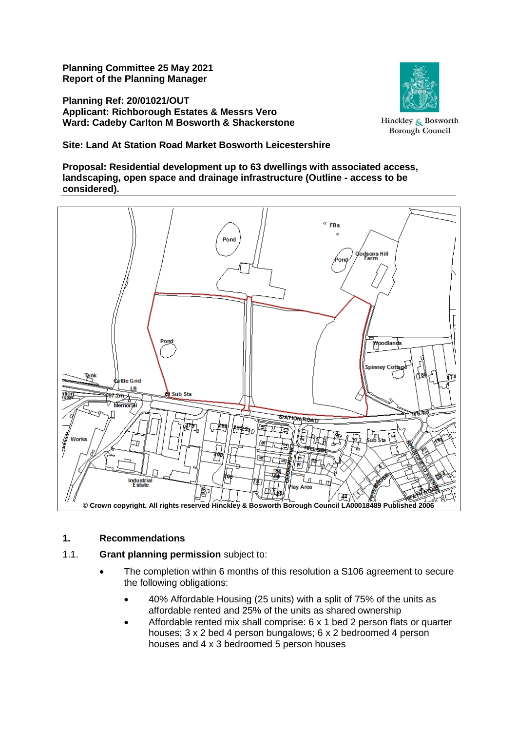**Planning Committee 25 May 2021**
**Report of the Planning Manager**

**Planning Ref: 20/01021/OUT**
**Applicant: Richborough Estates & Messrs Vero**
**Ward: Cadeby Carlton M Bosworth & Shackerstone**

Hinckley & Bosworth Borough Council

**Site: Land At Station Road Market Bosworth Leicestershire**

**Proposal: Residential development up to 63 dwellings with associated access, landscaping, open space and drainage infrastructure (Outline - access to be considered).**

© Crown copyright. All rights reserved Hinckley & Bosworth Borough Council LA00018489 Published 2006

## 1. Recommendations

1.1. **Grant planning permission** subject to:

- The completion within 6 months of this resolution a S106 agreement to secure the following obligations:
    - 40% Affordable Housing (25 units) with a split of 75% of the units as affordable rented and 25% of the units as shared ownership
    - Affordable rented mix shall comprise: 6 x 1 bed 2 person flats or quarter houses; 3 x 2 bed 4 person bungalows; 6 x 2 bedroomed 4 person houses and 4 x 3 bedroomed 5 person houses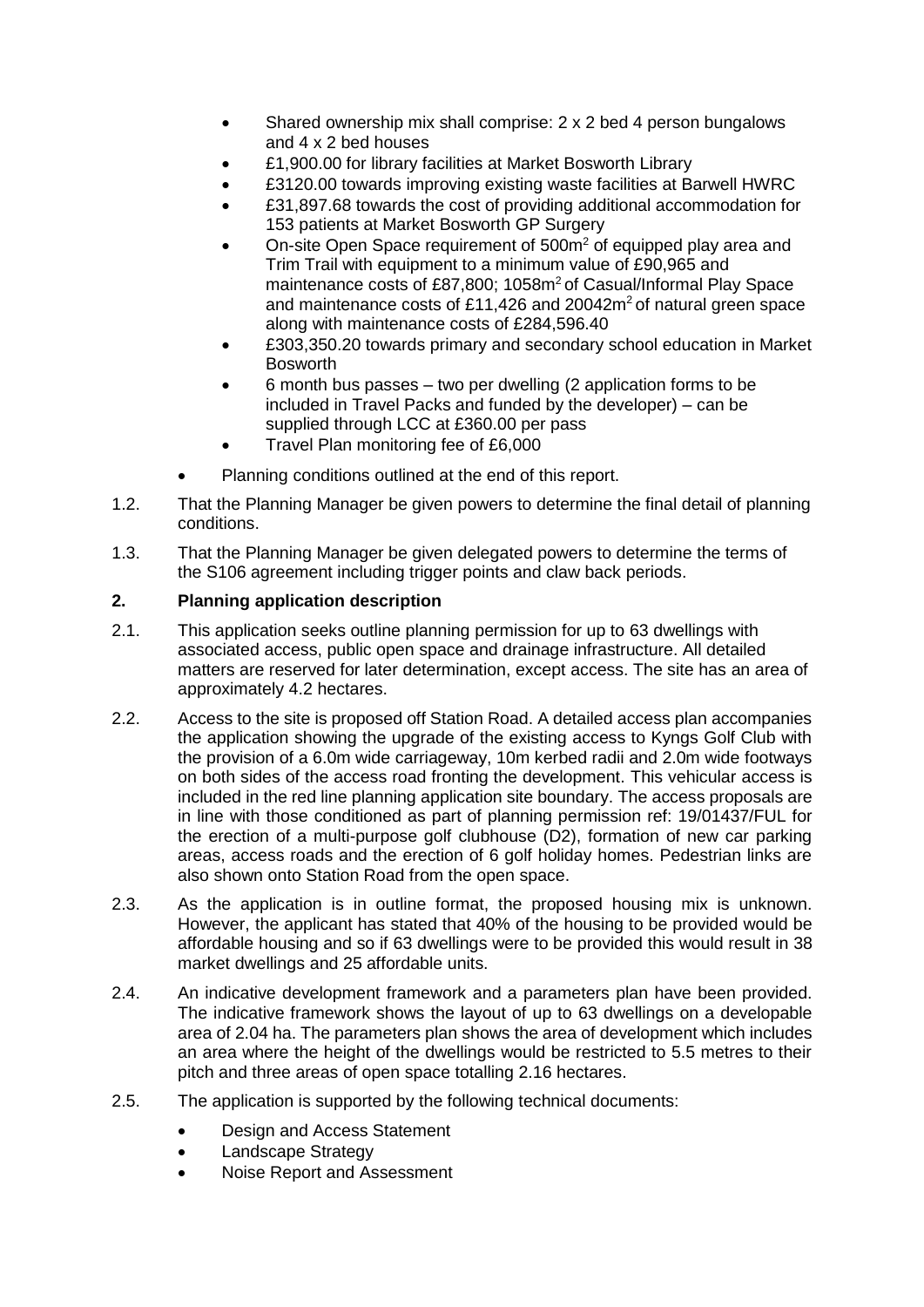- Shared ownership mix shall comprise: 2 x 2 bed 4 person bungalows and 4 x 2 bed houses
  - £1,900.00 for library facilities at Market Bosworth Library
  - £3120.00 towards improving existing waste facilities at Barwell HWRC
  - £31,897.68 towards the cost of providing additional accommodation for 153 patients at Market Bosworth GP Surgery
  - On-site Open Space requirement of 500m$^2$ of equipped play area and Trim Trail with equipment to a minimum value of £90,965 and maintenance costs of £87,800; 1058m$^2$ of Casual/Informal Play Space and maintenance costs of £11,426 and 20042m$^2$ of natural green space along with maintenance costs of £284,596.40
  - £303,350.20 towards primary and secondary school education in Market Bosworth
  - 6 month bus passes – two per dwelling (2 application forms to be included in Travel Packs and funded by the developer) – can be supplied through LCC at £360.00 per pass
  - Travel Plan monitoring fee of £6,000
- Planning conditions outlined at the end of this report.

1.2. That the Planning Manager be given powers to determine the final detail of planning conditions.

1.3. That the Planning Manager be given delegated powers to determine the terms of the S106 agreement including trigger points and claw back periods.

## 2. Planning application description

2.1. This application seeks outline planning permission for up to 63 dwellings with associated access, public open space and drainage infrastructure. All detailed matters are reserved for later determination, except access. The site has an area of approximately 4.2 hectares.

2.2. Access to the site is proposed off Station Road. A detailed access plan accompanies the application showing the upgrade of the existing access to Kyngs Golf Club with the provision of a 6.0m wide carriageway, 10m kerbed radii and 2.0m wide footways on both sides of the access road fronting the development. This vehicular access is included in the red line planning application site boundary. The access proposals are in line with those conditioned as part of planning permission ref: 19/01437/FUL for the erection of a multi-purpose golf clubhouse (D2), formation of new car parking areas, access roads and the erection of 6 golf holiday homes. Pedestrian links are also shown onto Station Road from the open space.

2.3. As the application is in outline format, the proposed housing mix is unknown. However, the applicant has stated that 40% of the housing to be provided would be affordable housing and so if 63 dwellings were to be provided this would result in 38 market dwellings and 25 affordable units.

2.4. An indicative development framework and a parameters plan have been provided. The indicative framework shows the layout of up to 63 dwellings on a developable area of 2.04 ha. The parameters plan shows the area of development which includes an area where the height of the dwellings would be restricted to 5.5 metres to their pitch and three areas of open space totalling 2.16 hectares.

2.5. The application is supported by the following technical documents:

- Design and Access Statement
- Landscape Strategy
- Noise Report and Assessment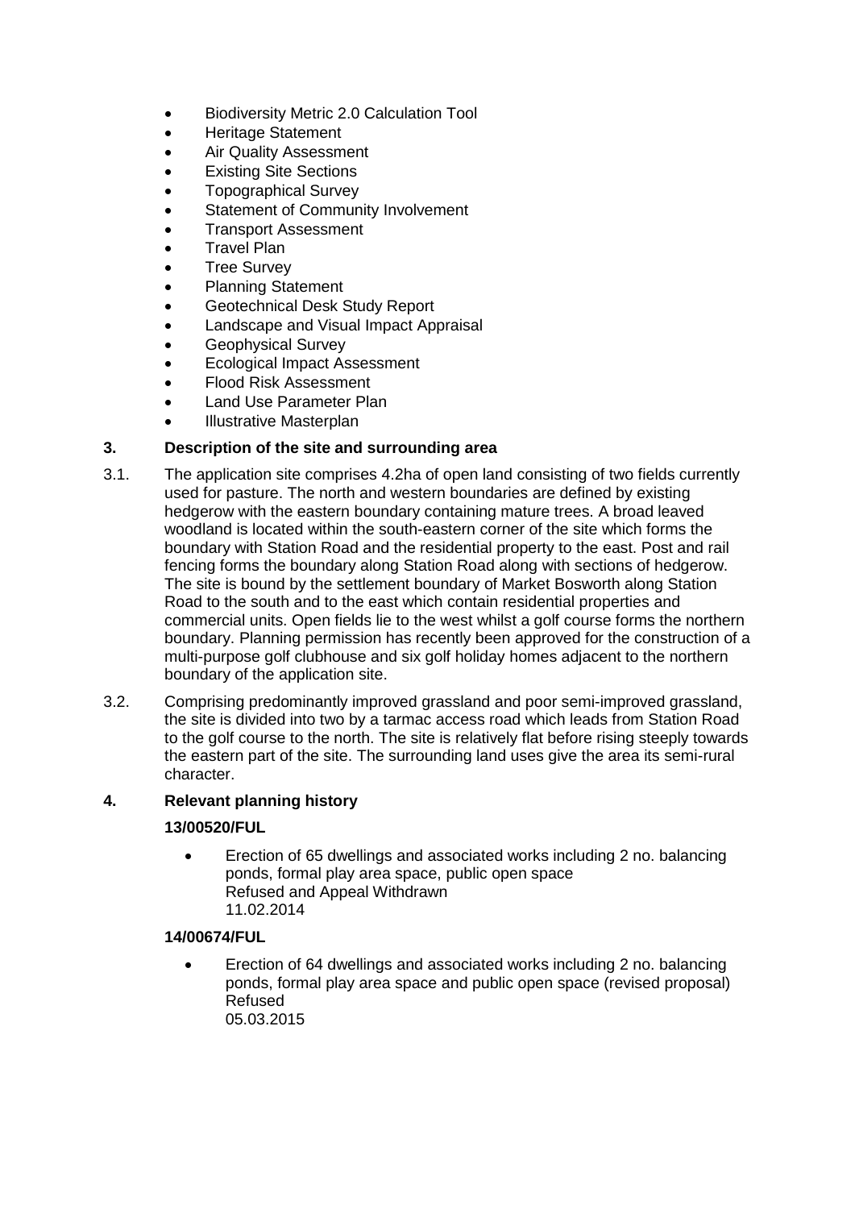- Biodiversity Metric 2.0 Calculation Tool
- Heritage Statement
- Air Quality Assessment
- Existing Site Sections
- Topographical Survey
- Statement of Community Involvement
- Transport Assessment
- Travel Plan
- Tree Survey
- Planning Statement
- Geotechnical Desk Study Report
- Landscape and Visual Impact Appraisal
- Geophysical Survey
- Ecological Impact Assessment
- Flood Risk Assessment
- Land Use Parameter Plan
- Illustrative Masterplan

## 3. Description of the site and surrounding area

3.1. The application site comprises 4.2ha of open land consisting of two fields currently used for pasture. The north and western boundaries are defined by existing hedgerow with the eastern boundary containing mature trees. A broad leaved woodland is located within the south-eastern corner of the site which forms the boundary with Station Road and the residential property to the east. Post and rail fencing forms the boundary along Station Road along with sections of hedgerow. The site is bound by the settlement boundary of Market Bosworth along Station Road to the south and to the east which contain residential properties and commercial units. Open fields lie to the west whilst a golf course forms the northern boundary. Planning permission has recently been approved for the construction of a multi-purpose golf clubhouse and six golf holiday homes adjacent to the northern boundary of the application site.

3.2. Comprising predominantly improved grassland and poor semi-improved grassland, the site is divided into two by a tarmac access road which leads from Station Road to the golf course to the north. The site is relatively flat before rising steeply towards the eastern part of the site. The surrounding land uses give the area its semi-rural character.

## 4. Relevant planning history

**13/00520/FUL**

- Erection of 65 dwellings and associated works including 2 no. balancing ponds, formal play area space, public open space
  Refused and Appeal Withdrawn
  11.02.2014

**14/00674/FUL**

- Erection of 64 dwellings and associated works including 2 no. balancing ponds, formal play area space and public open space (revised proposal)
  Refused
  05.03.2015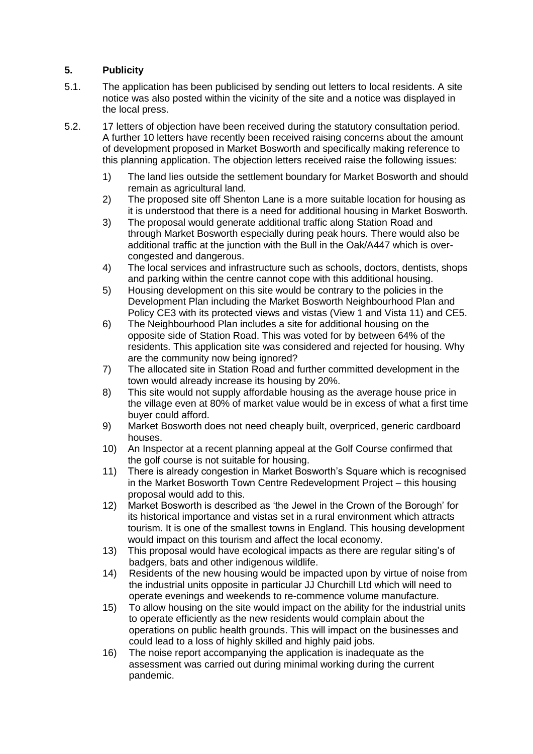## 5. Publicity

5.1. The application has been publicised by sending out letters to local residents. A site notice was also posted within the vicinity of the site and a notice was displayed in the local press.

5.2. 17 letters of objection have been received during the statutory consultation period. A further 10 letters have recently been received raising concerns about the amount of development proposed in Market Bosworth and specifically making reference to this planning application. The objection letters received raise the following issues:

1) The land lies outside the settlement boundary for Market Bosworth and should remain as agricultural land.
2) The proposed site off Shenton Lane is a more suitable location for housing as it is understood that there is a need for additional housing in Market Bosworth.
3) The proposal would generate additional traffic along Station Road and through Market Bosworth especially during peak hours. There would also be additional traffic at the junction with the Bull in the Oak/A447 which is over-congested and dangerous.
4) The local services and infrastructure such as schools, doctors, dentists, shops and parking within the centre cannot cope with this additional housing.
5) Housing development on this site would be contrary to the policies in the Development Plan including the Market Bosworth Neighbourhood Plan and Policy CE3 with its protected views and vistas (View 1 and Vista 11) and CE5.
6) The Neighbourhood Plan includes a site for additional housing on the opposite side of Station Road. This was voted for by between 64% of the residents. This application site was considered and rejected for housing. Why are the community now being ignored?
7) The allocated site in Station Road and further committed development in the town would already increase its housing by 20%.
8) This site would not supply affordable housing as the average house price in the village even at 80% of market value would be in excess of what a first time buyer could afford.
9) Market Bosworth does not need cheaply built, overpriced, generic cardboard houses.
10) An Inspector at a recent planning appeal at the Golf Course confirmed that the golf course is not suitable for housing.
11) There is already congestion in Market Bosworth's Square which is recognised in the Market Bosworth Town Centre Redevelopment Project – this housing proposal would add to this.
12) Market Bosworth is described as 'the Jewel in the Crown of the Borough' for its historical importance and vistas set in a rural environment which attracts tourism. It is one of the smallest towns in England. This housing development would impact on this tourism and affect the local economy.
13) This proposal would have ecological impacts as there are regular siting's of badgers, bats and other indigenous wildlife.
14) Residents of the new housing would be impacted upon by virtue of noise from the industrial units opposite in particular JJ Churchill Ltd which will need to operate evenings and weekends to re-commence volume manufacture.
15) To allow housing on the site would impact on the ability for the industrial units to operate efficiently as the new residents would complain about the operations on public health grounds. This will impact on the businesses and could lead to a loss of highly skilled and highly paid jobs.
16) The noise report accompanying the application is inadequate as the assessment was carried out during minimal working during the current pandemic.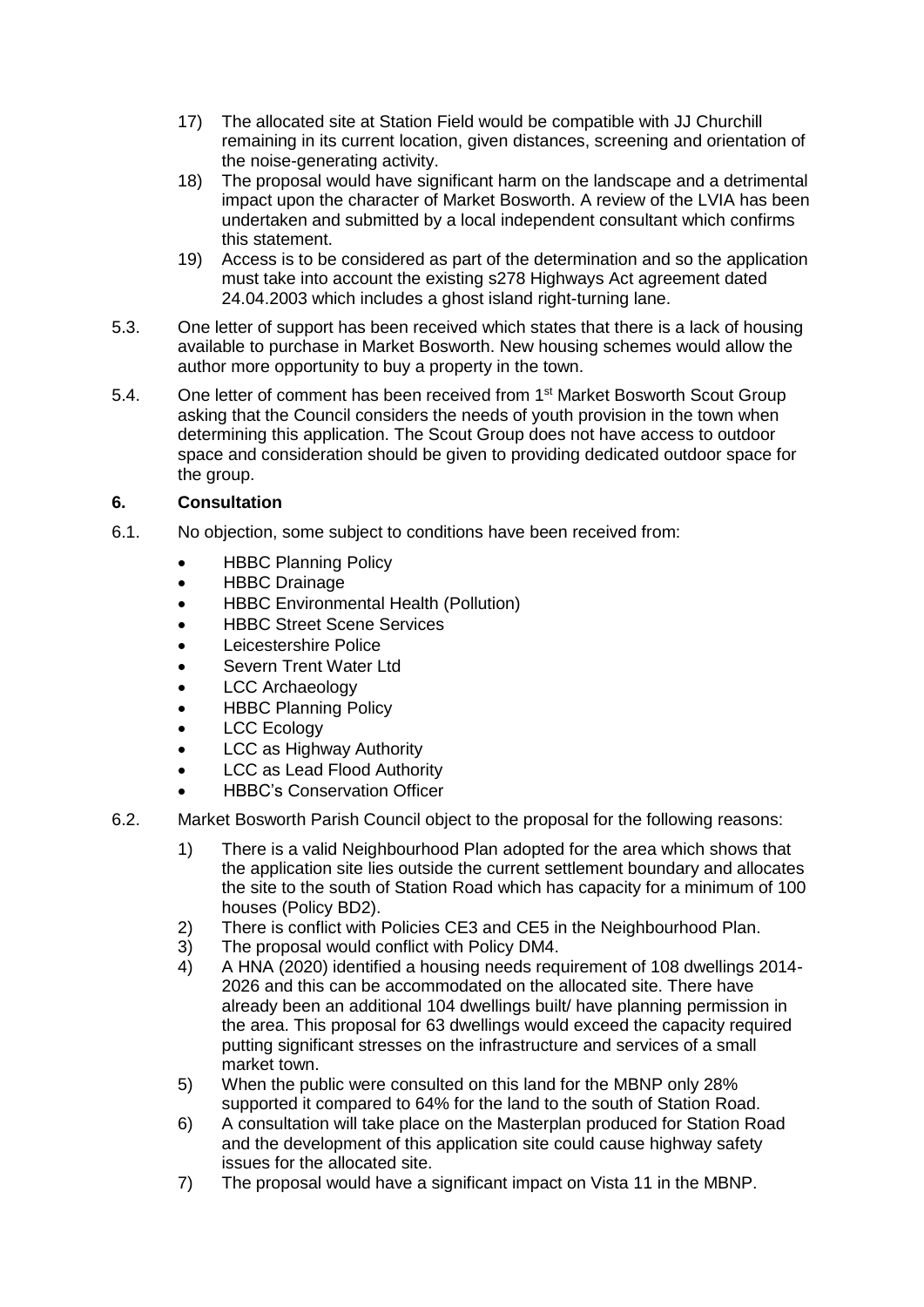17) The allocated site at Station Field would be compatible with JJ Churchill remaining in its current location, given distances, screening and orientation of the noise-generating activity.
18) The proposal would have significant harm on the landscape and a detrimental impact upon the character of Market Bosworth. A review of the LVIA has been undertaken and submitted by a local independent consultant which confirms this statement.
19) Access is to be considered as part of the determination and so the application must take into account the existing s278 Highways Act agreement dated 24.04.2003 which includes a ghost island right-turning lane.

5.3. One letter of support has been received which states that there is a lack of housing available to purchase in Market Bosworth. New housing schemes would allow the author more opportunity to buy a property in the town.

5.4. One letter of comment has been received from 1st Market Bosworth Scout Group asking that the Council considers the needs of youth provision in the town when determining this application. The Scout Group does not have access to outdoor space and consideration should be given to providing dedicated outdoor space for the group.

## 6. Consultation

6.1. No objection, some subject to conditions have been received from:

- HBBC Planning Policy
- HBBC Drainage
- HBBC Environmental Health (Pollution)
- HBBC Street Scene Services
- Leicestershire Police
- Severn Trent Water Ltd
- LCC Archaeology
- HBBC Planning Policy
- LCC Ecology
- LCC as Highway Authority
- LCC as Lead Flood Authority
- HBBC's Conservation Officer

6.2. Market Bosworth Parish Council object to the proposal for the following reasons:

1) There is a valid Neighbourhood Plan adopted for the area which shows that the application site lies outside the current settlement boundary and allocates the site to the south of Station Road which has capacity for a minimum of 100 houses (Policy BD2).
2) There is conflict with Policies CE3 and CE5 in the Neighbourhood Plan.
3) The proposal would conflict with Policy DM4.
4) A HNA (2020) identified a housing needs requirement of 108 dwellings 2014-2026 and this can be accommodated on the allocated site. There have already been an additional 104 dwellings built/ have planning permission in the area. This proposal for 63 dwellings would exceed the capacity required putting significant stresses on the infrastructure and services of a small market town.
5) When the public were consulted on this land for the MBNP only 28% supported it compared to 64% for the land to the south of Station Road.
6) A consultation will take place on the Masterplan produced for Station Road and the development of this application site could cause highway safety issues for the allocated site.
7) The proposal would have a significant impact on Vista 11 in the MBNP.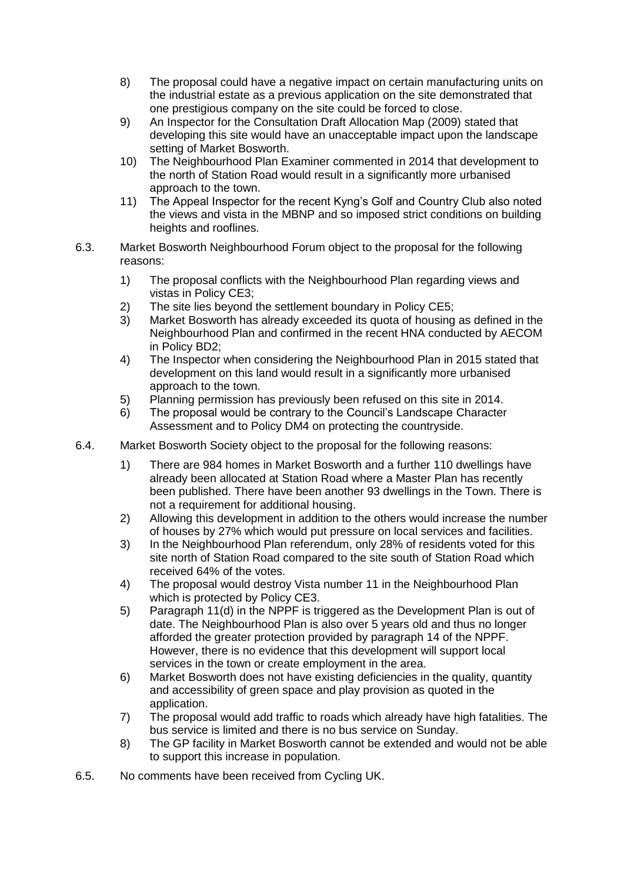8) The proposal could have a negative impact on certain manufacturing units on the industrial estate as a previous application on the site demonstrated that one prestigious company on the site could be forced to close.
9) An Inspector for the Consultation Draft Allocation Map (2009) stated that developing this site would have an unacceptable impact upon the landscape setting of Market Bosworth.
10) The Neighbourhood Plan Examiner commented in 2014 that development to the north of Station Road would result in a significantly more urbanised approach to the town.
11) The Appeal Inspector for the recent Kyng's Golf and Country Club also noted the views and vista in the MBNP and so imposed strict conditions on building heights and rooflines.

6.3. Market Bosworth Neighbourhood Forum object to the proposal for the following reasons:

1) The proposal conflicts with the Neighbourhood Plan regarding views and vistas in Policy CE3;
2) The site lies beyond the settlement boundary in Policy CE5;
3) Market Bosworth has already exceeded its quota of housing as defined in the Neighbourhood Plan and confirmed in the recent HNA conducted by AECOM in Policy BD2;
4) The Inspector when considering the Neighbourhood Plan in 2015 stated that development on this land would result in a significantly more urbanised approach to the town.
5) Planning permission has previously been refused on this site in 2014.
6) The proposal would be contrary to the Council's Landscape Character Assessment and to Policy DM4 on protecting the countryside.

6.4. Market Bosworth Society object to the proposal for the following reasons:

1) There are 984 homes in Market Bosworth and a further 110 dwellings have already been allocated at Station Road where a Master Plan has recently been published. There have been another 93 dwellings in the Town. There is not a requirement for additional housing.
2) Allowing this development in addition to the others would increase the number of houses by 27% which would put pressure on local services and facilities.
3) In the Neighbourhood Plan referendum, only 28% of residents voted for this site north of Station Road compared to the site south of Station Road which received 64% of the votes.
4) The proposal would destroy Vista number 11 in the Neighbourhood Plan which is protected by Policy CE3.
5) Paragraph 11(d) in the NPPF is triggered as the Development Plan is out of date. The Neighbourhood Plan is also over 5 years old and thus no longer afforded the greater protection provided by paragraph 14 of the NPPF. However, there is no evidence that this development will support local services in the town or create employment in the area.
6) Market Bosworth does not have existing deficiencies in the quality, quantity and accessibility of green space and play provision as quoted in the application.
7) The proposal would add traffic to roads which already have high fatalities. The bus service is limited and there is no bus service on Sunday.
8) The GP facility in Market Bosworth cannot be extended and would not be able to support this increase in population.

6.5. No comments have been received from Cycling UK.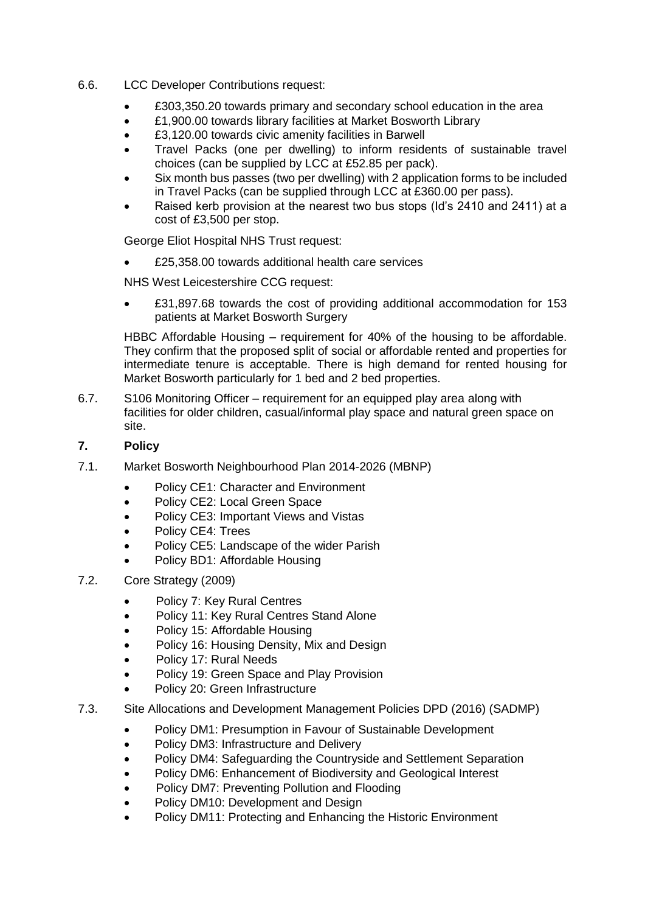6.6. LCC Developer Contributions request:

- £303,350.20 towards primary and secondary school education in the area
- £1,900.00 towards library facilities at Market Bosworth Library
- £3,120.00 towards civic amenity facilities in Barwell
- Travel Packs (one per dwelling) to inform residents of sustainable travel choices (can be supplied by LCC at £52.85 per pack).
- Six month bus passes (two per dwelling) with 2 application forms to be included in Travel Packs (can be supplied through LCC at £360.00 per pass).
- Raised kerb provision at the nearest two bus stops (Id's 2410 and 2411) at a cost of £3,500 per stop.

George Eliot Hospital NHS Trust request:

- £25,358.00 towards additional health care services

NHS West Leicestershire CCG request:

- £31,897.68 towards the cost of providing additional accommodation for 153 patients at Market Bosworth Surgery

HBBC Affordable Housing – requirement for 40% of the housing to be affordable. They confirm that the proposed split of social or affordable rented and properties for intermediate tenure is acceptable. There is high demand for rented housing for Market Bosworth particularly for 1 bed and 2 bed properties.

6.7. S106 Monitoring Officer – requirement for an equipped play area along with facilities for older children, casual/informal play space and natural green space on site.

## 7. Policy

7.1. Market Bosworth Neighbourhood Plan 2014-2026 (MBNP)

- Policy CE1: Character and Environment
- Policy CE2: Local Green Space
- Policy CE3: Important Views and Vistas
- Policy CE4: Trees
- Policy CE5: Landscape of the wider Parish
- Policy BD1: Affordable Housing

7.2. Core Strategy (2009)

- Policy 7: Key Rural Centres
- Policy 11: Key Rural Centres Stand Alone
- Policy 15: Affordable Housing
- Policy 16: Housing Density, Mix and Design
- Policy 17: Rural Needs
- Policy 19: Green Space and Play Provision
- Policy 20: Green Infrastructure

7.3. Site Allocations and Development Management Policies DPD (2016) (SADMP)

- Policy DM1: Presumption in Favour of Sustainable Development
- Policy DM3: Infrastructure and Delivery
- Policy DM4: Safeguarding the Countryside and Settlement Separation
- Policy DM6: Enhancement of Biodiversity and Geological Interest
- Policy DM7: Preventing Pollution and Flooding
- Policy DM10: Development and Design
- Policy DM11: Protecting and Enhancing the Historic Environment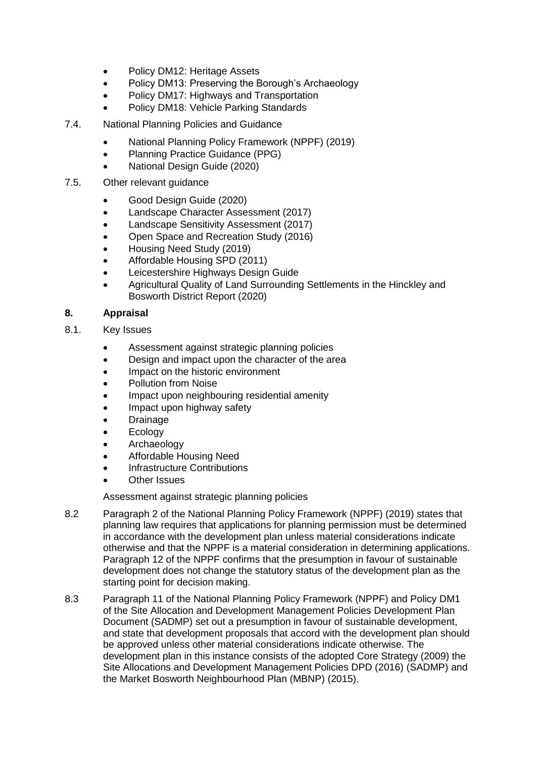- Policy DM12: Heritage Assets
- Policy DM13: Preserving the Borough's Archaeology
- Policy DM17: Highways and Transportation
- Policy DM18: Vehicle Parking Standards

7.4. National Planning Policies and Guidance

- National Planning Policy Framework (NPPF) (2019)
- Planning Practice Guidance (PPG)
- National Design Guide (2020)

7.5. Other relevant guidance

- Good Design Guide (2020)
- Landscape Character Assessment (2017)
- Landscape Sensitivity Assessment (2017)
- Open Space and Recreation Study (2016)
- Housing Need Study (2019)
- Affordable Housing SPD (2011)
- Leicestershire Highways Design Guide
- Agricultural Quality of Land Surrounding Settlements in the Hinckley and Bosworth District Report (2020)

## 8. Appraisal

8.1. Key Issues

- Assessment against strategic planning policies
- Design and impact upon the character of the area
- Impact on the historic environment
- Pollution from Noise
- Impact upon neighbouring residential amenity
- Impact upon highway safety
- Drainage
- Ecology
- Archaeology
- Affordable Housing Need
- Infrastructure Contributions
- Other Issues

Assessment against strategic planning policies

8.2 Paragraph 2 of the National Planning Policy Framework (NPPF) (2019) states that planning law requires that applications for planning permission must be determined in accordance with the development plan unless material considerations indicate otherwise and that the NPPF is a material consideration in determining applications. Paragraph 12 of the NPPF confirms that the presumption in favour of sustainable development does not change the statutory status of the development plan as the starting point for decision making.

8.3 Paragraph 11 of the National Planning Policy Framework (NPPF) and Policy DM1 of the Site Allocation and Development Management Policies Development Plan Document (SADMP) set out a presumption in favour of sustainable development, and state that development proposals that accord with the development plan should be approved unless other material considerations indicate otherwise. The development plan in this instance consists of the adopted Core Strategy (2009) the Site Allocations and Development Management Policies DPD (2016) (SADMP) and the Market Bosworth Neighbourhood Plan (MBNP) (2015).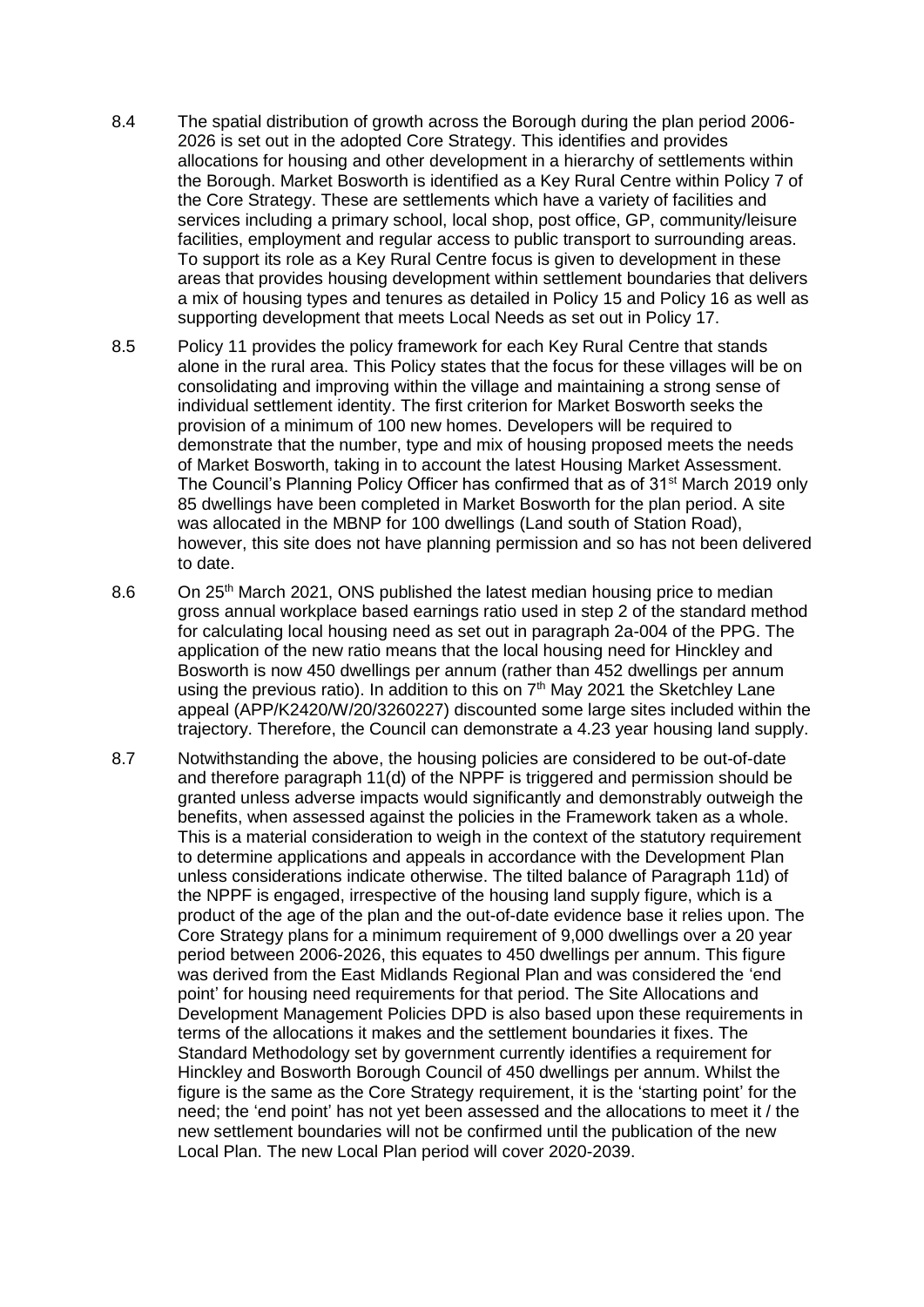8.4 The spatial distribution of growth across the Borough during the plan period 2006-2026 is set out in the adopted Core Strategy. This identifies and provides allocations for housing and other development in a hierarchy of settlements within the Borough. Market Bosworth is identified as a Key Rural Centre within Policy 7 of the Core Strategy. These are settlements which have a variety of facilities and services including a primary school, local shop, post office, GP, community/leisure facilities, employment and regular access to public transport to surrounding areas. To support its role as a Key Rural Centre focus is given to development in these areas that provides housing development within settlement boundaries that delivers a mix of housing types and tenures as detailed in Policy 15 and Policy 16 as well as supporting development that meets Local Needs as set out in Policy 17.

8.5 Policy 11 provides the policy framework for each Key Rural Centre that stands alone in the rural area. This Policy states that the focus for these villages will be on consolidating and improving within the village and maintaining a strong sense of individual settlement identity. The first criterion for Market Bosworth seeks the provision of a minimum of 100 new homes. Developers will be required to demonstrate that the number, type and mix of housing proposed meets the needs of Market Bosworth, taking in to account the latest Housing Market Assessment. The Council's Planning Policy Officer has confirmed that as of 31st March 2019 only 85 dwellings have been completed in Market Bosworth for the plan period. A site was allocated in the MBNP for 100 dwellings (Land south of Station Road), however, this site does not have planning permission and so has not been delivered to date.

8.6 On 25th March 2021, ONS published the latest median housing price to median gross annual workplace based earnings ratio used in step 2 of the standard method for calculating local housing need as set out in paragraph 2a-004 of the PPG. The application of the new ratio means that the local housing need for Hinckley and Bosworth is now 450 dwellings per annum (rather than 452 dwellings per annum using the previous ratio). In addition to this on 7th May 2021 the Sketchley Lane appeal (APP/K2420/W/20/3260227) discounted some large sites included within the trajectory. Therefore, the Council can demonstrate a 4.23 year housing land supply.

8.7 Notwithstanding the above, the housing policies are considered to be out-of-date and therefore paragraph 11(d) of the NPPF is triggered and permission should be granted unless adverse impacts would significantly and demonstrably outweigh the benefits, when assessed against the policies in the Framework taken as a whole. This is a material consideration to weigh in the context of the statutory requirement to determine applications and appeals in accordance with the Development Plan unless considerations indicate otherwise. The tilted balance of Paragraph 11d) of the NPPF is engaged, irrespective of the housing land supply figure, which is a product of the age of the plan and the out-of-date evidence base it relies upon. The Core Strategy plans for a minimum requirement of 9,000 dwellings over a 20 year period between 2006-2026, this equates to 450 dwellings per annum. This figure was derived from the East Midlands Regional Plan and was considered the 'end point' for housing need requirements for that period. The Site Allocations and Development Management Policies DPD is also based upon these requirements in terms of the allocations it makes and the settlement boundaries it fixes. The Standard Methodology set by government currently identifies a requirement for Hinckley and Bosworth Borough Council of 450 dwellings per annum. Whilst the figure is the same as the Core Strategy requirement, it is the 'starting point' for the need; the 'end point' has not yet been assessed and the allocations to meet it / the new settlement boundaries will not be confirmed until the publication of the new Local Plan. The new Local Plan period will cover 2020-2039.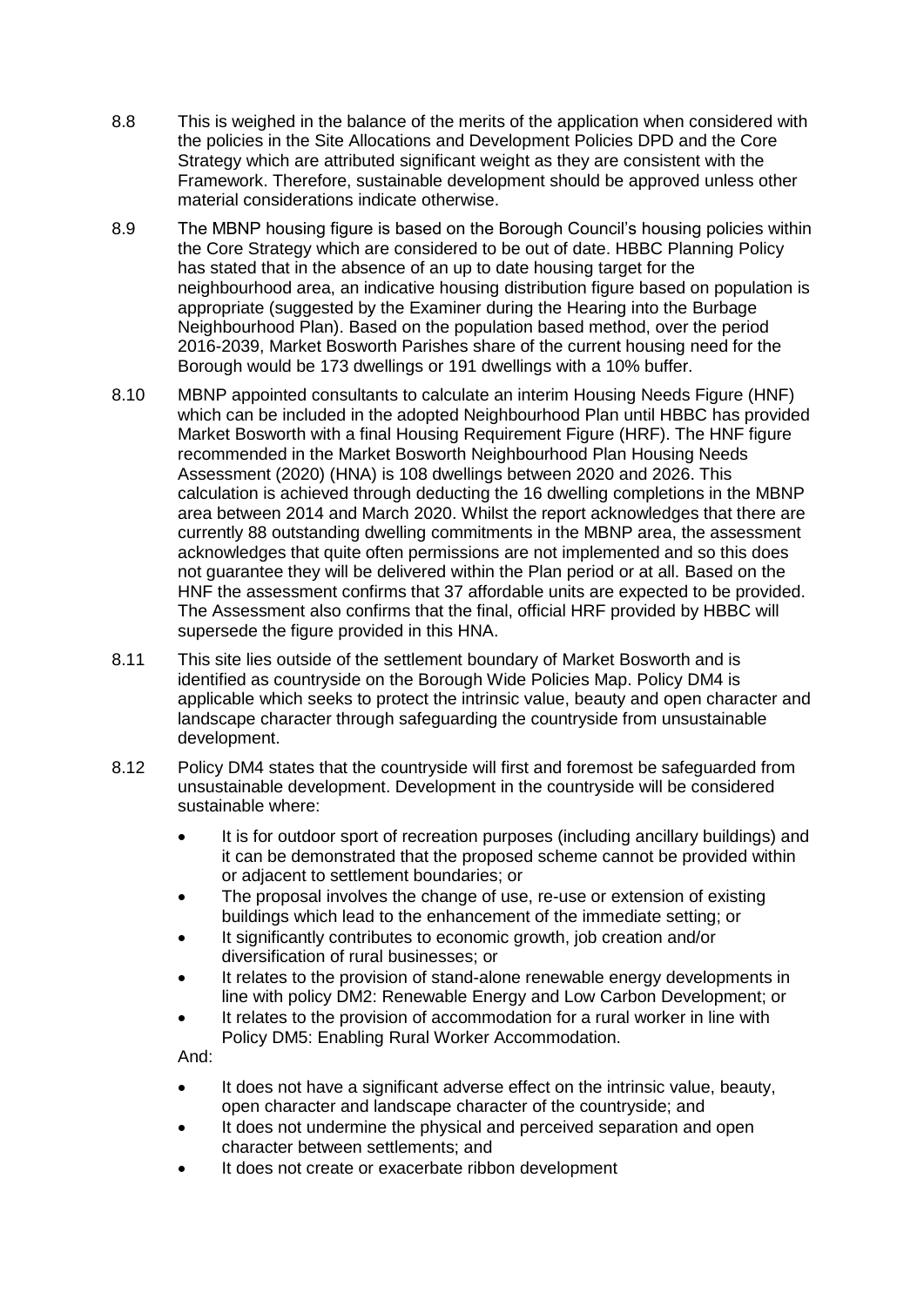8.8 This is weighed in the balance of the merits of the application when considered with the policies in the Site Allocations and Development Policies DPD and the Core Strategy which are attributed significant weight as they are consistent with the Framework. Therefore, sustainable development should be approved unless other material considerations indicate otherwise.

8.9 The MBNP housing figure is based on the Borough Council's housing policies within the Core Strategy which are considered to be out of date. HBBC Planning Policy has stated that in the absence of an up to date housing target for the neighbourhood area, an indicative housing distribution figure based on population is appropriate (suggested by the Examiner during the Hearing into the Burbage Neighbourhood Plan). Based on the population based method, over the period 2016-2039, Market Bosworth Parishes share of the current housing need for the Borough would be 173 dwellings or 191 dwellings with a 10% buffer.

8.10 MBNP appointed consultants to calculate an interim Housing Needs Figure (HNF) which can be included in the adopted Neighbourhood Plan until HBBC has provided Market Bosworth with a final Housing Requirement Figure (HRF). The HNF figure recommended in the Market Bosworth Neighbourhood Plan Housing Needs Assessment (2020) (HNA) is 108 dwellings between 2020 and 2026. This calculation is achieved through deducting the 16 dwelling completions in the MBNP area between 2014 and March 2020. Whilst the report acknowledges that there are currently 88 outstanding dwelling commitments in the MBNP area, the assessment acknowledges that quite often permissions are not implemented and so this does not guarantee they will be delivered within the Plan period or at all. Based on the HNF the assessment confirms that 37 affordable units are expected to be provided. The Assessment also confirms that the final, official HRF provided by HBBC will supersede the figure provided in this HNA.

8.11 This site lies outside of the settlement boundary of Market Bosworth and is identified as countryside on the Borough Wide Policies Map. Policy DM4 is applicable which seeks to protect the intrinsic value, beauty and open character and landscape character through safeguarding the countryside from unsustainable development.

8.12 Policy DM4 states that the countryside will first and foremost be safeguarded from unsustainable development. Development in the countryside will be considered sustainable where:

- It is for outdoor sport of recreation purposes (including ancillary buildings) and it can be demonstrated that the proposed scheme cannot be provided within or adjacent to settlement boundaries; or
- The proposal involves the change of use, re-use or extension of existing buildings which lead to the enhancement of the immediate setting; or
- It significantly contributes to economic growth, job creation and/or diversification of rural businesses; or
- It relates to the provision of stand-alone renewable energy developments in line with policy DM2: Renewable Energy and Low Carbon Development; or
- It relates to the provision of accommodation for a rural worker in line with Policy DM5: Enabling Rural Worker Accommodation.

And:

- It does not have a significant adverse effect on the intrinsic value, beauty, open character and landscape character of the countryside; and
- It does not undermine the physical and perceived separation and open character between settlements; and
- It does not create or exacerbate ribbon development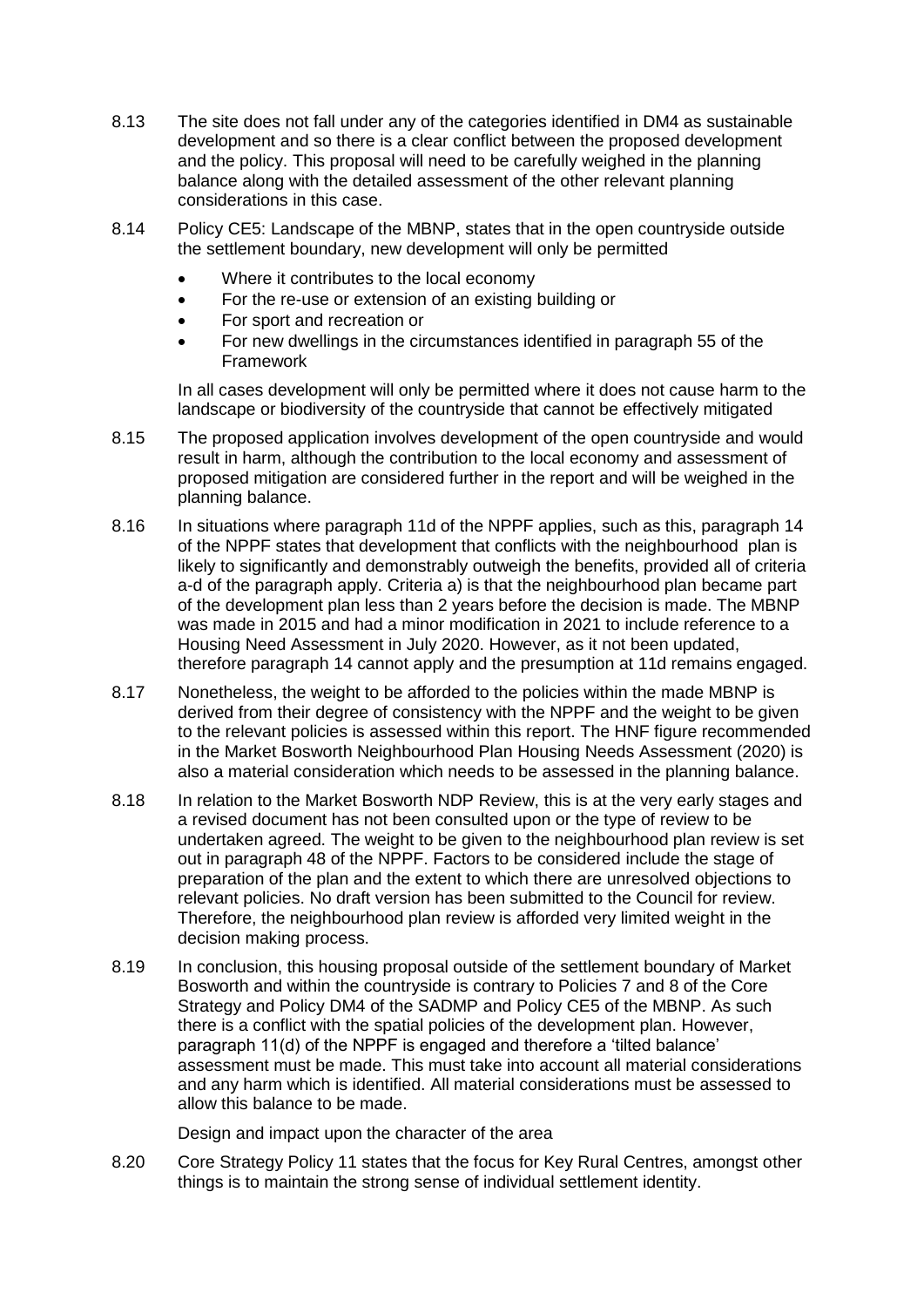8.13 The site does not fall under any of the categories identified in DM4 as sustainable development and so there is a clear conflict between the proposed development and the policy. This proposal will need to be carefully weighed in the planning balance along with the detailed assessment of the other relevant planning considerations in this case.

8.14 Policy CE5: Landscape of the MBNP, states that in the open countryside outside the settlement boundary, new development will only be permitted

- Where it contributes to the local economy
- For the re-use or extension of an existing building or
- For sport and recreation or
- For new dwellings in the circumstances identified in paragraph 55 of the Framework

In all cases development will only be permitted where it does not cause harm to the landscape or biodiversity of the countryside that cannot be effectively mitigated

8.15 The proposed application involves development of the open countryside and would result in harm, although the contribution to the local economy and assessment of proposed mitigation are considered further in the report and will be weighed in the planning balance.

8.16 In situations where paragraph 11d of the NPPF applies, such as this, paragraph 14 of the NPPF states that development that conflicts with the neighbourhood plan is likely to significantly and demonstrably outweigh the benefits, provided all of criteria a-d of the paragraph apply. Criteria a) is that the neighbourhood plan became part of the development plan less than 2 years before the decision is made. The MBNP was made in 2015 and had a minor modification in 2021 to include reference to a Housing Need Assessment in July 2020. However, as it not been updated, therefore paragraph 14 cannot apply and the presumption at 11d remains engaged.

8.17 Nonetheless, the weight to be afforded to the policies within the made MBNP is derived from their degree of consistency with the NPPF and the weight to be given to the relevant policies is assessed within this report. The HNF figure recommended in the Market Bosworth Neighbourhood Plan Housing Needs Assessment (2020) is also a material consideration which needs to be assessed in the planning balance.

8.18 In relation to the Market Bosworth NDP Review, this is at the very early stages and a revised document has not been consulted upon or the type of review to be undertaken agreed. The weight to be given to the neighbourhood plan review is set out in paragraph 48 of the NPPF. Factors to be considered include the stage of preparation of the plan and the extent to which there are unresolved objections to relevant policies. No draft version has been submitted to the Council for review. Therefore, the neighbourhood plan review is afforded very limited weight in the decision making process.

8.19 In conclusion, this housing proposal outside of the settlement boundary of Market Bosworth and within the countryside is contrary to Policies 7 and 8 of the Core Strategy and Policy DM4 of the SADMP and Policy CE5 of the MBNP. As such there is a conflict with the spatial policies of the development plan. However, paragraph 11(d) of the NPPF is engaged and therefore a 'tilted balance' assessment must be made. This must take into account all material considerations and any harm which is identified. All material considerations must be assessed to allow this balance to be made.

Design and impact upon the character of the area

8.20 Core Strategy Policy 11 states that the focus for Key Rural Centres, amongst other things is to maintain the strong sense of individual settlement identity.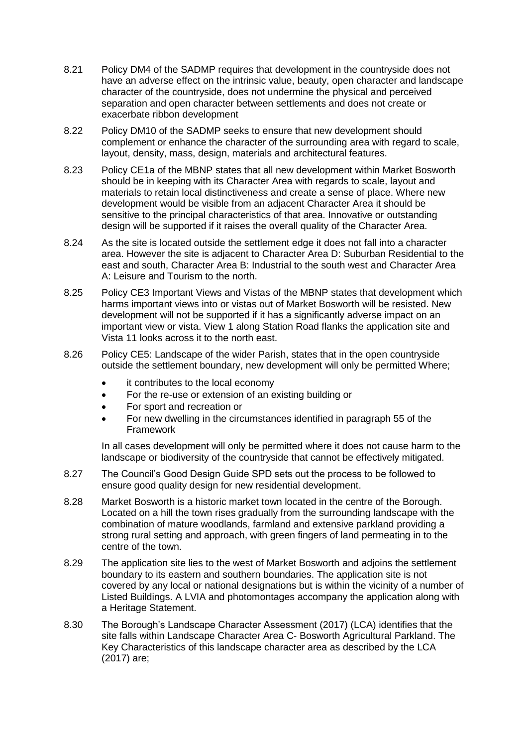8.21 Policy DM4 of the SADMP requires that development in the countryside does not have an adverse effect on the intrinsic value, beauty, open character and landscape character of the countryside, does not undermine the physical and perceived separation and open character between settlements and does not create or exacerbate ribbon development

8.22 Policy DM10 of the SADMP seeks to ensure that new development should complement or enhance the character of the surrounding area with regard to scale, layout, density, mass, design, materials and architectural features.

8.23 Policy CE1a of the MBNP states that all new development within Market Bosworth should be in keeping with its Character Area with regards to scale, layout and materials to retain local distinctiveness and create a sense of place. Where new development would be visible from an adjacent Character Area it should be sensitive to the principal characteristics of that area. Innovative or outstanding design will be supported if it raises the overall quality of the Character Area.

8.24 As the site is located outside the settlement edge it does not fall into a character area. However the site is adjacent to Character Area D: Suburban Residential to the east and south, Character Area B: Industrial to the south west and Character Area A: Leisure and Tourism to the north.

8.25 Policy CE3 Important Views and Vistas of the MBNP states that development which harms important views into or vistas out of Market Bosworth will be resisted. New development will not be supported if it has a significantly adverse impact on an important view or vista. View 1 along Station Road flanks the application site and Vista 11 looks across it to the north east.

8.26 Policy CE5: Landscape of the wider Parish, states that in the open countryside outside the settlement boundary, new development will only be permitted Where;

- it contributes to the local economy
- For the re-use or extension of an existing building or
- For sport and recreation or
- For new dwelling in the circumstances identified in paragraph 55 of the Framework

In all cases development will only be permitted where it does not cause harm to the landscape or biodiversity of the countryside that cannot be effectively mitigated.

8.27 The Council's Good Design Guide SPD sets out the process to be followed to ensure good quality design for new residential development.

8.28 Market Bosworth is a historic market town located in the centre of the Borough. Located on a hill the town rises gradually from the surrounding landscape with the combination of mature woodlands, farmland and extensive parkland providing a strong rural setting and approach, with green fingers of land permeating in to the centre of the town.

8.29 The application site lies to the west of Market Bosworth and adjoins the settlement boundary to its eastern and southern boundaries. The application site is not covered by any local or national designations but is within the vicinity of a number of Listed Buildings. A LVIA and photomontages accompany the application along with a Heritage Statement.

8.30 The Borough's Landscape Character Assessment (2017) (LCA) identifies that the site falls within Landscape Character Area C- Bosworth Agricultural Parkland. The Key Characteristics of this landscape character area as described by the LCA (2017) are;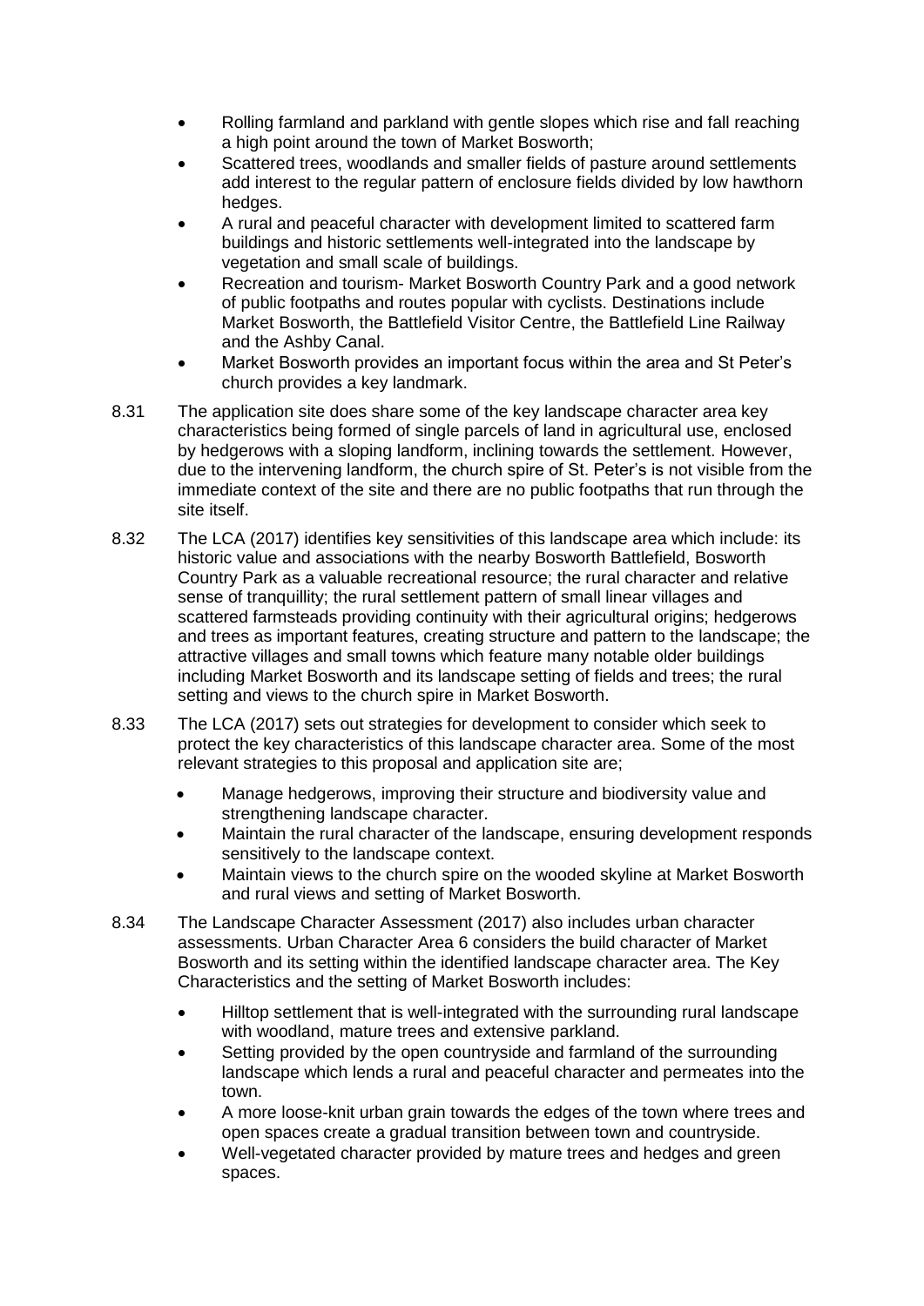- Rolling farmland and parkland with gentle slopes which rise and fall reaching a high point around the town of Market Bosworth;
- Scattered trees, woodlands and smaller fields of pasture around settlements add interest to the regular pattern of enclosure fields divided by low hawthorn hedges.
- A rural and peaceful character with development limited to scattered farm buildings and historic settlements well-integrated into the landscape by vegetation and small scale of buildings.
- Recreation and tourism- Market Bosworth Country Park and a good network of public footpaths and routes popular with cyclists. Destinations include Market Bosworth, the Battlefield Visitor Centre, the Battlefield Line Railway and the Ashby Canal.
- Market Bosworth provides an important focus within the area and St Peter's church provides a key landmark.

8.31 The application site does share some of the key landscape character area key characteristics being formed of single parcels of land in agricultural use, enclosed by hedgerows with a sloping landform, inclining towards the settlement. However, due to the intervening landform, the church spire of St. Peter's is not visible from the immediate context of the site and there are no public footpaths that run through the site itself.

8.32 The LCA (2017) identifies key sensitivities of this landscape area which include: its historic value and associations with the nearby Bosworth Battlefield, Bosworth Country Park as a valuable recreational resource; the rural character and relative sense of tranquillity; the rural settlement pattern of small linear villages and scattered farmsteads providing continuity with their agricultural origins; hedgerows and trees as important features, creating structure and pattern to the landscape; the attractive villages and small towns which feature many notable older buildings including Market Bosworth and its landscape setting of fields and trees; the rural setting and views to the church spire in Market Bosworth.

8.33 The LCA (2017) sets out strategies for development to consider which seek to protect the key characteristics of this landscape character area. Some of the most relevant strategies to this proposal and application site are;

- Manage hedgerows, improving their structure and biodiversity value and strengthening landscape character.
- Maintain the rural character of the landscape, ensuring development responds sensitively to the landscape context.
- Maintain views to the church spire on the wooded skyline at Market Bosworth and rural views and setting of Market Bosworth.

8.34 The Landscape Character Assessment (2017) also includes urban character assessments. Urban Character Area 6 considers the build character of Market Bosworth and its setting within the identified landscape character area. The Key Characteristics and the setting of Market Bosworth includes:

- Hilltop settlement that is well-integrated with the surrounding rural landscape with woodland, mature trees and extensive parkland.
- Setting provided by the open countryside and farmland of the surrounding landscape which lends a rural and peaceful character and permeates into the town.
- A more loose-knit urban grain towards the edges of the town where trees and open spaces create a gradual transition between town and countryside.
- Well-vegetated character provided by mature trees and hedges and green spaces.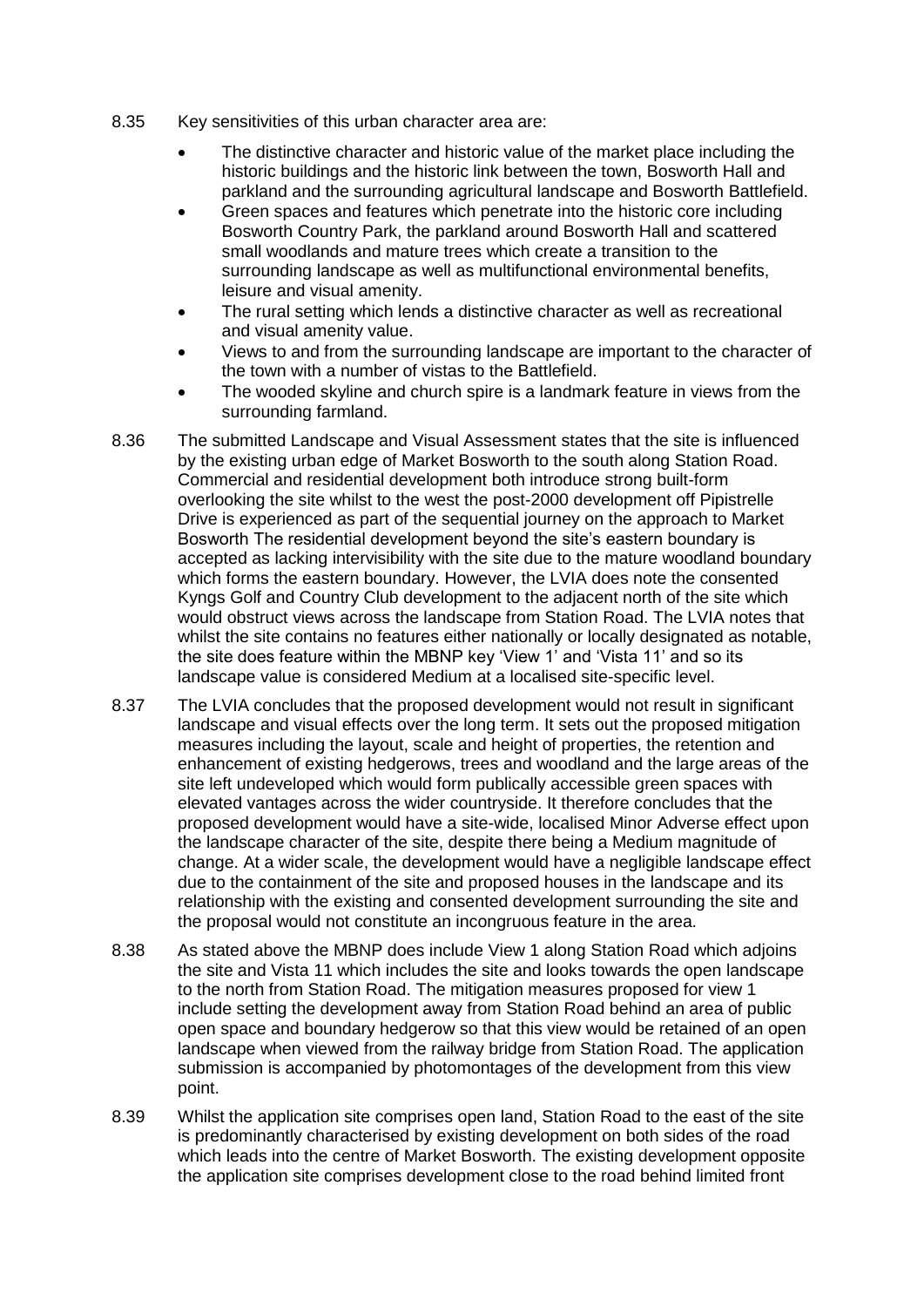8.35 Key sensitivities of this urban character area are:

- The distinctive character and historic value of the market place including the historic buildings and the historic link between the town, Bosworth Hall and parkland and the surrounding agricultural landscape and Bosworth Battlefield.
- Green spaces and features which penetrate into the historic core including Bosworth Country Park, the parkland around Bosworth Hall and scattered small woodlands and mature trees which create a transition to the surrounding landscape as well as multifunctional environmental benefits, leisure and visual amenity.
- The rural setting which lends a distinctive character as well as recreational and visual amenity value.
- Views to and from the surrounding landscape are important to the character of the town with a number of vistas to the Battlefield.
- The wooded skyline and church spire is a landmark feature in views from the surrounding farmland.

8.36 The submitted Landscape and Visual Assessment states that the site is influenced by the existing urban edge of Market Bosworth to the south along Station Road. Commercial and residential development both introduce strong built-form overlooking the site whilst to the west the post-2000 development off Pipistrelle Drive is experienced as part of the sequential journey on the approach to Market Bosworth The residential development beyond the site's eastern boundary is accepted as lacking intervisibility with the site due to the mature woodland boundary which forms the eastern boundary. However, the LVIA does note the consented Kyngs Golf and Country Club development to the adjacent north of the site which would obstruct views across the landscape from Station Road. The LVIA notes that whilst the site contains no features either nationally or locally designated as notable, the site does feature within the MBNP key 'View 1' and 'Vista 11' and so its landscape value is considered Medium at a localised site-specific level.

8.37 The LVIA concludes that the proposed development would not result in significant landscape and visual effects over the long term. It sets out the proposed mitigation measures including the layout, scale and height of properties, the retention and enhancement of existing hedgerows, trees and woodland and the large areas of the site left undeveloped which would form publically accessible green spaces with elevated vantages across the wider countryside. It therefore concludes that the proposed development would have a site-wide, localised Minor Adverse effect upon the landscape character of the site, despite there being a Medium magnitude of change. At a wider scale, the development would have a negligible landscape effect due to the containment of the site and proposed houses in the landscape and its relationship with the existing and consented development surrounding the site and the proposal would not constitute an incongruous feature in the area.

8.38 As stated above the MBNP does include View 1 along Station Road which adjoins the site and Vista 11 which includes the site and looks towards the open landscape to the north from Station Road. The mitigation measures proposed for view 1 include setting the development away from Station Road behind an area of public open space and boundary hedgerow so that this view would be retained of an open landscape when viewed from the railway bridge from Station Road. The application submission is accompanied by photomontages of the development from this view point.

8.39 Whilst the application site comprises open land, Station Road to the east of the site is predominantly characterised by existing development on both sides of the road which leads into the centre of Market Bosworth. The existing development opposite the application site comprises development close to the road behind limited front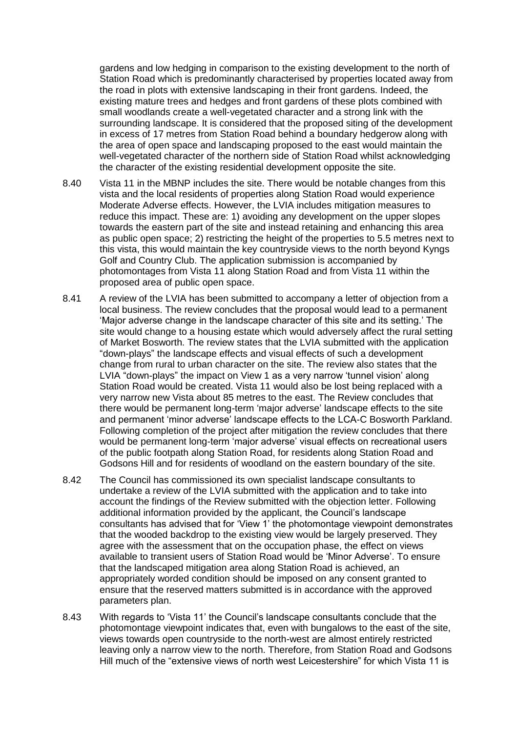gardens and low hedging in comparison to the existing development to the north of Station Road which is predominantly characterised by properties located away from the road in plots with extensive landscaping in their front gardens. Indeed, the existing mature trees and hedges and front gardens of these plots combined with small woodlands create a well-vegetated character and a strong link with the surrounding landscape. It is considered that the proposed siting of the development in excess of 17 metres from Station Road behind a boundary hedgerow along with the area of open space and landscaping proposed to the east would maintain the well-vegetated character of the northern side of Station Road whilst acknowledging the character of the existing residential development opposite the site.

8.40 Vista 11 in the MBNP includes the site. There would be notable changes from this vista and the local residents of properties along Station Road would experience Moderate Adverse effects. However, the LVIA includes mitigation measures to reduce this impact. These are: 1) avoiding any development on the upper slopes towards the eastern part of the site and instead retaining and enhancing this area as public open space; 2) restricting the height of the properties to 5.5 metres next to this vista, this would maintain the key countryside views to the north beyond Kyngs Golf and Country Club. The application submission is accompanied by photomontages from Vista 11 along Station Road and from Vista 11 within the proposed area of public open space.

8.41 A review of the LVIA has been submitted to accompany a letter of objection from a local business. The review concludes that the proposal would lead to a permanent 'Major adverse change in the landscape character of this site and its setting.' The site would change to a housing estate which would adversely affect the rural setting of Market Bosworth. The review states that the LVIA submitted with the application "down-plays" the landscape effects and visual effects of such a development change from rural to urban character on the site. The review also states that the LVIA "down-plays" the impact on View 1 as a very narrow 'tunnel vision' along Station Road would be created. Vista 11 would also be lost being replaced with a very narrow new Vista about 85 metres to the east. The Review concludes that there would be permanent long-term 'major adverse' landscape effects to the site and permanent 'minor adverse' landscape effects to the LCA-C Bosworth Parkland. Following completion of the project after mitigation the review concludes that there would be permanent long-term 'major adverse' visual effects on recreational users of the public footpath along Station Road, for residents along Station Road and Godsons Hill and for residents of woodland on the eastern boundary of the site.

8.42 The Council has commissioned its own specialist landscape consultants to undertake a review of the LVIA submitted with the application and to take into account the findings of the Review submitted with the objection letter. Following additional information provided by the applicant, the Council's landscape consultants has advised that for 'View 1' the photomontage viewpoint demonstrates that the wooded backdrop to the existing view would be largely preserved. They agree with the assessment that on the occupation phase, the effect on views available to transient users of Station Road would be 'Minor Adverse'. To ensure that the landscaped mitigation area along Station Road is achieved, an appropriately worded condition should be imposed on any consent granted to ensure that the reserved matters submitted is in accordance with the approved parameters plan.

8.43 With regards to 'Vista 11' the Council's landscape consultants conclude that the photomontage viewpoint indicates that, even with bungalows to the east of the site, views towards open countryside to the north-west are almost entirely restricted leaving only a narrow view to the north. Therefore, from Station Road and Godsons Hill much of the "extensive views of north west Leicestershire" for which Vista 11 is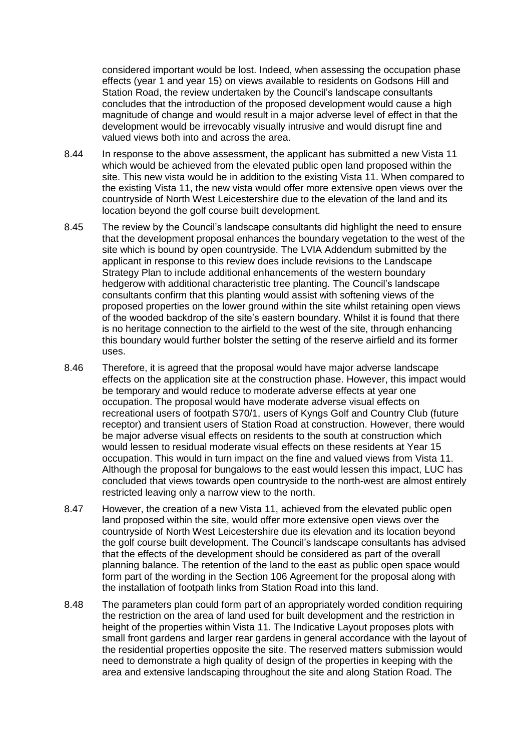considered important would be lost. Indeed, when assessing the occupation phase effects (year 1 and year 15) on views available to residents on Godsons Hill and Station Road, the review undertaken by the Council's landscape consultants concludes that the introduction of the proposed development would cause a high magnitude of change and would result in a major adverse level of effect in that the development would be irrevocably visually intrusive and would disrupt fine and valued views both into and across the area.

8.44 In response to the above assessment, the applicant has submitted a new Vista 11 which would be achieved from the elevated public open land proposed within the site. This new vista would be in addition to the existing Vista 11. When compared to the existing Vista 11, the new vista would offer more extensive open views over the countryside of North West Leicestershire due to the elevation of the land and its location beyond the golf course built development.

8.45 The review by the Council's landscape consultants did highlight the need to ensure that the development proposal enhances the boundary vegetation to the west of the site which is bound by open countryside. The LVIA Addendum submitted by the applicant in response to this review does include revisions to the Landscape Strategy Plan to include additional enhancements of the western boundary hedgerow with additional characteristic tree planting. The Council's landscape consultants confirm that this planting would assist with softening views of the proposed properties on the lower ground within the site whilst retaining open views of the wooded backdrop of the site's eastern boundary. Whilst it is found that there is no heritage connection to the airfield to the west of the site, through enhancing this boundary would further bolster the setting of the reserve airfield and its former uses.

8.46 Therefore, it is agreed that the proposal would have major adverse landscape effects on the application site at the construction phase. However, this impact would be temporary and would reduce to moderate adverse effects at year one occupation. The proposal would have moderate adverse visual effects on recreational users of footpath S70/1, users of Kyngs Golf and Country Club (future receptor) and transient users of Station Road at construction. However, there would be major adverse visual effects on residents to the south at construction which would lessen to residual moderate visual effects on these residents at Year 15 occupation. This would in turn impact on the fine and valued views from Vista 11. Although the proposal for bungalows to the east would lessen this impact, LUC has concluded that views towards open countryside to the north-west are almost entirely restricted leaving only a narrow view to the north.

8.47 However, the creation of a new Vista 11, achieved from the elevated public open land proposed within the site, would offer more extensive open views over the countryside of North West Leicestershire due its elevation and its location beyond the golf course built development. The Council's landscape consultants has advised that the effects of the development should be considered as part of the overall planning balance. The retention of the land to the east as public open space would form part of the wording in the Section 106 Agreement for the proposal along with the installation of footpath links from Station Road into this land.

8.48 The parameters plan could form part of an appropriately worded condition requiring the restriction on the area of land used for built development and the restriction in height of the properties within Vista 11. The Indicative Layout proposes plots with small front gardens and larger rear gardens in general accordance with the layout of the residential properties opposite the site. The reserved matters submission would need to demonstrate a high quality of design of the properties in keeping with the area and extensive landscaping throughout the site and along Station Road. The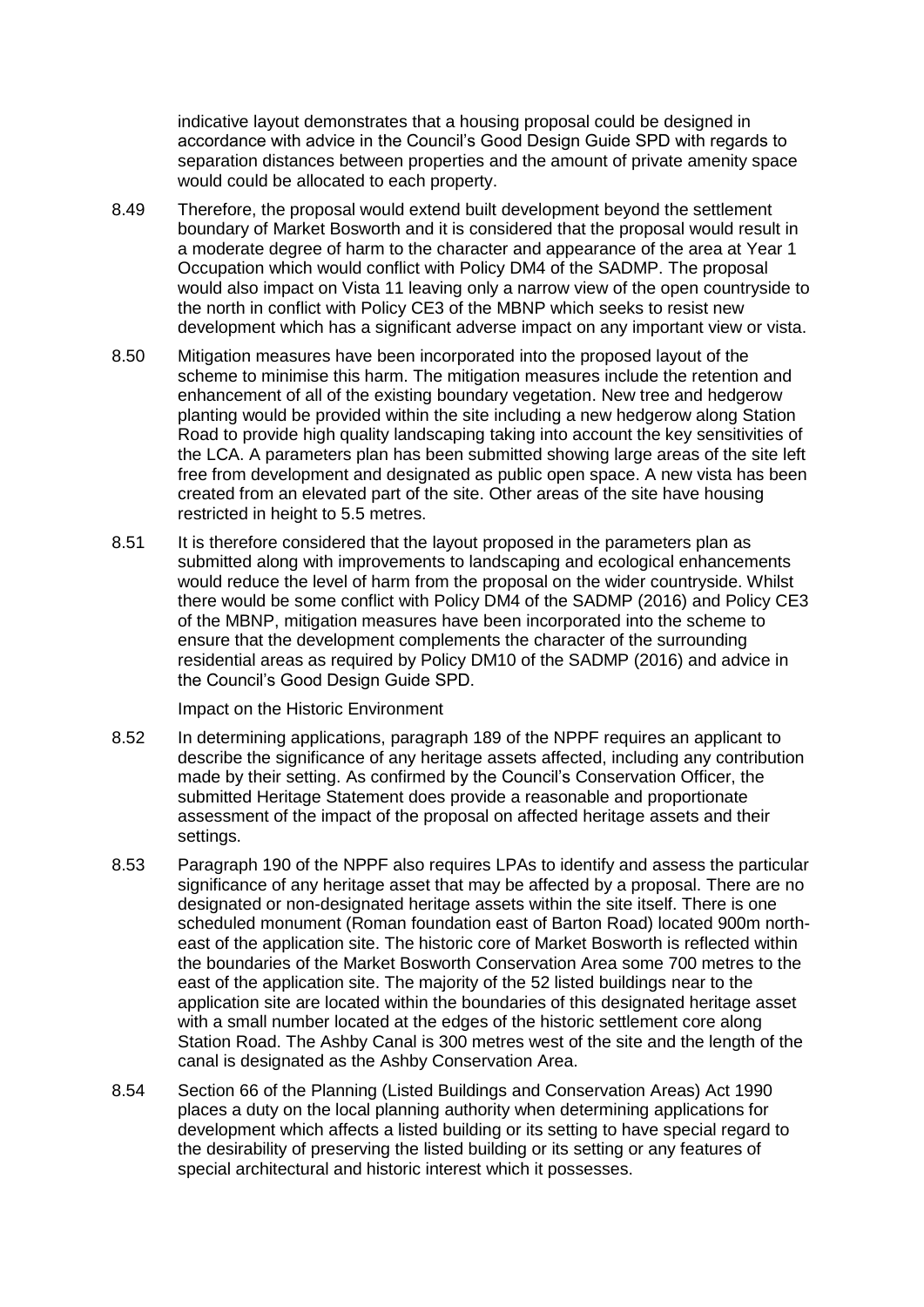indicative layout demonstrates that a housing proposal could be designed in accordance with advice in the Council's Good Design Guide SPD with regards to separation distances between properties and the amount of private amenity space would could be allocated to each property.

8.49 Therefore, the proposal would extend built development beyond the settlement boundary of Market Bosworth and it is considered that the proposal would result in a moderate degree of harm to the character and appearance of the area at Year 1 Occupation which would conflict with Policy DM4 of the SADMP. The proposal would also impact on Vista 11 leaving only a narrow view of the open countryside to the north in conflict with Policy CE3 of the MBNP which seeks to resist new development which has a significant adverse impact on any important view or vista.

8.50 Mitigation measures have been incorporated into the proposed layout of the scheme to minimise this harm. The mitigation measures include the retention and enhancement of all of the existing boundary vegetation. New tree and hedgerow planting would be provided within the site including a new hedgerow along Station Road to provide high quality landscaping taking into account the key sensitivities of the LCA. A parameters plan has been submitted showing large areas of the site left free from development and designated as public open space. A new vista has been created from an elevated part of the site. Other areas of the site have housing restricted in height to 5.5 metres.

8.51 It is therefore considered that the layout proposed in the parameters plan as submitted along with improvements to landscaping and ecological enhancements would reduce the level of harm from the proposal on the wider countryside. Whilst there would be some conflict with Policy DM4 of the SADMP (2016) and Policy CE3 of the MBNP, mitigation measures have been incorporated into the scheme to ensure that the development complements the character of the surrounding residential areas as required by Policy DM10 of the SADMP (2016) and advice in the Council's Good Design Guide SPD.

Impact on the Historic Environment

8.52 In determining applications, paragraph 189 of the NPPF requires an applicant to describe the significance of any heritage assets affected, including any contribution made by their setting. As confirmed by the Council's Conservation Officer, the submitted Heritage Statement does provide a reasonable and proportionate assessment of the impact of the proposal on affected heritage assets and their settings.

8.53 Paragraph 190 of the NPPF also requires LPAs to identify and assess the particular significance of any heritage asset that may be affected by a proposal. There are no designated or non-designated heritage assets within the site itself. There is one scheduled monument (Roman foundation east of Barton Road) located 900m north-east of the application site. The historic core of Market Bosworth is reflected within the boundaries of the Market Bosworth Conservation Area some 700 metres to the east of the application site. The majority of the 52 listed buildings near to the application site are located within the boundaries of this designated heritage asset with a small number located at the edges of the historic settlement core along Station Road. The Ashby Canal is 300 metres west of the site and the length of the canal is designated as the Ashby Conservation Area.

8.54 Section 66 of the Planning (Listed Buildings and Conservation Areas) Act 1990 places a duty on the local planning authority when determining applications for development which affects a listed building or its setting to have special regard to the desirability of preserving the listed building or its setting or any features of special architectural and historic interest which it possesses.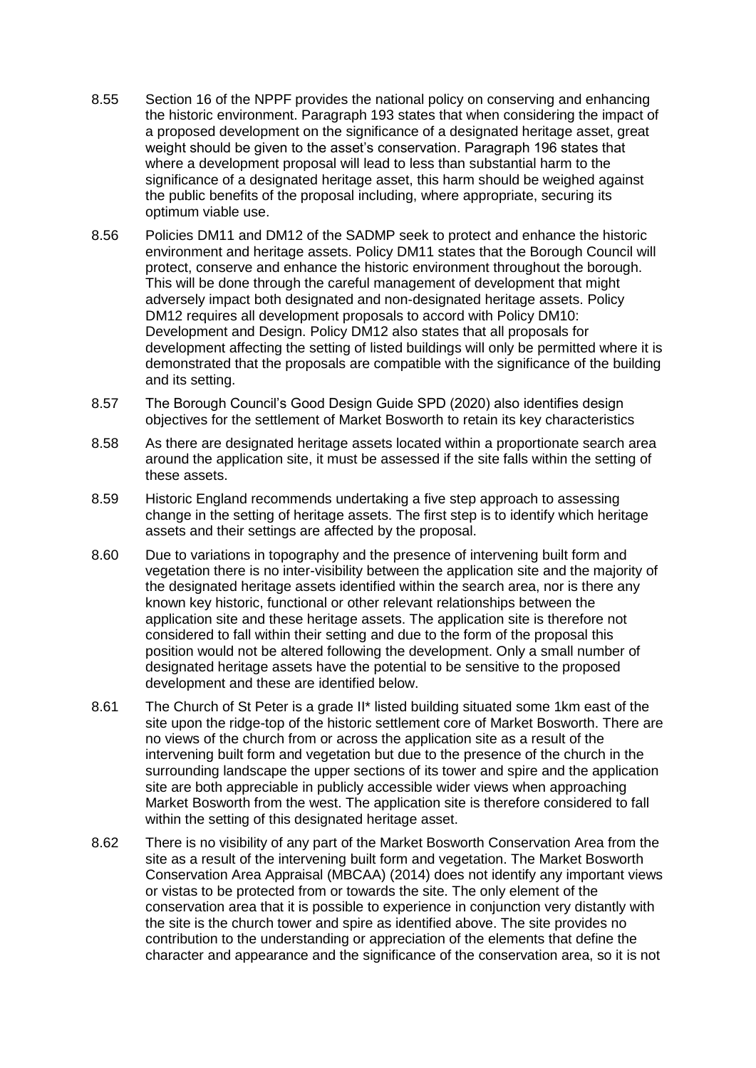8.55 Section 16 of the NPPF provides the national policy on conserving and enhancing the historic environment. Paragraph 193 states that when considering the impact of a proposed development on the significance of a designated heritage asset, great weight should be given to the asset's conservation. Paragraph 196 states that where a development proposal will lead to less than substantial harm to the significance of a designated heritage asset, this harm should be weighed against the public benefits of the proposal including, where appropriate, securing its optimum viable use.

8.56 Policies DM11 and DM12 of the SADMP seek to protect and enhance the historic environment and heritage assets. Policy DM11 states that the Borough Council will protect, conserve and enhance the historic environment throughout the borough. This will be done through the careful management of development that might adversely impact both designated and non-designated heritage assets. Policy DM12 requires all development proposals to accord with Policy DM10: Development and Design. Policy DM12 also states that all proposals for development affecting the setting of listed buildings will only be permitted where it is demonstrated that the proposals are compatible with the significance of the building and its setting.

8.57 The Borough Council's Good Design Guide SPD (2020) also identifies design objectives for the settlement of Market Bosworth to retain its key characteristics

8.58 As there are designated heritage assets located within a proportionate search area around the application site, it must be assessed if the site falls within the setting of these assets.

8.59 Historic England recommends undertaking a five step approach to assessing change in the setting of heritage assets. The first step is to identify which heritage assets and their settings are affected by the proposal.

8.60 Due to variations in topography and the presence of intervening built form and vegetation there is no inter-visibility between the application site and the majority of the designated heritage assets identified within the search area, nor is there any known key historic, functional or other relevant relationships between the application site and these heritage assets. The application site is therefore not considered to fall within their setting and due to the form of the proposal this position would not be altered following the development. Only a small number of designated heritage assets have the potential to be sensitive to the proposed development and these are identified below.

8.61 The Church of St Peter is a grade II* listed building situated some 1km east of the site upon the ridge-top of the historic settlement core of Market Bosworth. There are no views of the church from or across the application site as a result of the intervening built form and vegetation but due to the presence of the church in the surrounding landscape the upper sections of its tower and spire and the application site are both appreciable in publicly accessible wider views when approaching Market Bosworth from the west. The application site is therefore considered to fall within the setting of this designated heritage asset.

8.62 There is no visibility of any part of the Market Bosworth Conservation Area from the site as a result of the intervening built form and vegetation. The Market Bosworth Conservation Area Appraisal (MBCAA) (2014) does not identify any important views or vistas to be protected from or towards the site. The only element of the conservation area that it is possible to experience in conjunction very distantly with the site is the church tower and spire as identified above. The site provides no contribution to the understanding or appreciation of the elements that define the character and appearance and the significance of the conservation area, so it is not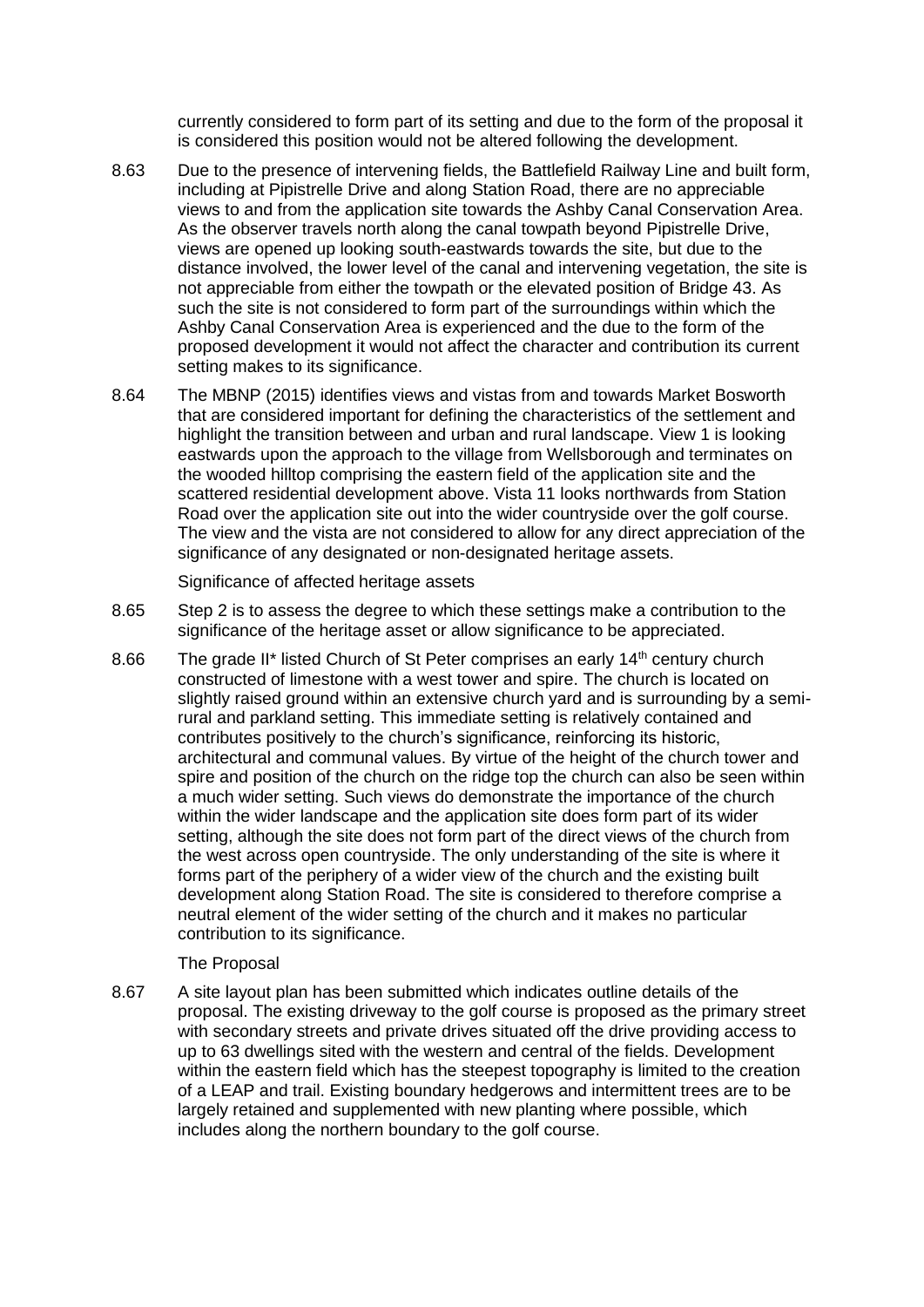currently considered to form part of its setting and due to the form of the proposal it is considered this position would not be altered following the development.

8.63 Due to the presence of intervening fields, the Battlefield Railway Line and built form, including at Pipistrelle Drive and along Station Road, there are no appreciable views to and from the application site towards the Ashby Canal Conservation Area. As the observer travels north along the canal towpath beyond Pipistrelle Drive, views are opened up looking south-eastwards towards the site, but due to the distance involved, the lower level of the canal and intervening vegetation, the site is not appreciable from either the towpath or the elevated position of Bridge 43. As such the site is not considered to form part of the surroundings within which the Ashby Canal Conservation Area is experienced and the due to the form of the proposed development it would not affect the character and contribution its current setting makes to its significance.

8.64 The MBNP (2015) identifies views and vistas from and towards Market Bosworth that are considered important for defining the characteristics of the settlement and highlight the transition between and urban and rural landscape. View 1 is looking eastwards upon the approach to the village from Wellsborough and terminates on the wooded hilltop comprising the eastern field of the application site and the scattered residential development above. Vista 11 looks northwards from Station Road over the application site out into the wider countryside over the golf course. The view and the vista are not considered to allow for any direct appreciation of the significance of any designated or non-designated heritage assets.

Significance of affected heritage assets

8.65 Step 2 is to assess the degree to which these settings make a contribution to the significance of the heritage asset or allow significance to be appreciated.

8.66 The grade II* listed Church of St Peter comprises an early 14th century church constructed of limestone with a west tower and spire. The church is located on slightly raised ground within an extensive church yard and is surrounding by a semi-rural and parkland setting. This immediate setting is relatively contained and contributes positively to the church's significance, reinforcing its historic, architectural and communal values. By virtue of the height of the church tower and spire and position of the church on the ridge top the church can also be seen within a much wider setting. Such views do demonstrate the importance of the church within the wider landscape and the application site does form part of its wider setting, although the site does not form part of the direct views of the church from the west across open countryside. The only understanding of the site is where it forms part of the periphery of a wider view of the church and the existing built development along Station Road. The site is considered to therefore comprise a neutral element of the wider setting of the church and it makes no particular contribution to its significance.

The Proposal

8.67 A site layout plan has been submitted which indicates outline details of the proposal. The existing driveway to the golf course is proposed as the primary street with secondary streets and private drives situated off the drive providing access to up to 63 dwellings sited with the western and central of the fields. Development within the eastern field which has the steepest topography is limited to the creation of a LEAP and trail. Existing boundary hedgerows and intermittent trees are to be largely retained and supplemented with new planting where possible, which includes along the northern boundary to the golf course.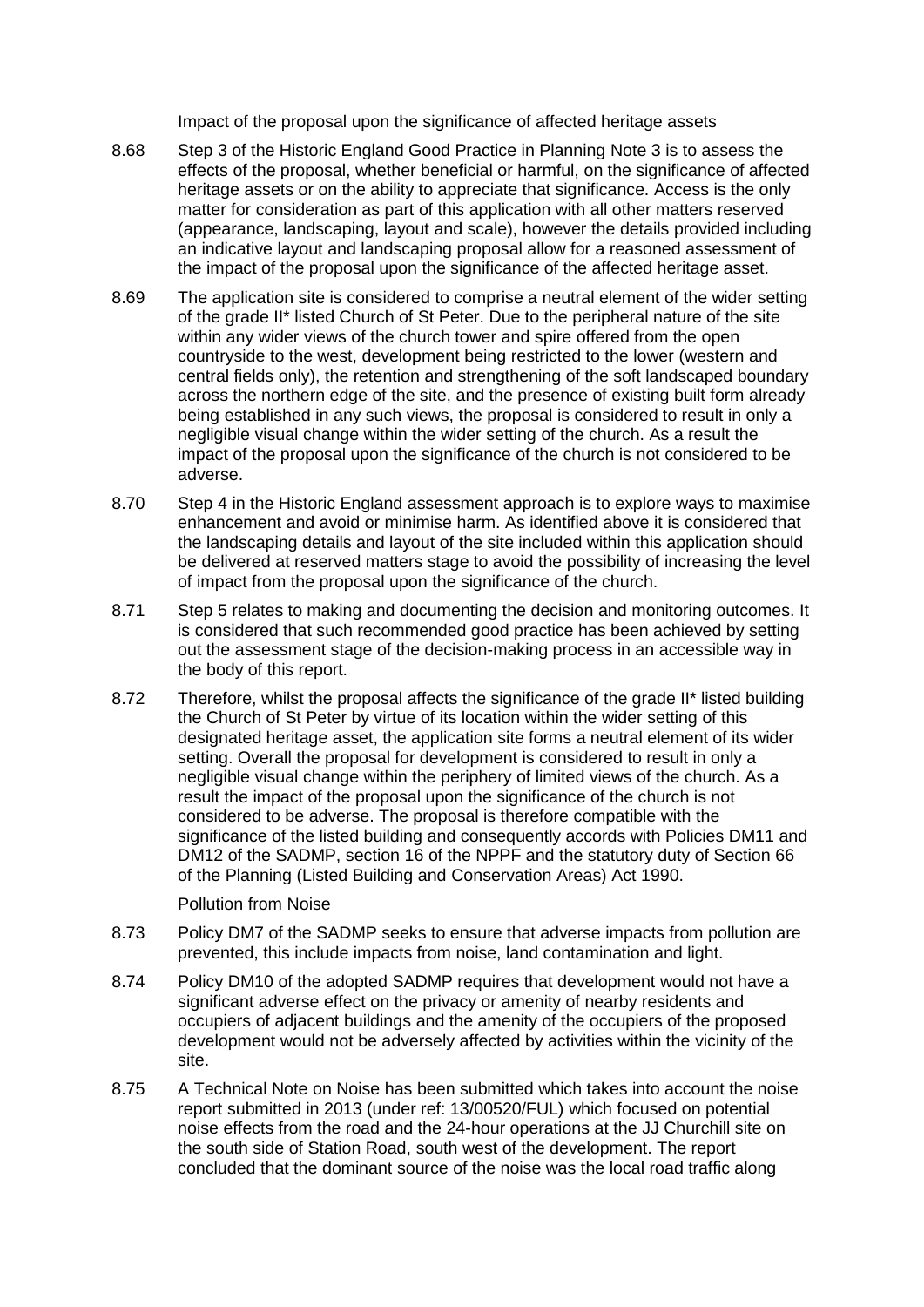Impact of the proposal upon the significance of affected heritage assets

8.68 Step 3 of the Historic England Good Practice in Planning Note 3 is to assess the effects of the proposal, whether beneficial or harmful, on the significance of affected heritage assets or on the ability to appreciate that significance. Access is the only matter for consideration as part of this application with all other matters reserved (appearance, landscaping, layout and scale), however the details provided including an indicative layout and landscaping proposal allow for a reasoned assessment of the impact of the proposal upon the significance of the affected heritage asset.

8.69 The application site is considered to comprise a neutral element of the wider setting of the grade II* listed Church of St Peter. Due to the peripheral nature of the site within any wider views of the church tower and spire offered from the open countryside to the west, development being restricted to the lower (western and central fields only), the retention and strengthening of the soft landscaped boundary across the northern edge of the site, and the presence of existing built form already being established in any such views, the proposal is considered to result in only a negligible visual change within the wider setting of the church. As a result the impact of the proposal upon the significance of the church is not considered to be adverse.

8.70 Step 4 in the Historic England assessment approach is to explore ways to maximise enhancement and avoid or minimise harm. As identified above it is considered that the landscaping details and layout of the site included within this application should be delivered at reserved matters stage to avoid the possibility of increasing the level of impact from the proposal upon the significance of the church.

8.71 Step 5 relates to making and documenting the decision and monitoring outcomes. It is considered that such recommended good practice has been achieved by setting out the assessment stage of the decision-making process in an accessible way in the body of this report.

8.72 Therefore, whilst the proposal affects the significance of the grade II* listed building the Church of St Peter by virtue of its location within the wider setting of this designated heritage asset, the application site forms a neutral element of its wider setting. Overall the proposal for development is considered to result in only a negligible visual change within the periphery of limited views of the church. As a result the impact of the proposal upon the significance of the church is not considered to be adverse. The proposal is therefore compatible with the significance of the listed building and consequently accords with Policies DM11 and DM12 of the SADMP, section 16 of the NPPF and the statutory duty of Section 66 of the Planning (Listed Building and Conservation Areas) Act 1990.

Pollution from Noise

8.73 Policy DM7 of the SADMP seeks to ensure that adverse impacts from pollution are prevented, this include impacts from noise, land contamination and light.

8.74 Policy DM10 of the adopted SADMP requires that development would not have a significant adverse effect on the privacy or amenity of nearby residents and occupiers of adjacent buildings and the amenity of the occupiers of the proposed development would not be adversely affected by activities within the vicinity of the site.

8.75 A Technical Note on Noise has been submitted which takes into account the noise report submitted in 2013 (under ref: 13/00520/FUL) which focused on potential noise effects from the road and the 24-hour operations at the JJ Churchill site on the south side of Station Road, south west of the development. The report concluded that the dominant source of the noise was the local road traffic along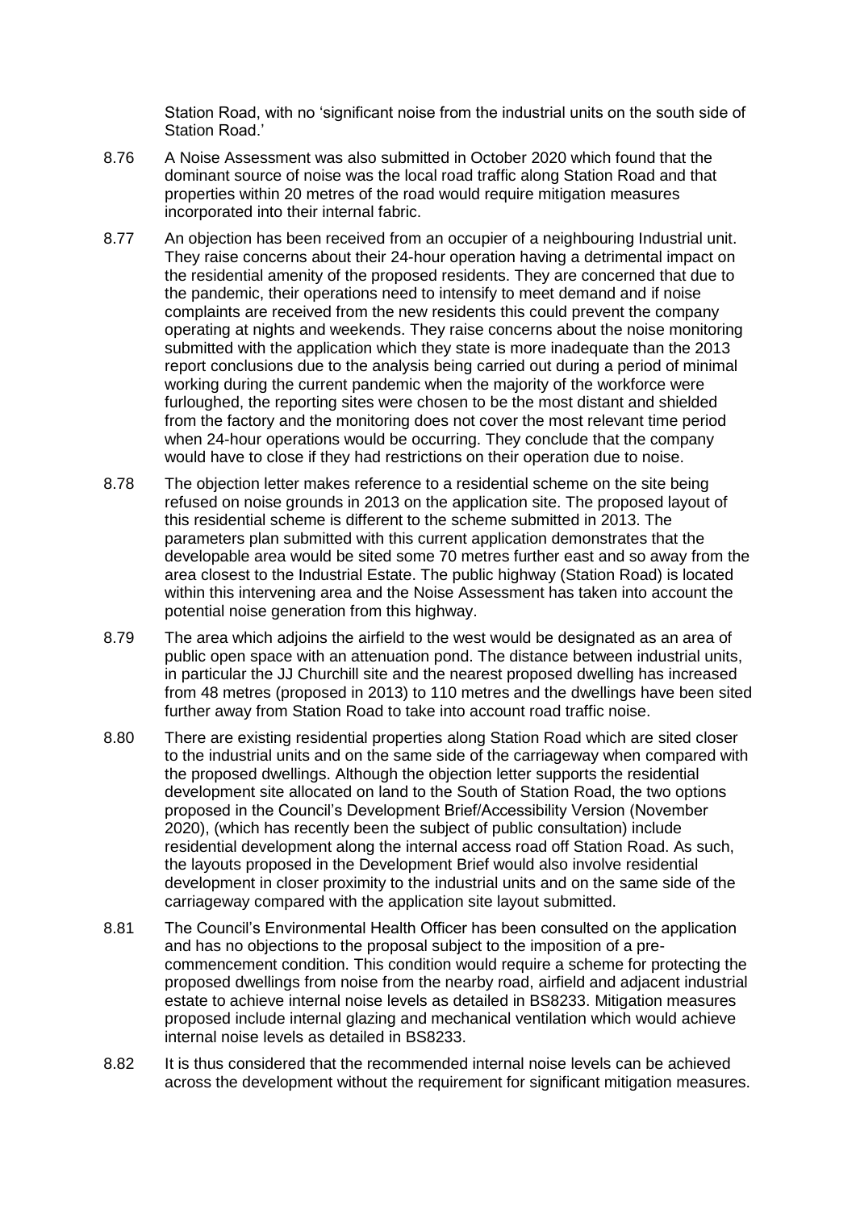Station Road, with no 'significant noise from the industrial units on the south side of Station Road.'

8.76 A Noise Assessment was also submitted in October 2020 which found that the dominant source of noise was the local road traffic along Station Road and that properties within 20 metres of the road would require mitigation measures incorporated into their internal fabric.

8.77 An objection has been received from an occupier of a neighbouring Industrial unit. They raise concerns about their 24-hour operation having a detrimental impact on the residential amenity of the proposed residents. They are concerned that due to the pandemic, their operations need to intensify to meet demand and if noise complaints are received from the new residents this could prevent the company operating at nights and weekends. They raise concerns about the noise monitoring submitted with the application which they state is more inadequate than the 2013 report conclusions due to the analysis being carried out during a period of minimal working during the current pandemic when the majority of the workforce were furloughed, the reporting sites were chosen to be the most distant and shielded from the factory and the monitoring does not cover the most relevant time period when 24-hour operations would be occurring. They conclude that the company would have to close if they had restrictions on their operation due to noise.

8.78 The objection letter makes reference to a residential scheme on the site being refused on noise grounds in 2013 on the application site. The proposed layout of this residential scheme is different to the scheme submitted in 2013. The parameters plan submitted with this current application demonstrates that the developable area would be sited some 70 metres further east and so away from the area closest to the Industrial Estate. The public highway (Station Road) is located within this intervening area and the Noise Assessment has taken into account the potential noise generation from this highway.

8.79 The area which adjoins the airfield to the west would be designated as an area of public open space with an attenuation pond. The distance between industrial units, in particular the JJ Churchill site and the nearest proposed dwelling has increased from 48 metres (proposed in 2013) to 110 metres and the dwellings have been sited further away from Station Road to take into account road traffic noise.

8.80 There are existing residential properties along Station Road which are sited closer to the industrial units and on the same side of the carriageway when compared with the proposed dwellings. Although the objection letter supports the residential development site allocated on land to the South of Station Road, the two options proposed in the Council's Development Brief/Accessibility Version (November 2020), (which has recently been the subject of public consultation) include residential development along the internal access road off Station Road. As such, the layouts proposed in the Development Brief would also involve residential development in closer proximity to the industrial units and on the same side of the carriageway compared with the application site layout submitted.

8.81 The Council's Environmental Health Officer has been consulted on the application and has no objections to the proposal subject to the imposition of a pre-commencement condition. This condition would require a scheme for protecting the proposed dwellings from noise from the nearby road, airfield and adjacent industrial estate to achieve internal noise levels as detailed in BS8233. Mitigation measures proposed include internal glazing and mechanical ventilation which would achieve internal noise levels as detailed in BS8233.

8.82 It is thus considered that the recommended internal noise levels can be achieved across the development without the requirement for significant mitigation measures.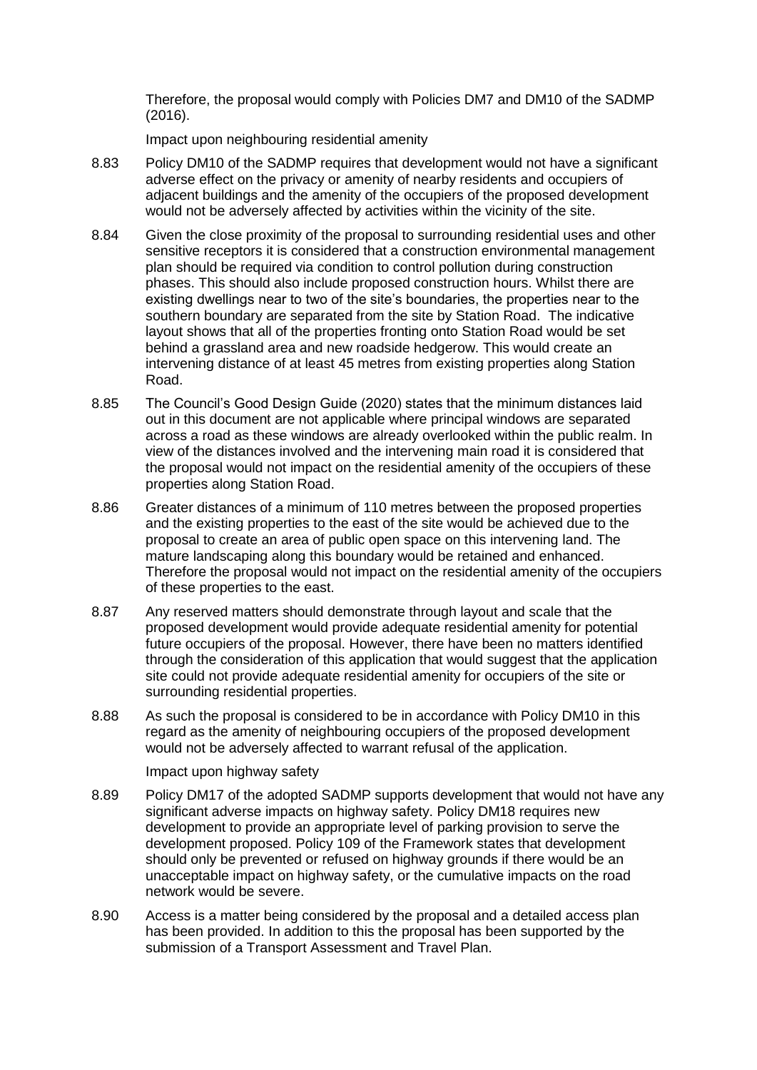Therefore, the proposal would comply with Policies DM7 and DM10 of the SADMP (2016).

### Impact upon neighbouring residential amenity

8.83 Policy DM10 of the SADMP requires that development would not have a significant adverse effect on the privacy or amenity of nearby residents and occupiers of adjacent buildings and the amenity of the occupiers of the proposed development would not be adversely affected by activities within the vicinity of the site.

8.84 Given the close proximity of the proposal to surrounding residential uses and other sensitive receptors it is considered that a construction environmental management plan should be required via condition to control pollution during construction phases. This should also include proposed construction hours. Whilst there are existing dwellings near to two of the site's boundaries, the properties near to the southern boundary are separated from the site by Station Road. The indicative layout shows that all of the properties fronting onto Station Road would be set behind a grassland area and new roadside hedgerow. This would create an intervening distance of at least 45 metres from existing properties along Station Road.

8.85 The Council's Good Design Guide (2020) states that the minimum distances laid out in this document are not applicable where principal windows are separated across a road as these windows are already overlooked within the public realm. In view of the distances involved and the intervening main road it is considered that the proposal would not impact on the residential amenity of the occupiers of these properties along Station Road.

8.86 Greater distances of a minimum of 110 metres between the proposed properties and the existing properties to the east of the site would be achieved due to the proposal to create an area of public open space on this intervening land. The mature landscaping along this boundary would be retained and enhanced. Therefore the proposal would not impact on the residential amenity of the occupiers of these properties to the east.

8.87 Any reserved matters should demonstrate through layout and scale that the proposed development would provide adequate residential amenity for potential future occupiers of the proposal. However, there have been no matters identified through the consideration of this application that would suggest that the application site could not provide adequate residential amenity for occupiers of the site or surrounding residential properties.

8.88 As such the proposal is considered to be in accordance with Policy DM10 in this regard as the amenity of neighbouring occupiers of the proposed development would not be adversely affected to warrant refusal of the application.

### Impact upon highway safety

8.89 Policy DM17 of the adopted SADMP supports development that would not have any significant adverse impacts on highway safety. Policy DM18 requires new development to provide an appropriate level of parking provision to serve the development proposed. Policy 109 of the Framework states that development should only be prevented or refused on highway grounds if there would be an unacceptable impact on highway safety, or the cumulative impacts on the road network would be severe.

8.90 Access is a matter being considered by the proposal and a detailed access plan has been provided. In addition to this the proposal has been supported by the submission of a Transport Assessment and Travel Plan.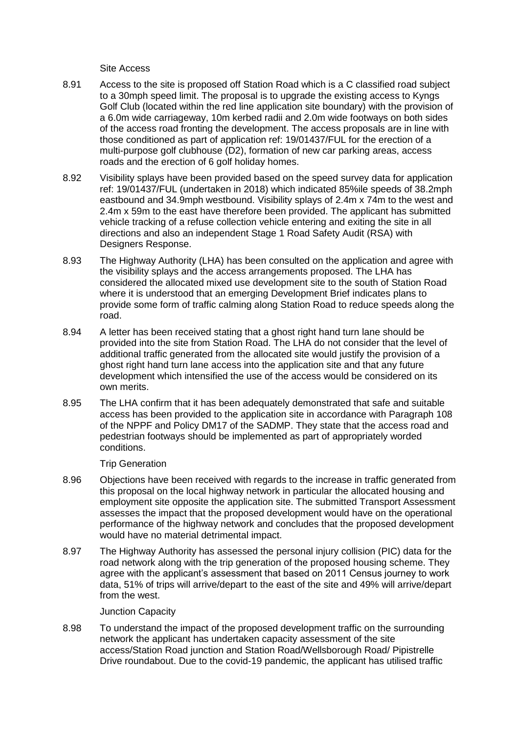### Site Access

8.91 Access to the site is proposed off Station Road which is a C classified road subject to a 30mph speed limit. The proposal is to upgrade the existing access to Kyngs Golf Club (located within the red line application site boundary) with the provision of a 6.0m wide carriageway, 10m kerbed radii and 2.0m wide footways on both sides of the access road fronting the development. The access proposals are in line with those conditioned as part of application ref: 19/01437/FUL for the erection of a multi-purpose golf clubhouse (D2), formation of new car parking areas, access roads and the erection of 6 golf holiday homes.

8.92 Visibility splays have been provided based on the speed survey data for application ref: 19/01437/FUL (undertaken in 2018) which indicated 85%ile speeds of 38.2mph eastbound and 34.9mph westbound. Visibility splays of 2.4m x 74m to the west and 2.4m x 59m to the east have therefore been provided. The applicant has submitted vehicle tracking of a refuse collection vehicle entering and exiting the site in all directions and also an independent Stage 1 Road Safety Audit (RSA) with Designers Response.

8.93 The Highway Authority (LHA) has been consulted on the application and agree with the visibility splays and the access arrangements proposed. The LHA has considered the allocated mixed use development site to the south of Station Road where it is understood that an emerging Development Brief indicates plans to provide some form of traffic calming along Station Road to reduce speeds along the road.

8.94 A letter has been received stating that a ghost right hand turn lane should be provided into the site from Station Road. The LHA do not consider that the level of additional traffic generated from the allocated site would justify the provision of a ghost right hand turn lane access into the application site and that any future development which intensified the use of the access would be considered on its own merits.

8.95 The LHA confirm that it has been adequately demonstrated that safe and suitable access has been provided to the application site in accordance with Paragraph 108 of the NPPF and Policy DM17 of the SADMP. They state that the access road and pedestrian footways should be implemented as part of appropriately worded conditions.

### Trip Generation

8.96 Objections have been received with regards to the increase in traffic generated from this proposal on the local highway network in particular the allocated housing and employment site opposite the application site. The submitted Transport Assessment assesses the impact that the proposed development would have on the operational performance of the highway network and concludes that the proposed development would have no material detrimental impact.

8.97 The Highway Authority has assessed the personal injury collision (PIC) data for the road network along with the trip generation of the proposed housing scheme. They agree with the applicant's assessment that based on 2011 Census journey to work data, 51% of trips will arrive/depart to the east of the site and 49% will arrive/depart from the west.

### Junction Capacity

8.98 To understand the impact of the proposed development traffic on the surrounding network the applicant has undertaken capacity assessment of the site access/Station Road junction and Station Road/Wellsborough Road/ Pipistrelle Drive roundabout. Due to the covid-19 pandemic, the applicant has utilised traffic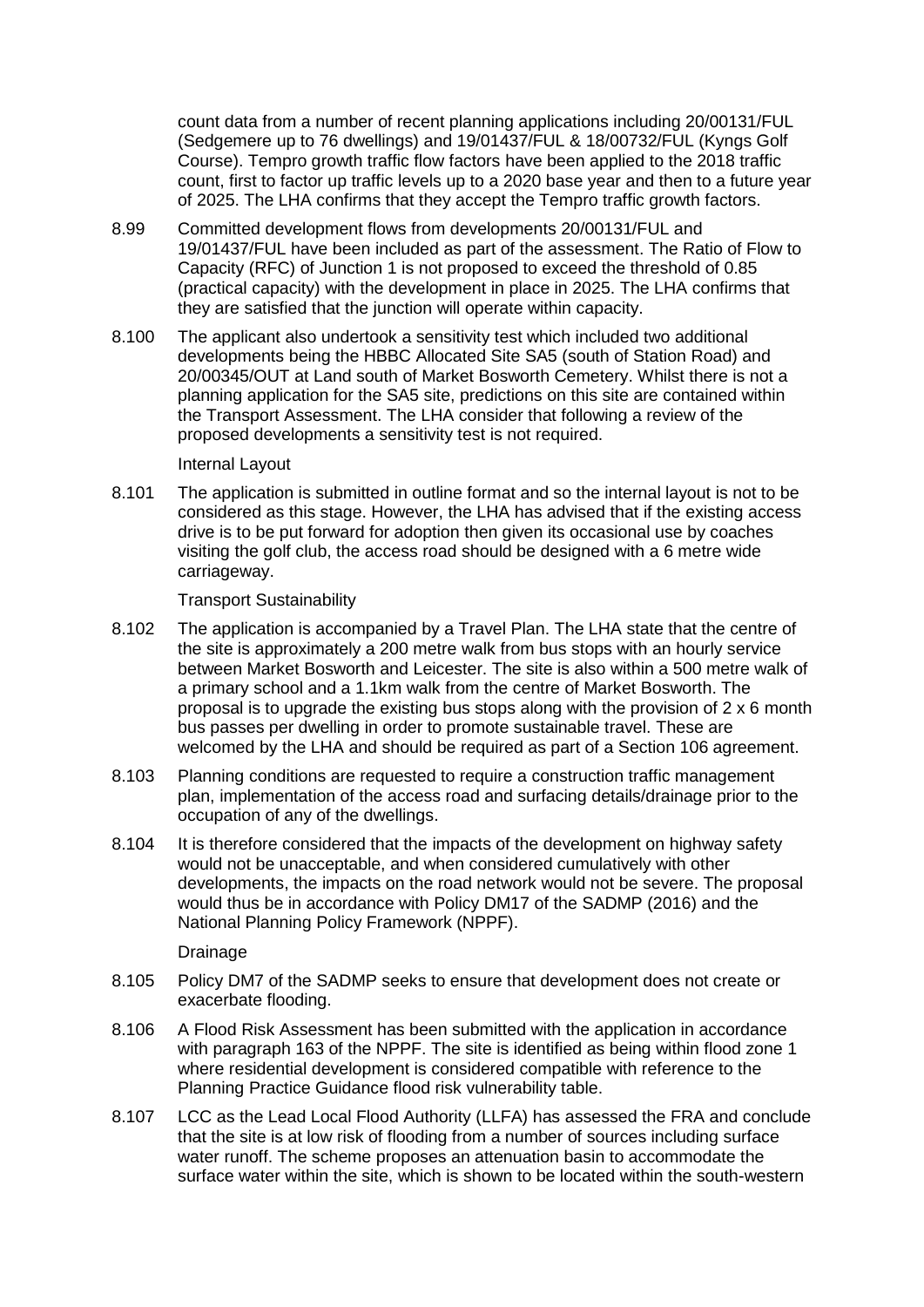count data from a number of recent planning applications including 20/00131/FUL (Sedgemere up to 76 dwellings) and 19/01437/FUL & 18/00732/FUL (Kyngs Golf Course). Tempro growth traffic flow factors have been applied to the 2018 traffic count, first to factor up traffic levels up to a 2020 base year and then to a future year of 2025. The LHA confirms that they accept the Tempro traffic growth factors.

8.99 Committed development flows from developments 20/00131/FUL and 19/01437/FUL have been included as part of the assessment. The Ratio of Flow to Capacity (RFC) of Junction 1 is not proposed to exceed the threshold of 0.85 (practical capacity) with the development in place in 2025. The LHA confirms that they are satisfied that the junction will operate within capacity.

8.100 The applicant also undertook a sensitivity test which included two additional developments being the HBBC Allocated Site SA5 (south of Station Road) and 20/00345/OUT at Land south of Market Bosworth Cemetery. Whilst there is not a planning application for the SA5 site, predictions on this site are contained within the Transport Assessment. The LHA consider that following a review of the proposed developments a sensitivity test is not required.

Internal Layout

8.101 The application is submitted in outline format and so the internal layout is not to be considered as this stage. However, the LHA has advised that if the existing access drive is to be put forward for adoption then given its occasional use by coaches visiting the golf club, the access road should be designed with a 6 metre wide carriageway.

Transport Sustainability

8.102 The application is accompanied by a Travel Plan. The LHA state that the centre of the site is approximately a 200 metre walk from bus stops with an hourly service between Market Bosworth and Leicester. The site is also within a 500 metre walk of a primary school and a 1.1km walk from the centre of Market Bosworth. The proposal is to upgrade the existing bus stops along with the provision of 2 x 6 month bus passes per dwelling in order to promote sustainable travel. These are welcomed by the LHA and should be required as part of a Section 106 agreement.

8.103 Planning conditions are requested to require a construction traffic management plan, implementation of the access road and surfacing details/drainage prior to the occupation of any of the dwellings.

8.104 It is therefore considered that the impacts of the development on highway safety would not be unacceptable, and when considered cumulatively with other developments, the impacts on the road network would not be severe. The proposal would thus be in accordance with Policy DM17 of the SADMP (2016) and the National Planning Policy Framework (NPPF).

Drainage

8.105 Policy DM7 of the SADMP seeks to ensure that development does not create or exacerbate flooding.

8.106 A Flood Risk Assessment has been submitted with the application in accordance with paragraph 163 of the NPPF. The site is identified as being within flood zone 1 where residential development is considered compatible with reference to the Planning Practice Guidance flood risk vulnerability table.

8.107 LCC as the Lead Local Flood Authority (LLFA) has assessed the FRA and conclude that the site is at low risk of flooding from a number of sources including surface water runoff. The scheme proposes an attenuation basin to accommodate the surface water within the site, which is shown to be located within the south-western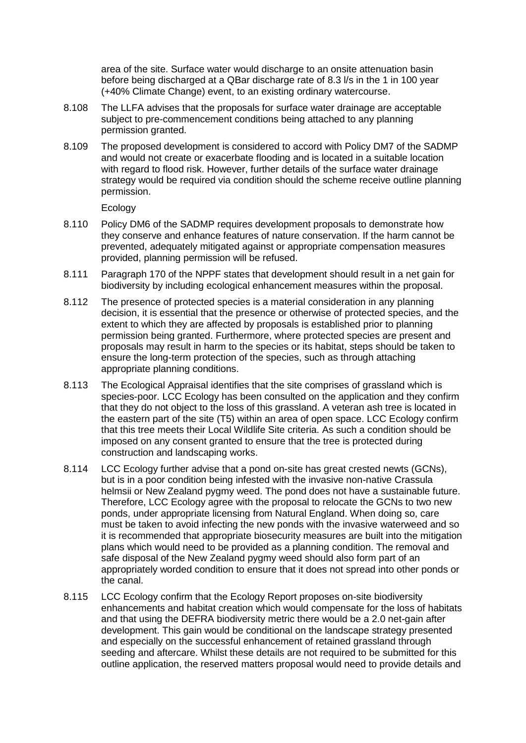area of the site. Surface water would discharge to an onsite attenuation basin before being discharged at a QBar discharge rate of 8.3 l/s in the 1 in 100 year (+40% Climate Change) event, to an existing ordinary watercourse.

8.108 The LLFA advises that the proposals for surface water drainage are acceptable subject to pre-commencement conditions being attached to any planning permission granted.

8.109 The proposed development is considered to accord with Policy DM7 of the SADMP and would not create or exacerbate flooding and is located in a suitable location with regard to flood risk. However, further details of the surface water drainage strategy would be required via condition should the scheme receive outline planning permission.

Ecology

8.110 Policy DM6 of the SADMP requires development proposals to demonstrate how they conserve and enhance features of nature conservation. If the harm cannot be prevented, adequately mitigated against or appropriate compensation measures provided, planning permission will be refused.

8.111 Paragraph 170 of the NPPF states that development should result in a net gain for biodiversity by including ecological enhancement measures within the proposal.

8.112 The presence of protected species is a material consideration in any planning decision, it is essential that the presence or otherwise of protected species, and the extent to which they are affected by proposals is established prior to planning permission being granted. Furthermore, where protected species are present and proposals may result in harm to the species or its habitat, steps should be taken to ensure the long-term protection of the species, such as through attaching appropriate planning conditions.

8.113 The Ecological Appraisal identifies that the site comprises of grassland which is species-poor. LCC Ecology has been consulted on the application and they confirm that they do not object to the loss of this grassland. A veteran ash tree is located in the eastern part of the site (T5) within an area of open space. LCC Ecology confirm that this tree meets their Local Wildlife Site criteria. As such a condition should be imposed on any consent granted to ensure that the tree is protected during construction and landscaping works.

8.114 LCC Ecology further advise that a pond on-site has great crested newts (GCNs), but is in a poor condition being infested with the invasive non-native Crassula helmsii or New Zealand pygmy weed. The pond does not have a sustainable future. Therefore, LCC Ecology agree with the proposal to relocate the GCNs to two new ponds, under appropriate licensing from Natural England. When doing so, care must be taken to avoid infecting the new ponds with the invasive waterweed and so it is recommended that appropriate biosecurity measures are built into the mitigation plans which would need to be provided as a planning condition. The removal and safe disposal of the New Zealand pygmy weed should also form part of an appropriately worded condition to ensure that it does not spread into other ponds or the canal.

8.115 LCC Ecology confirm that the Ecology Report proposes on-site biodiversity enhancements and habitat creation which would compensate for the loss of habitats and that using the DEFRA biodiversity metric there would be a 2.0 net-gain after development. This gain would be conditional on the landscape strategy presented and especially on the successful enhancement of retained grassland through seeding and aftercare. Whilst these details are not required to be submitted for this outline application, the reserved matters proposal would need to provide details and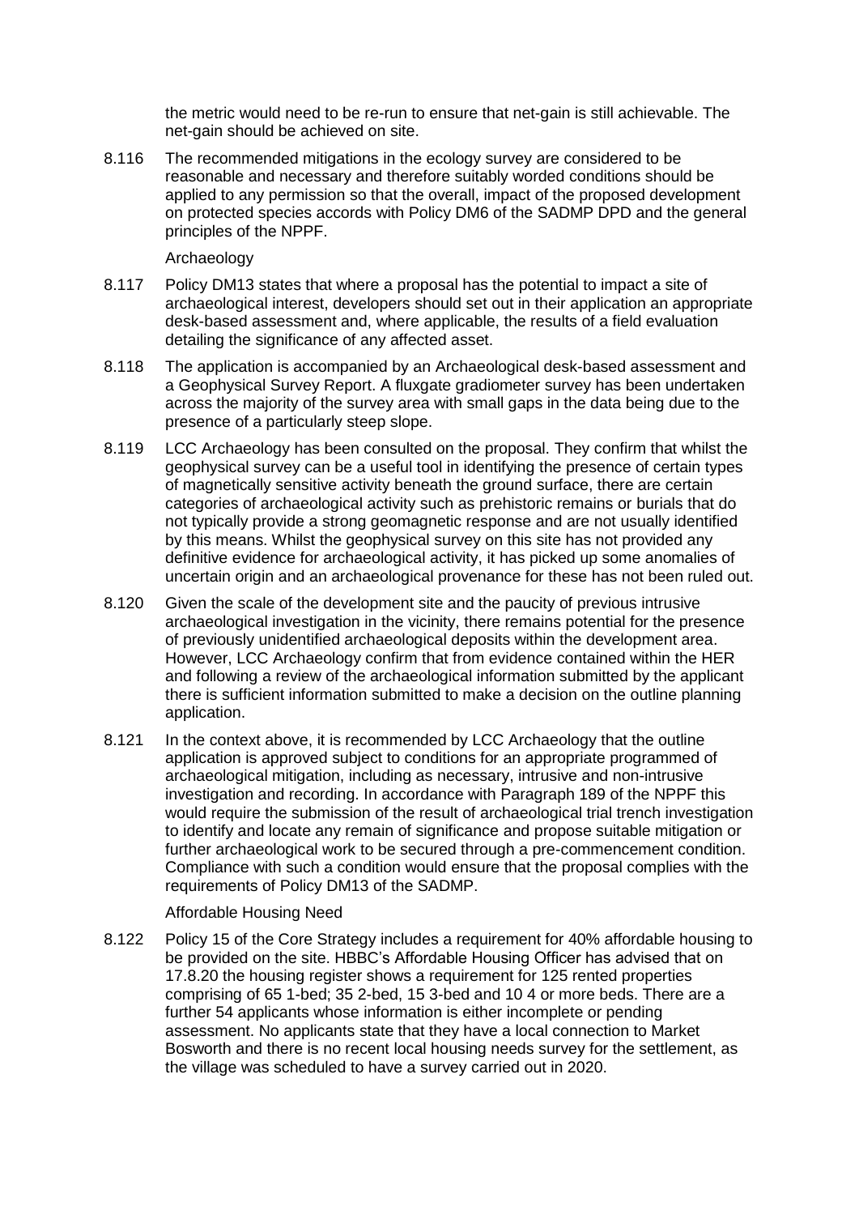the metric would need to be re-run to ensure that net-gain is still achievable. The net-gain should be achieved on site.

8.116 The recommended mitigations in the ecology survey are considered to be reasonable and necessary and therefore suitably worded conditions should be applied to any permission so that the overall, impact of the proposed development on protected species accords with Policy DM6 of the SADMP DPD and the general principles of the NPPF.

Archaeology

8.117 Policy DM13 states that where a proposal has the potential to impact a site of archaeological interest, developers should set out in their application an appropriate desk-based assessment and, where applicable, the results of a field evaluation detailing the significance of any affected asset.

8.118 The application is accompanied by an Archaeological desk-based assessment and a Geophysical Survey Report. A fluxgate gradiometer survey has been undertaken across the majority of the survey area with small gaps in the data being due to the presence of a particularly steep slope.

8.119 LCC Archaeology has been consulted on the proposal. They confirm that whilst the geophysical survey can be a useful tool in identifying the presence of certain types of magnetically sensitive activity beneath the ground surface, there are certain categories of archaeological activity such as prehistoric remains or burials that do not typically provide a strong geomagnetic response and are not usually identified by this means. Whilst the geophysical survey on this site has not provided any definitive evidence for archaeological activity, it has picked up some anomalies of uncertain origin and an archaeological provenance for these has not been ruled out.

8.120 Given the scale of the development site and the paucity of previous intrusive archaeological investigation in the vicinity, there remains potential for the presence of previously unidentified archaeological deposits within the development area. However, LCC Archaeology confirm that from evidence contained within the HER and following a review of the archaeological information submitted by the applicant there is sufficient information submitted to make a decision on the outline planning application.

8.121 In the context above, it is recommended by LCC Archaeology that the outline application is approved subject to conditions for an appropriate programmed of archaeological mitigation, including as necessary, intrusive and non-intrusive investigation and recording. In accordance with Paragraph 189 of the NPPF this would require the submission of the result of archaeological trial trench investigation to identify and locate any remain of significance and propose suitable mitigation or further archaeological work to be secured through a pre-commencement condition. Compliance with such a condition would ensure that the proposal complies with the requirements of Policy DM13 of the SADMP.

Affordable Housing Need

8.122 Policy 15 of the Core Strategy includes a requirement for 40% affordable housing to be provided on the site. HBBC's Affordable Housing Officer has advised that on 17.8.20 the housing register shows a requirement for 125 rented properties comprising of 65 1-bed; 35 2-bed, 15 3-bed and 10 4 or more beds. There are a further 54 applicants whose information is either incomplete or pending assessment. No applicants state that they have a local connection to Market Bosworth and there is no recent local housing needs survey for the settlement, as the village was scheduled to have a survey carried out in 2020.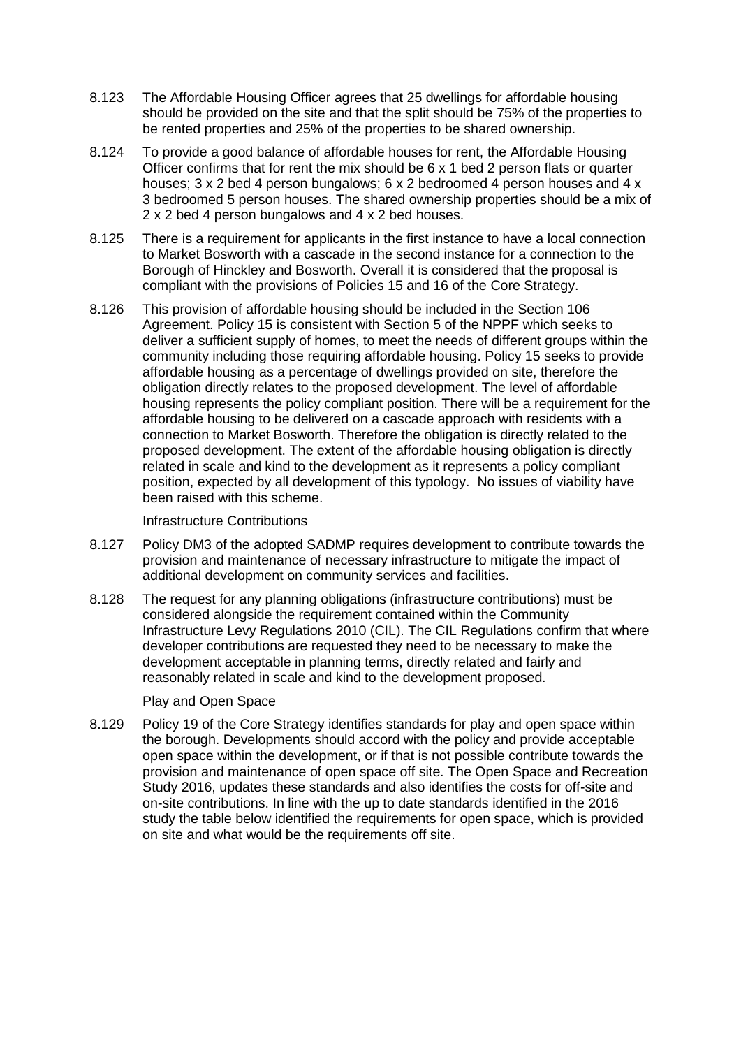8.123 The Affordable Housing Officer agrees that 25 dwellings for affordable housing should be provided on the site and that the split should be 75% of the properties to be rented properties and 25% of the properties to be shared ownership.

8.124 To provide a good balance of affordable houses for rent, the Affordable Housing Officer confirms that for rent the mix should be 6 x 1 bed 2 person flats or quarter houses; 3 x 2 bed 4 person bungalows; 6 x 2 bedroomed 4 person houses and 4 x 3 bedroomed 5 person houses. The shared ownership properties should be a mix of 2 x 2 bed 4 person bungalows and 4 x 2 bed houses.

8.125 There is a requirement for applicants in the first instance to have a local connection to Market Bosworth with a cascade in the second instance for a connection to the Borough of Hinckley and Bosworth. Overall it is considered that the proposal is compliant with the provisions of Policies 15 and 16 of the Core Strategy.

8.126 This provision of affordable housing should be included in the Section 106 Agreement. Policy 15 is consistent with Section 5 of the NPPF which seeks to deliver a sufficient supply of homes, to meet the needs of different groups within the community including those requiring affordable housing. Policy 15 seeks to provide affordable housing as a percentage of dwellings provided on site, therefore the obligation directly relates to the proposed development. The level of affordable housing represents the policy compliant position. There will be a requirement for the affordable housing to be delivered on a cascade approach with residents with a connection to Market Bosworth. Therefore the obligation is directly related to the proposed development. The extent of the affordable housing obligation is directly related in scale and kind to the development as it represents a policy compliant position, expected by all development of this typology. No issues of viability have been raised with this scheme.

Infrastructure Contributions

8.127 Policy DM3 of the adopted SADMP requires development to contribute towards the provision and maintenance of necessary infrastructure to mitigate the impact of additional development on community services and facilities.

8.128 The request for any planning obligations (infrastructure contributions) must be considered alongside the requirement contained within the Community Infrastructure Levy Regulations 2010 (CIL). The CIL Regulations confirm that where developer contributions are requested they need to be necessary to make the development acceptable in planning terms, directly related and fairly and reasonably related in scale and kind to the development proposed.

Play and Open Space

8.129 Policy 19 of the Core Strategy identifies standards for play and open space within the borough. Developments should accord with the policy and provide acceptable open space within the development, or if that is not possible contribute towards the provision and maintenance of open space off site. The Open Space and Recreation Study 2016, updates these standards and also identifies the costs for off-site and on-site contributions. In line with the up to date standards identified in the 2016 study the table below identified the requirements for open space, which is provided on site and what would be the requirements off site.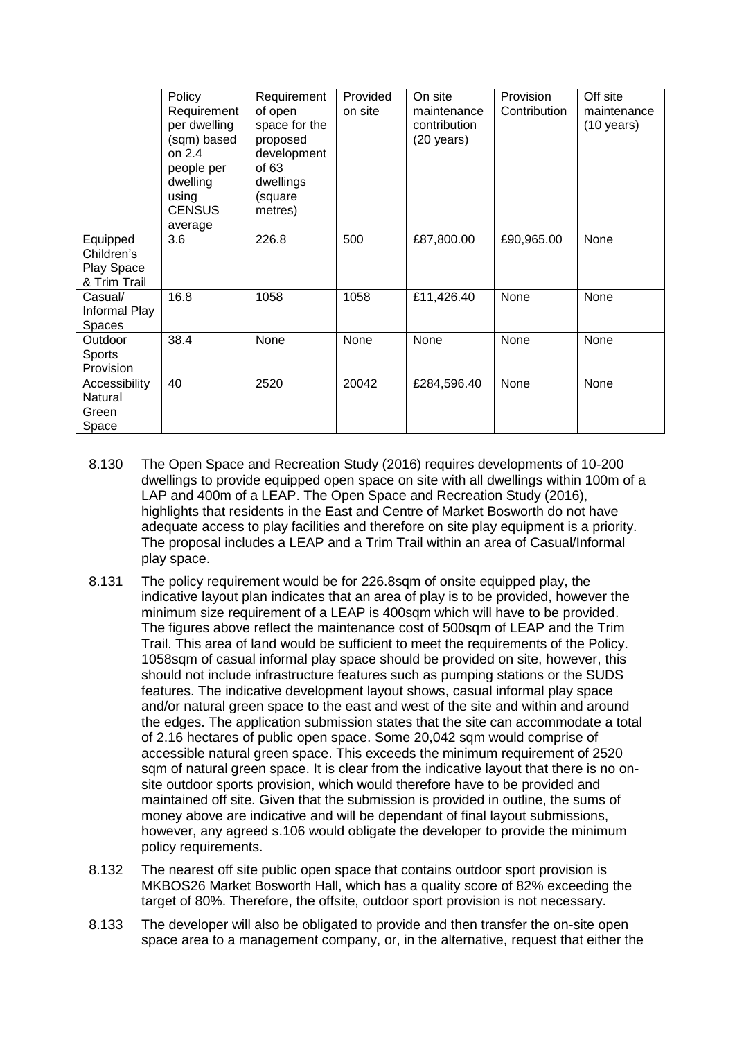| | Policy Requirement per dwelling (sqm) based on 2.4 people per dwelling using CENSUS average | Requirement of open space for the proposed development of 63 dwellings (square metres) | Provided on site | On site maintenance contribution (20 years) | Provision Contribution | Off site maintenance (10 years) |
|---|---|---|---|---|---|---|
| Equipped Children's Play Space & Trim Trail | 3.6 | 226.8 | 500 | £87,800.00 | £90,965.00 | None |
| Casual/ Informal Play Spaces | 16.8 | 1058 | 1058 | £11,426.40 | None | None |
| Outdoor Sports Provision | 38.4 | None | None | None | None | None |
| Accessibility Natural Green Space | 40 | 2520 | 20042 | £284,596.40 | None | None |

8.130 The Open Space and Recreation Study (2016) requires developments of 10-200 dwellings to provide equipped open space on site with all dwellings within 100m of a LAP and 400m of a LEAP. The Open Space and Recreation Study (2016), highlights that residents in the East and Centre of Market Bosworth do not have adequate access to play facilities and therefore on site play equipment is a priority. The proposal includes a LEAP and a Trim Trail within an area of Casual/Informal play space.

8.131 The policy requirement would be for 226.8sqm of onsite equipped play, the indicative layout plan indicates that an area of play is to be provided, however the minimum size requirement of a LEAP is 400sqm which will have to be provided. The figures above reflect the maintenance cost of 500sqm of LEAP and the Trim Trail. This area of land would be sufficient to meet the requirements of the Policy. 1058sqm of casual informal play space should be provided on site, however, this should not include infrastructure features such as pumping stations or the SUDS features. The indicative development layout shows, casual informal play space and/or natural green space to the east and west of the site and within and around the edges. The application submission states that the site can accommodate a total of 2.16 hectares of public open space. Some 20,042 sqm would comprise of accessible natural green space. This exceeds the minimum requirement of 2520 sqm of natural green space. It is clear from the indicative layout that there is no on-site outdoor sports provision, which would therefore have to be provided and maintained off site. Given that the submission is provided in outline, the sums of money above are indicative and will be dependant of final layout submissions, however, any agreed s.106 would obligate the developer to provide the minimum policy requirements.

8.132 The nearest off site public open space that contains outdoor sport provision is MKBOS26 Market Bosworth Hall, which has a quality score of 82% exceeding the target of 80%. Therefore, the offsite, outdoor sport provision is not necessary.

8.133 The developer will also be obligated to provide and then transfer the on-site open space area to a management company, or, in the alternative, request that either the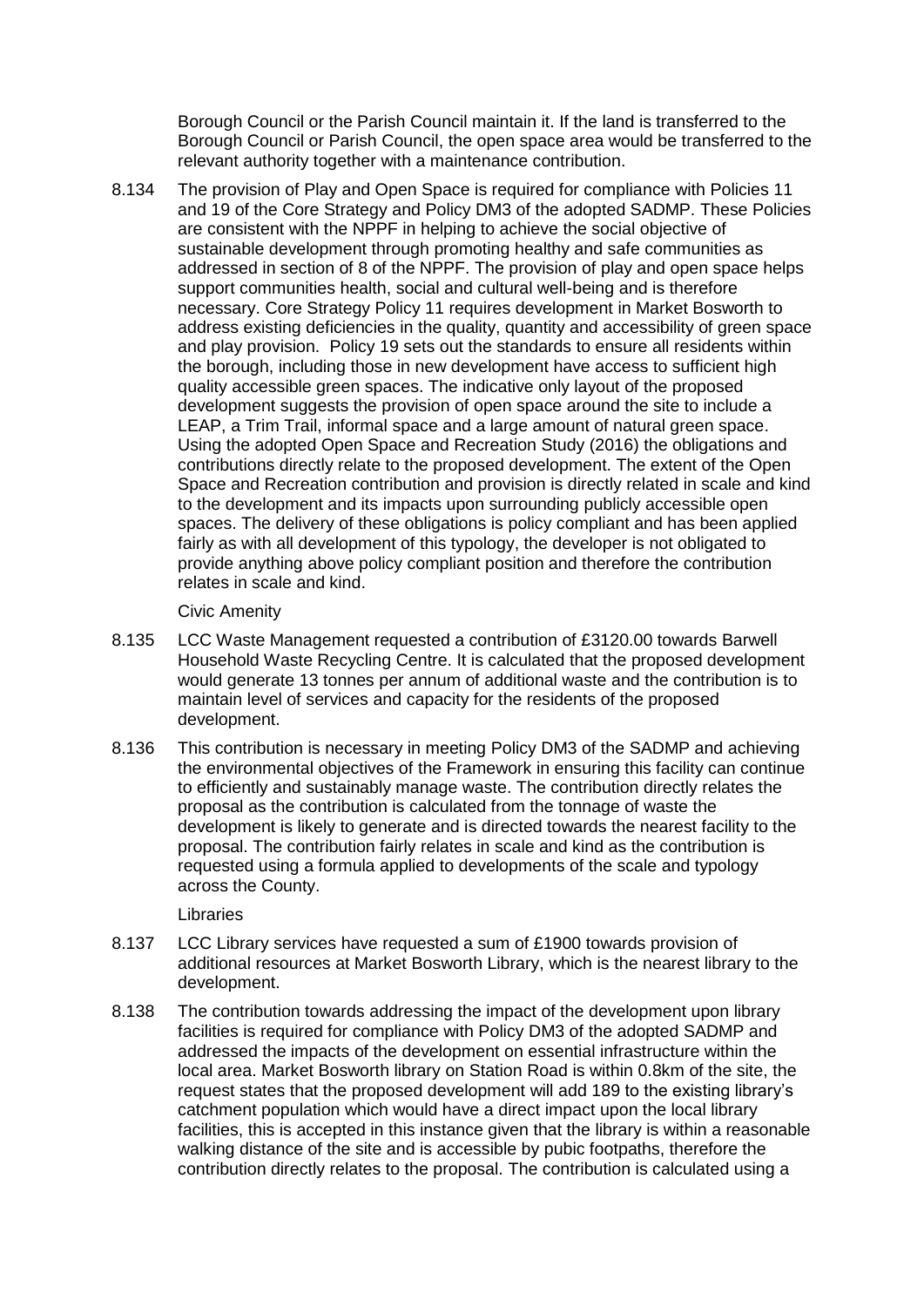Borough Council or the Parish Council maintain it. If the land is transferred to the Borough Council or Parish Council, the open space area would be transferred to the relevant authority together with a maintenance contribution.

8.134 The provision of Play and Open Space is required for compliance with Policies 11 and 19 of the Core Strategy and Policy DM3 of the adopted SADMP. These Policies are consistent with the NPPF in helping to achieve the social objective of sustainable development through promoting healthy and safe communities as addressed in section of 8 of the NPPF. The provision of play and open space helps support communities health, social and cultural well-being and is therefore necessary. Core Strategy Policy 11 requires development in Market Bosworth to address existing deficiencies in the quality, quantity and accessibility of green space and play provision. Policy 19 sets out the standards to ensure all residents within the borough, including those in new development have access to sufficient high quality accessible green spaces. The indicative only layout of the proposed development suggests the provision of open space around the site to include a LEAP, a Trim Trail, informal space and a large amount of natural green space. Using the adopted Open Space and Recreation Study (2016) the obligations and contributions directly relate to the proposed development. The extent of the Open Space and Recreation contribution and provision is directly related in scale and kind to the development and its impacts upon surrounding publicly accessible open spaces. The delivery of these obligations is policy compliant and has been applied fairly as with all development of this typology, the developer is not obligated to provide anything above policy compliant position and therefore the contribution relates in scale and kind.

Civic Amenity

8.135 LCC Waste Management requested a contribution of £3120.00 towards Barwell Household Waste Recycling Centre. It is calculated that the proposed development would generate 13 tonnes per annum of additional waste and the contribution is to maintain level of services and capacity for the residents of the proposed development.

8.136 This contribution is necessary in meeting Policy DM3 of the SADMP and achieving the environmental objectives of the Framework in ensuring this facility can continue to efficiently and sustainably manage waste. The contribution directly relates the proposal as the contribution is calculated from the tonnage of waste the development is likely to generate and is directed towards the nearest facility to the proposal. The contribution fairly relates in scale and kind as the contribution is requested using a formula applied to developments of the scale and typology across the County.

Libraries

8.137 LCC Library services have requested a sum of £1900 towards provision of additional resources at Market Bosworth Library, which is the nearest library to the development.

8.138 The contribution towards addressing the impact of the development upon library facilities is required for compliance with Policy DM3 of the adopted SADMP and addressed the impacts of the development on essential infrastructure within the local area. Market Bosworth library on Station Road is within 0.8km of the site, the request states that the proposed development will add 189 to the existing library's catchment population which would have a direct impact upon the local library facilities, this is accepted in this instance given that the library is within a reasonable walking distance of the site and is accessible by pubic footpaths, therefore the contribution directly relates to the proposal. The contribution is calculated using a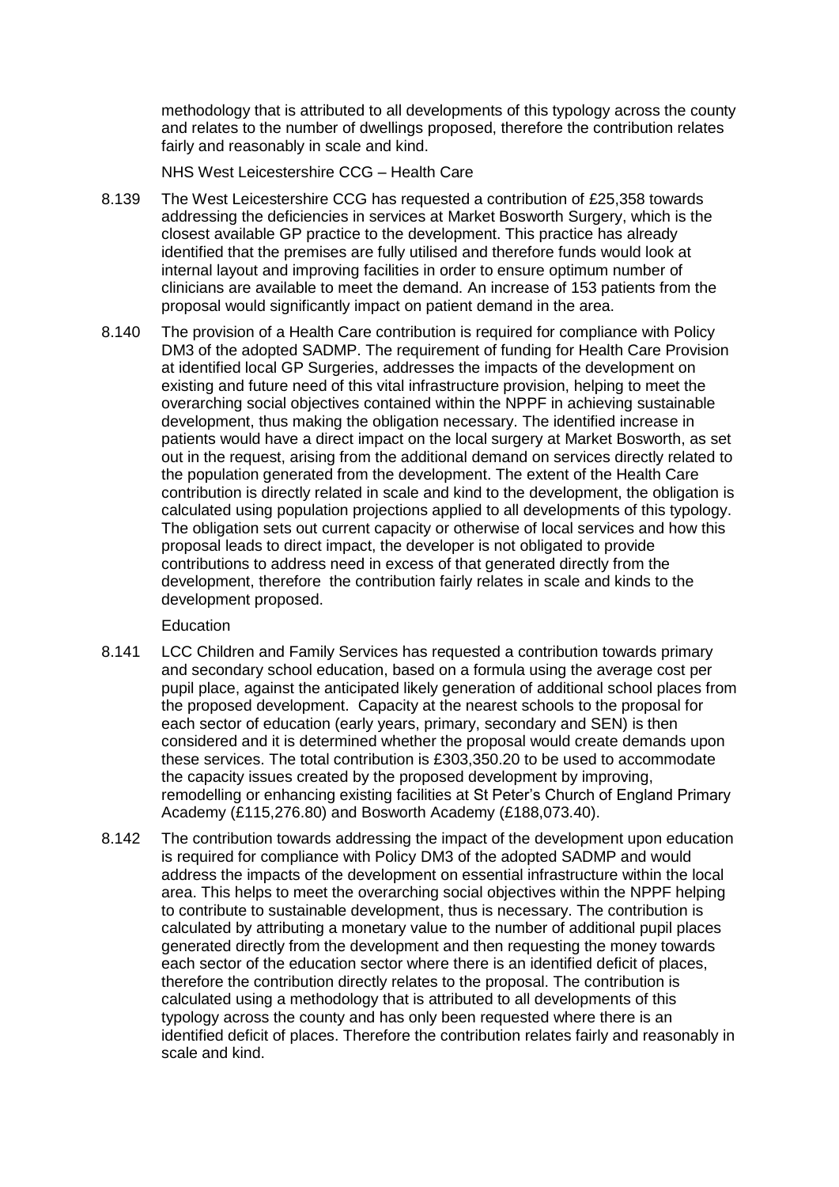methodology that is attributed to all developments of this typology across the county and relates to the number of dwellings proposed, therefore the contribution relates fairly and reasonably in scale and kind.

NHS West Leicestershire CCG – Health Care

8.139 The West Leicestershire CCG has requested a contribution of £25,358 towards addressing the deficiencies in services at Market Bosworth Surgery, which is the closest available GP practice to the development. This practice has already identified that the premises are fully utilised and therefore funds would look at internal layout and improving facilities in order to ensure optimum number of clinicians are available to meet the demand. An increase of 153 patients from the proposal would significantly impact on patient demand in the area.

8.140 The provision of a Health Care contribution is required for compliance with Policy DM3 of the adopted SADMP. The requirement of funding for Health Care Provision at identified local GP Surgeries, addresses the impacts of the development on existing and future need of this vital infrastructure provision, helping to meet the overarching social objectives contained within the NPPF in achieving sustainable development, thus making the obligation necessary. The identified increase in patients would have a direct impact on the local surgery at Market Bosworth, as set out in the request, arising from the additional demand on services directly related to the population generated from the development. The extent of the Health Care contribution is directly related in scale and kind to the development, the obligation is calculated using population projections applied to all developments of this typology. The obligation sets out current capacity or otherwise of local services and how this proposal leads to direct impact, the developer is not obligated to provide contributions to address need in excess of that generated directly from the development, therefore the contribution fairly relates in scale and kinds to the development proposed.

Education

8.141 LCC Children and Family Services has requested a contribution towards primary and secondary school education, based on a formula using the average cost per pupil place, against the anticipated likely generation of additional school places from the proposed development. Capacity at the nearest schools to the proposal for each sector of education (early years, primary, secondary and SEN) is then considered and it is determined whether the proposal would create demands upon these services. The total contribution is £303,350.20 to be used to accommodate the capacity issues created by the proposed development by improving, remodelling or enhancing existing facilities at St Peter's Church of England Primary Academy (£115,276.80) and Bosworth Academy (£188,073.40).

8.142 The contribution towards addressing the impact of the development upon education is required for compliance with Policy DM3 of the adopted SADMP and would address the impacts of the development on essential infrastructure within the local area. This helps to meet the overarching social objectives within the NPPF helping to contribute to sustainable development, thus is necessary. The contribution is calculated by attributing a monetary value to the number of additional pupil places generated directly from the development and then requesting the money towards each sector of the education sector where there is an identified deficit of places, therefore the contribution directly relates to the proposal. The contribution is calculated using a methodology that is attributed to all developments of this typology across the county and has only been requested where there is an identified deficit of places. Therefore the contribution relates fairly and reasonably in scale and kind.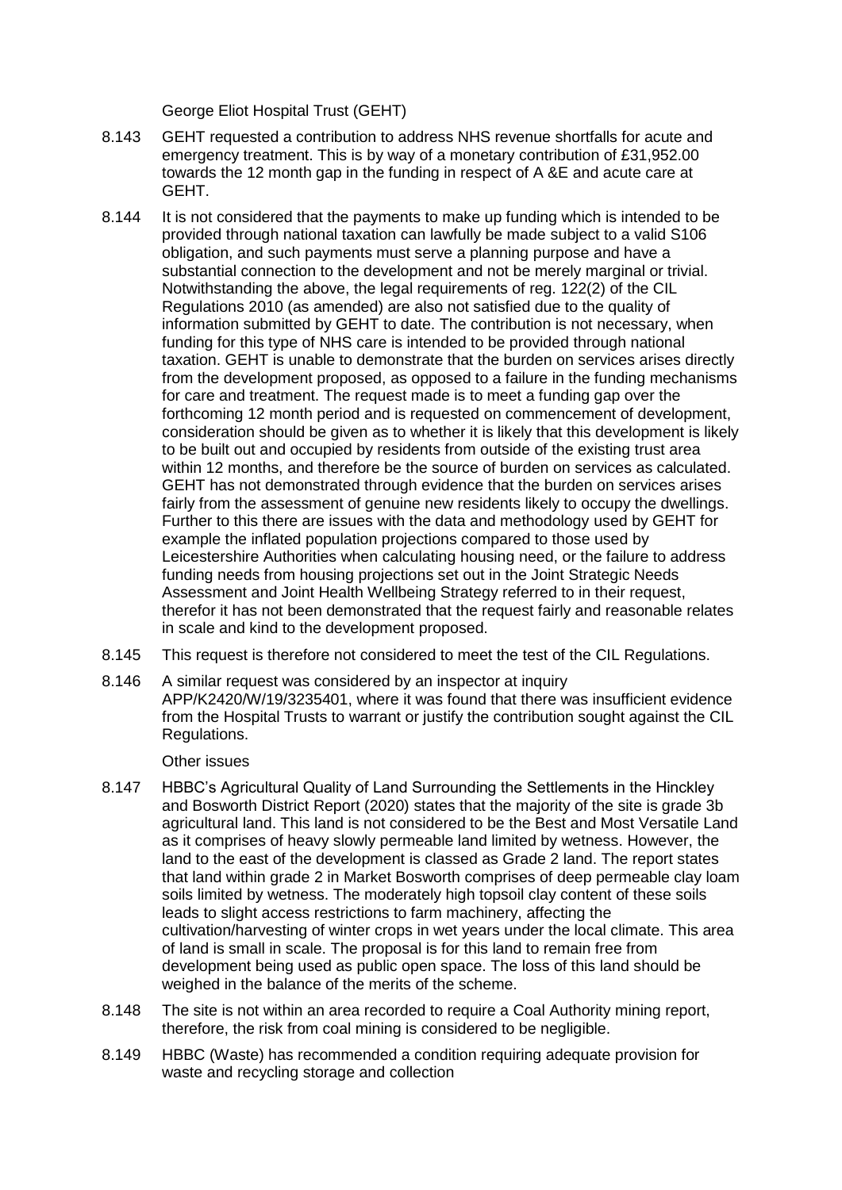George Eliot Hospital Trust (GEHT)

8.143 GEHT requested a contribution to address NHS revenue shortfalls for acute and emergency treatment. This is by way of a monetary contribution of £31,952.00 towards the 12 month gap in the funding in respect of A &E and acute care at GEHT.

8.144 It is not considered that the payments to make up funding which is intended to be provided through national taxation can lawfully be made subject to a valid S106 obligation, and such payments must serve a planning purpose and have a substantial connection to the development and not be merely marginal or trivial. Notwithstanding the above, the legal requirements of reg. 122(2) of the CIL Regulations 2010 (as amended) are also not satisfied due to the quality of information submitted by GEHT to date. The contribution is not necessary, when funding for this type of NHS care is intended to be provided through national taxation. GEHT is unable to demonstrate that the burden on services arises directly from the development proposed, as opposed to a failure in the funding mechanisms for care and treatment. The request made is to meet a funding gap over the forthcoming 12 month period and is requested on commencement of development, consideration should be given as to whether it is likely that this development is likely to be built out and occupied by residents from outside of the existing trust area within 12 months, and therefore be the source of burden on services as calculated. GEHT has not demonstrated through evidence that the burden on services arises fairly from the assessment of genuine new residents likely to occupy the dwellings. Further to this there are issues with the data and methodology used by GEHT for example the inflated population projections compared to those used by Leicestershire Authorities when calculating housing need, or the failure to address funding needs from housing projections set out in the Joint Strategic Needs Assessment and Joint Health Wellbeing Strategy referred to in their request, therefor it has not been demonstrated that the request fairly and reasonable relates in scale and kind to the development proposed.

8.145 This request is therefore not considered to meet the test of the CIL Regulations.

8.146 A similar request was considered by an inspector at inquiry APP/K2420/W/19/3235401, where it was found that there was insufficient evidence from the Hospital Trusts to warrant or justify the contribution sought against the CIL Regulations.

Other issues

8.147 HBBC's Agricultural Quality of Land Surrounding the Settlements in the Hinckley and Bosworth District Report (2020) states that the majority of the site is grade 3b agricultural land. This land is not considered to be the Best and Most Versatile Land as it comprises of heavy slowly permeable land limited by wetness. However, the land to the east of the development is classed as Grade 2 land. The report states that land within grade 2 in Market Bosworth comprises of deep permeable clay loam soils limited by wetness. The moderately high topsoil clay content of these soils leads to slight access restrictions to farm machinery, affecting the cultivation/harvesting of winter crops in wet years under the local climate. This area of land is small in scale. The proposal is for this land to remain free from development being used as public open space. The loss of this land should be weighed in the balance of the merits of the scheme.

8.148 The site is not within an area recorded to require a Coal Authority mining report, therefore, the risk from coal mining is considered to be negligible.

8.149 HBBC (Waste) has recommended a condition requiring adequate provision for waste and recycling storage and collection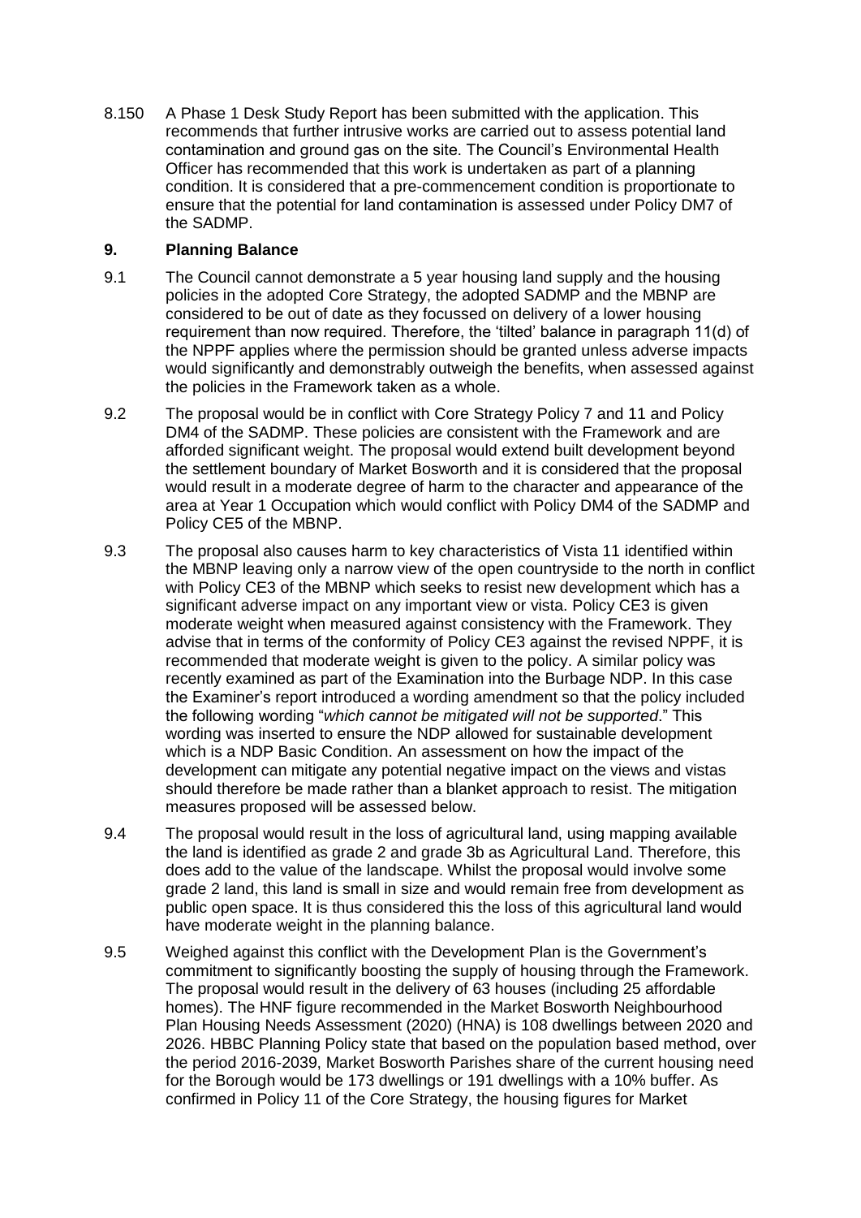8.150 A Phase 1 Desk Study Report has been submitted with the application. This recommends that further intrusive works are carried out to assess potential land contamination and ground gas on the site. The Council's Environmental Health Officer has recommended that this work is undertaken as part of a planning condition. It is considered that a pre-commencement condition is proportionate to ensure that the potential for land contamination is assessed under Policy DM7 of the SADMP.

## 9. Planning Balance

9.1 The Council cannot demonstrate a 5 year housing land supply and the housing policies in the adopted Core Strategy, the adopted SADMP and the MBNP are considered to be out of date as they focussed on delivery of a lower housing requirement than now required. Therefore, the 'tilted' balance in paragraph 11(d) of the NPPF applies where the permission should be granted unless adverse impacts would significantly and demonstrably outweigh the benefits, when assessed against the policies in the Framework taken as a whole.

9.2 The proposal would be in conflict with Core Strategy Policy 7 and 11 and Policy DM4 of the SADMP. These policies are consistent with the Framework and are afforded significant weight. The proposal would extend built development beyond the settlement boundary of Market Bosworth and it is considered that the proposal would result in a moderate degree of harm to the character and appearance of the area at Year 1 Occupation which would conflict with Policy DM4 of the SADMP and Policy CE5 of the MBNP.

9.3 The proposal also causes harm to key characteristics of Vista 11 identified within the MBNP leaving only a narrow view of the open countryside to the north in conflict with Policy CE3 of the MBNP which seeks to resist new development which has a significant adverse impact on any important view or vista. Policy CE3 is given moderate weight when measured against consistency with the Framework. They advise that in terms of the conformity of Policy CE3 against the revised NPPF, it is recommended that moderate weight is given to the policy. A similar policy was recently examined as part of the Examination into the Burbage NDP. In this case the Examiner's report introduced a wording amendment so that the policy included the following wording "*which cannot be mitigated will not be supported*." This wording was inserted to ensure the NDP allowed for sustainable development which is a NDP Basic Condition. An assessment on how the impact of the development can mitigate any potential negative impact on the views and vistas should therefore be made rather than a blanket approach to resist. The mitigation measures proposed will be assessed below.

9.4 The proposal would result in the loss of agricultural land, using mapping available the land is identified as grade 2 and grade 3b as Agricultural Land. Therefore, this does add to the value of the landscape. Whilst the proposal would involve some grade 2 land, this land is small in size and would remain free from development as public open space. It is thus considered this the loss of this agricultural land would have moderate weight in the planning balance.

9.5 Weighed against this conflict with the Development Plan is the Government's commitment to significantly boosting the supply of housing through the Framework. The proposal would result in the delivery of 63 houses (including 25 affordable homes). The HNF figure recommended in the Market Bosworth Neighbourhood Plan Housing Needs Assessment (2020) (HNA) is 108 dwellings between 2020 and 2026. HBBC Planning Policy state that based on the population based method, over the period 2016-2039, Market Bosworth Parishes share of the current housing need for the Borough would be 173 dwellings or 191 dwellings with a 10% buffer. As confirmed in Policy 11 of the Core Strategy, the housing figures for Market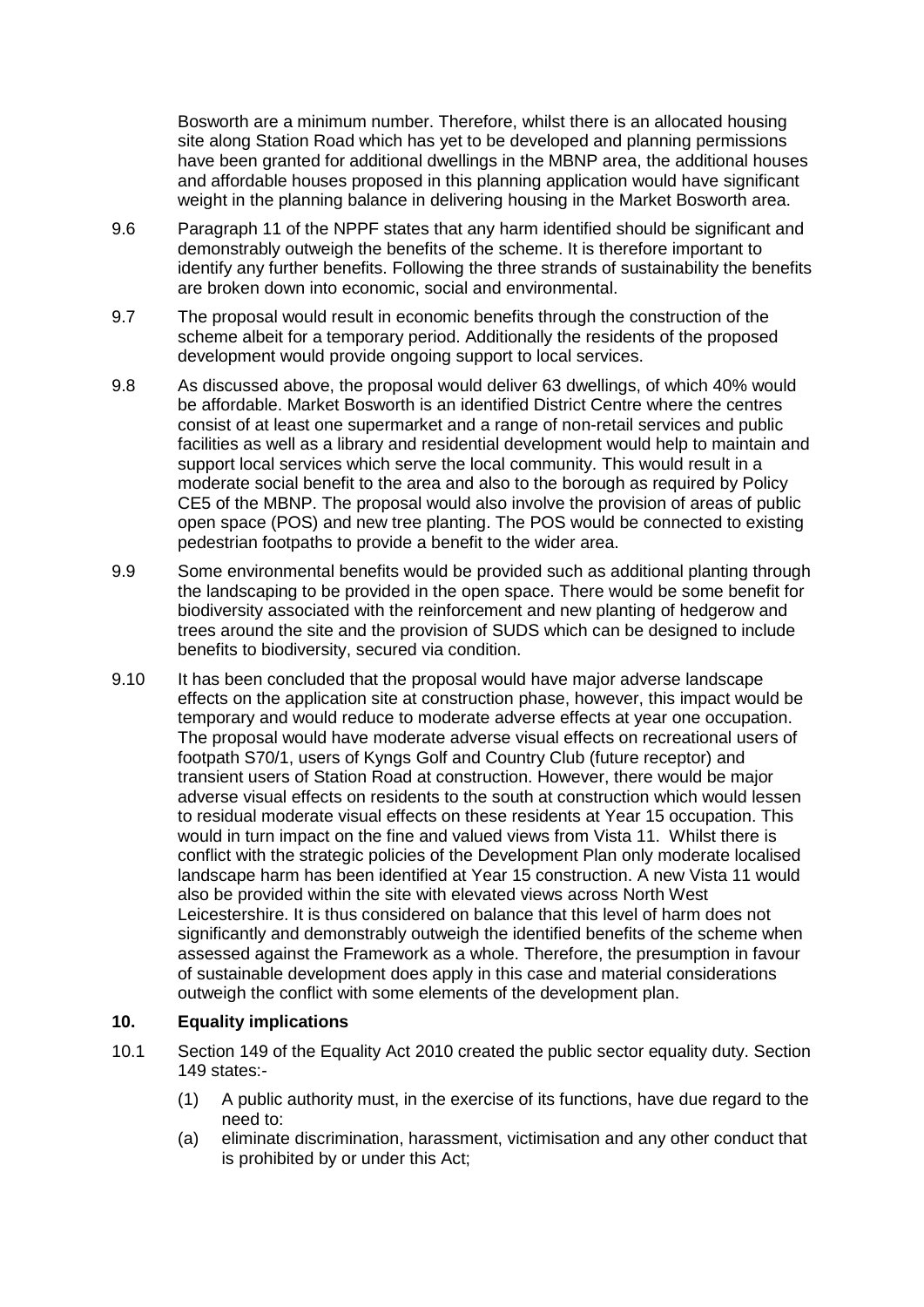Bosworth are a minimum number. Therefore, whilst there is an allocated housing site along Station Road which has yet to be developed and planning permissions have been granted for additional dwellings in the MBNP area, the additional houses and affordable houses proposed in this planning application would have significant weight in the planning balance in delivering housing in the Market Bosworth area.

9.6 Paragraph 11 of the NPPF states that any harm identified should be significant and demonstrably outweigh the benefits of the scheme. It is therefore important to identify any further benefits. Following the three strands of sustainability the benefits are broken down into economic, social and environmental.

9.7 The proposal would result in economic benefits through the construction of the scheme albeit for a temporary period. Additionally the residents of the proposed development would provide ongoing support to local services.

9.8 As discussed above, the proposal would deliver 63 dwellings, of which 40% would be affordable. Market Bosworth is an identified District Centre where the centres consist of at least one supermarket and a range of non-retail services and public facilities as well as a library and residential development would help to maintain and support local services which serve the local community. This would result in a moderate social benefit to the area and also to the borough as required by Policy CE5 of the MBNP. The proposal would also involve the provision of areas of public open space (POS) and new tree planting. The POS would be connected to existing pedestrian footpaths to provide a benefit to the wider area.

9.9 Some environmental benefits would be provided such as additional planting through the landscaping to be provided in the open space. There would be some benefit for biodiversity associated with the reinforcement and new planting of hedgerow and trees around the site and the provision of SUDS which can be designed to include benefits to biodiversity, secured via condition.

9.10 It has been concluded that the proposal would have major adverse landscape effects on the application site at construction phase, however, this impact would be temporary and would reduce to moderate adverse effects at year one occupation. The proposal would have moderate adverse visual effects on recreational users of footpath S70/1, users of Kyngs Golf and Country Club (future receptor) and transient users of Station Road at construction. However, there would be major adverse visual effects on residents to the south at construction which would lessen to residual moderate visual effects on these residents at Year 15 occupation. This would in turn impact on the fine and valued views from Vista 11. Whilst there is conflict with the strategic policies of the Development Plan only moderate localised landscape harm has been identified at Year 15 construction. A new Vista 11 would also be provided within the site with elevated views across North West Leicestershire. It is thus considered on balance that this level of harm does not significantly and demonstrably outweigh the identified benefits of the scheme when assessed against the Framework as a whole. Therefore, the presumption in favour of sustainable development does apply in this case and material considerations outweigh the conflict with some elements of the development plan.

## 10. Equality implications

10.1 Section 149 of the Equality Act 2010 created the public sector equality duty. Section 149 states:-

(1) A public authority must, in the exercise of its functions, have due regard to the need to:

(a) eliminate discrimination, harassment, victimisation and any other conduct that is prohibited by or under this Act;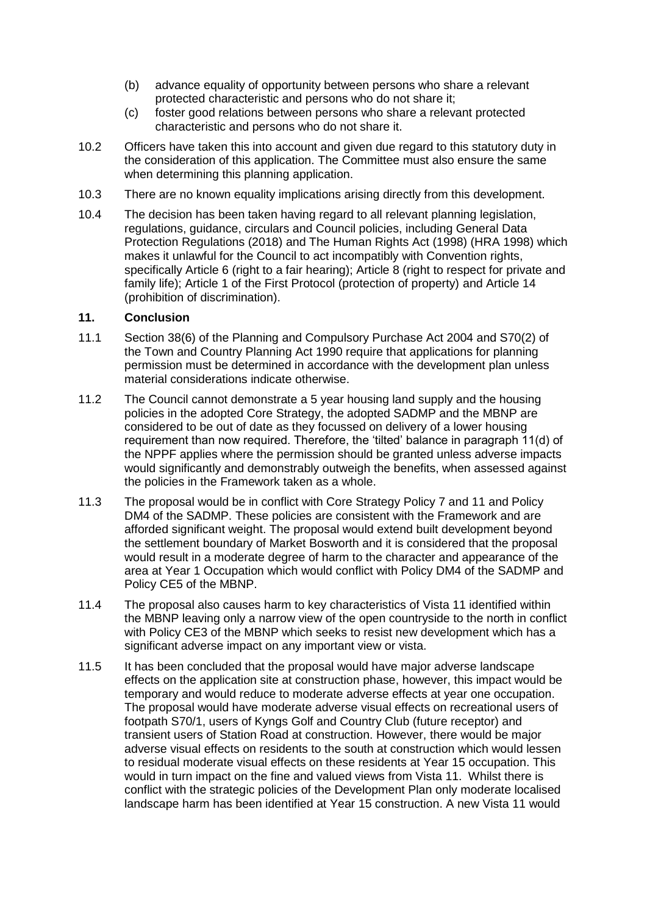(b) advance equality of opportunity between persons who share a relevant protected characteristic and persons who do not share it;

(c) foster good relations between persons who share a relevant protected characteristic and persons who do not share it.

10.2 Officers have taken this into account and given due regard to this statutory duty in the consideration of this application. The Committee must also ensure the same when determining this planning application.

10.3 There are no known equality implications arising directly from this development.

10.4 The decision has been taken having regard to all relevant planning legislation, regulations, guidance, circulars and Council policies, including General Data Protection Regulations (2018) and The Human Rights Act (1998) (HRA 1998) which makes it unlawful for the Council to act incompatibly with Convention rights, specifically Article 6 (right to a fair hearing); Article 8 (right to respect for private and family life); Article 1 of the First Protocol (protection of property) and Article 14 (prohibition of discrimination).

## 11. Conclusion

11.1 Section 38(6) of the Planning and Compulsory Purchase Act 2004 and S70(2) of the Town and Country Planning Act 1990 require that applications for planning permission must be determined in accordance with the development plan unless material considerations indicate otherwise.

11.2 The Council cannot demonstrate a 5 year housing land supply and the housing policies in the adopted Core Strategy, the adopted SADMP and the MBNP are considered to be out of date as they focussed on delivery of a lower housing requirement than now required. Therefore, the 'tilted' balance in paragraph 11(d) of the NPPF applies where the permission should be granted unless adverse impacts would significantly and demonstrably outweigh the benefits, when assessed against the policies in the Framework taken as a whole.

11.3 The proposal would be in conflict with Core Strategy Policy 7 and 11 and Policy DM4 of the SADMP. These policies are consistent with the Framework and are afforded significant weight. The proposal would extend built development beyond the settlement boundary of Market Bosworth and it is considered that the proposal would result in a moderate degree of harm to the character and appearance of the area at Year 1 Occupation which would conflict with Policy DM4 of the SADMP and Policy CE5 of the MBNP.

11.4 The proposal also causes harm to key characteristics of Vista 11 identified within the MBNP leaving only a narrow view of the open countryside to the north in conflict with Policy CE3 of the MBNP which seeks to resist new development which has a significant adverse impact on any important view or vista.

11.5 It has been concluded that the proposal would have major adverse landscape effects on the application site at construction phase, however, this impact would be temporary and would reduce to moderate adverse effects at year one occupation. The proposal would have moderate adverse visual effects on recreational users of footpath S70/1, users of Kyngs Golf and Country Club (future receptor) and transient users of Station Road at construction. However, there would be major adverse visual effects on residents to the south at construction which would lessen to residual moderate visual effects on these residents at Year 15 occupation. This would in turn impact on the fine and valued views from Vista 11. Whilst there is conflict with the strategic policies of the Development Plan only moderate localised landscape harm has been identified at Year 15 construction. A new Vista 11 would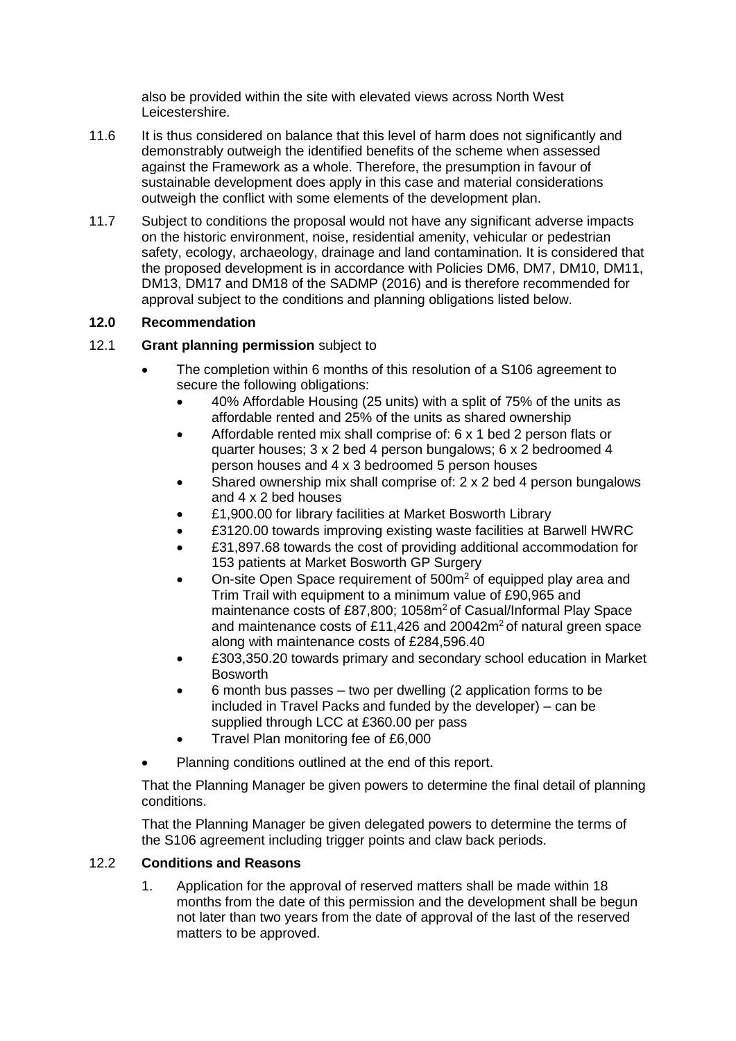also be provided within the site with elevated views across North West Leicestershire.

11.6 It is thus considered on balance that this level of harm does not significantly and demonstrably outweigh the identified benefits of the scheme when assessed against the Framework as a whole. Therefore, the presumption in favour of sustainable development does apply in this case and material considerations outweigh the conflict with some elements of the development plan.

11.7 Subject to conditions the proposal would not have any significant adverse impacts on the historic environment, noise, residential amenity, vehicular or pedestrian safety, ecology, archaeology, drainage and land contamination. It is considered that the proposed development is in accordance with Policies DM6, DM7, DM10, DM11, DM13, DM17 and DM18 of the SADMP (2016) and is therefore recommended for approval subject to the conditions and planning obligations listed below.

## 12.0 Recommendation

12.1 **Grant planning permission** subject to

- The completion within 6 months of this resolution of a S106 agreement to secure the following obligations:
  - 40% Affordable Housing (25 units) with a split of 75% of the units as affordable rented and 25% of the units as shared ownership
  - Affordable rented mix shall comprise of: 6 x 1 bed 2 person flats or quarter houses; 3 x 2 bed 4 person bungalows; 6 x 2 bedroomed 4 person houses and 4 x 3 bedroomed 5 person houses
  - Shared ownership mix shall comprise of: 2 x 2 bed 4 person bungalows and 4 x 2 bed houses
  - £1,900.00 for library facilities at Market Bosworth Library
  - £3120.00 towards improving existing waste facilities at Barwell HWRC
  - £31,897.68 towards the cost of providing additional accommodation for 153 patients at Market Bosworth GP Surgery
  - On-site Open Space requirement of 500m$^2$ of equipped play area and Trim Trail with equipment to a minimum value of £90,965 and maintenance costs of £87,800; 1058m$^2$ of Casual/Informal Play Space and maintenance costs of £11,426 and 20042m$^2$ of natural green space along with maintenance costs of £284,596.40
  - £303,350.20 towards primary and secondary school education in Market Bosworth
  - 6 month bus passes – two per dwelling (2 application forms to be included in Travel Packs and funded by the developer) – can be supplied through LCC at £360.00 per pass
  - Travel Plan monitoring fee of £6,000
- Planning conditions outlined at the end of this report.

That the Planning Manager be given powers to determine the final detail of planning conditions.

That the Planning Manager be given delegated powers to determine the terms of the S106 agreement including trigger points and claw back periods.

12.2 **Conditions and Reasons**

1. Application for the approval of reserved matters shall be made within 18 months from the date of this permission and the development shall be begun not later than two years from the date of approval of the last of the reserved matters to be approved.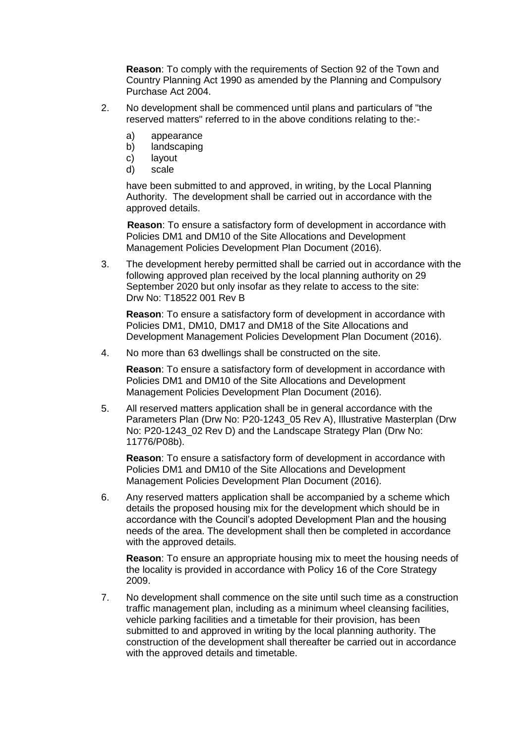**Reason**: To comply with the requirements of Section 92 of the Town and Country Planning Act 1990 as amended by the Planning and Compulsory Purchase Act 2004.

2. No development shall be commenced until plans and particulars of "the reserved matters" referred to in the above conditions relating to the:-

   a) appearance
   b) landscaping
   c) layout
   d) scale

   have been submitted to and approved, in writing, by the Local Planning Authority. The development shall be carried out in accordance with the approved details.

   **Reason**: To ensure a satisfactory form of development in accordance with Policies DM1 and DM10 of the Site Allocations and Development Management Policies Development Plan Document (2016).

3. The development hereby permitted shall be carried out in accordance with the following approved plan received by the local planning authority on 29 September 2020 but only insofar as they relate to access to the site: Drw No: T18522 001 Rev B

   **Reason**: To ensure a satisfactory form of development in accordance with Policies DM1, DM10, DM17 and DM18 of the Site Allocations and Development Management Policies Development Plan Document (2016).

4. No more than 63 dwellings shall be constructed on the site.

   **Reason**: To ensure a satisfactory form of development in accordance with Policies DM1 and DM10 of the Site Allocations and Development Management Policies Development Plan Document (2016).

5. All reserved matters application shall be in general accordance with the Parameters Plan (Drw No: P20-1243_05 Rev A), Illustrative Masterplan (Drw No: P20-1243_02 Rev D) and the Landscape Strategy Plan (Drw No: 11776/P08b).

   **Reason**: To ensure a satisfactory form of development in accordance with Policies DM1 and DM10 of the Site Allocations and Development Management Policies Development Plan Document (2016).

6. Any reserved matters application shall be accompanied by a scheme which details the proposed housing mix for the development which should be in accordance with the Council's adopted Development Plan and the housing needs of the area. The development shall then be completed in accordance with the approved details.

   **Reason**: To ensure an appropriate housing mix to meet the housing needs of the locality is provided in accordance with Policy 16 of the Core Strategy 2009.

7. No development shall commence on the site until such time as a construction traffic management plan, including as a minimum wheel cleansing facilities, vehicle parking facilities and a timetable for their provision, has been submitted to and approved in writing by the local planning authority. The construction of the development shall thereafter be carried out in accordance with the approved details and timetable.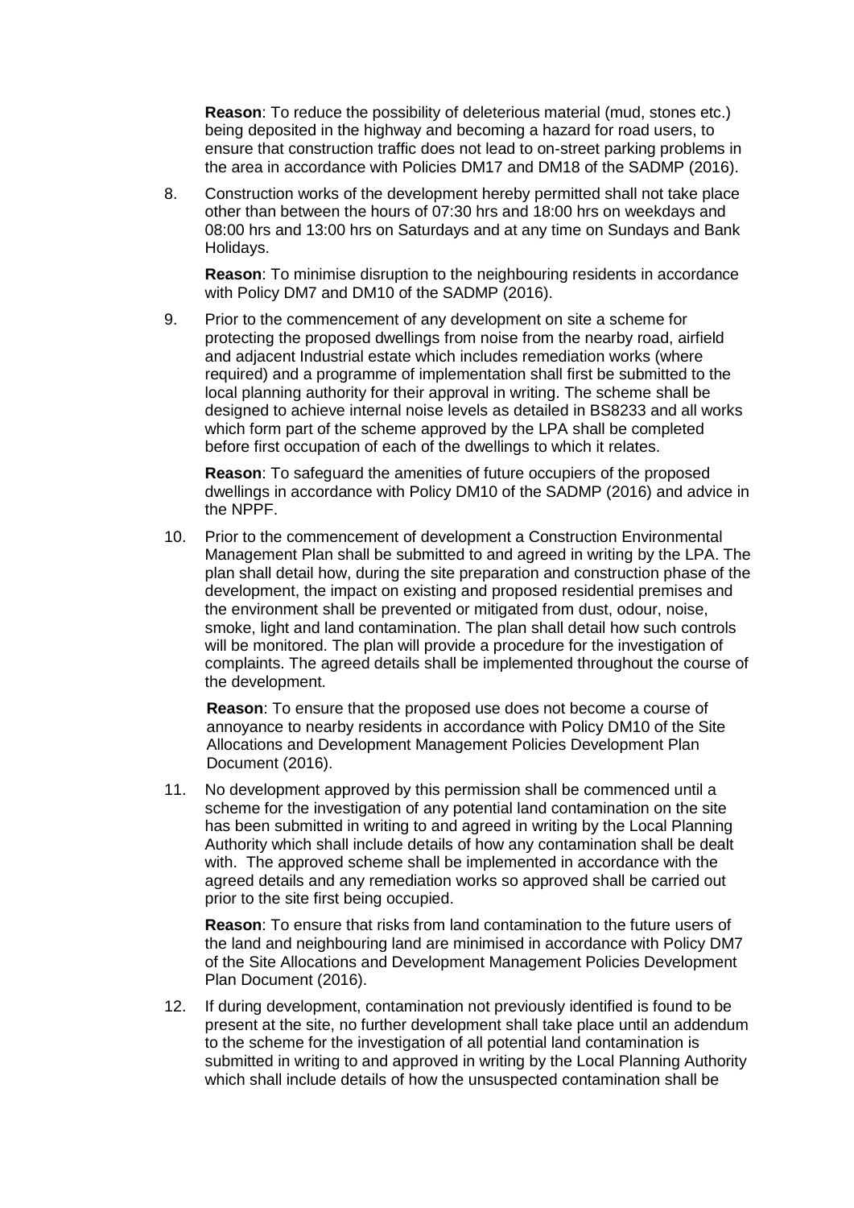**Reason**: To reduce the possibility of deleterious material (mud, stones etc.) being deposited in the highway and becoming a hazard for road users, to ensure that construction traffic does not lead to on-street parking problems in the area in accordance with Policies DM17 and DM18 of the SADMP (2016).

8. Construction works of the development hereby permitted shall not take place other than between the hours of 07:30 hrs and 18:00 hrs on weekdays and 08:00 hrs and 13:00 hrs on Saturdays and at any time on Sundays and Bank Holidays.

   **Reason**: To minimise disruption to the neighbouring residents in accordance with Policy DM7 and DM10 of the SADMP (2016).

9. Prior to the commencement of any development on site a scheme for protecting the proposed dwellings from noise from the nearby road, airfield and adjacent Industrial estate which includes remediation works (where required) and a programme of implementation shall first be submitted to the local planning authority for their approval in writing. The scheme shall be designed to achieve internal noise levels as detailed in BS8233 and all works which form part of the scheme approved by the LPA shall be completed before first occupation of each of the dwellings to which it relates.

   **Reason**: To safeguard the amenities of future occupiers of the proposed dwellings in accordance with Policy DM10 of the SADMP (2016) and advice in the NPPF.

10. Prior to the commencement of development a Construction Environmental Management Plan shall be submitted to and agreed in writing by the LPA. The plan shall detail how, during the site preparation and construction phase of the development, the impact on existing and proposed residential premises and the environment shall be prevented or mitigated from dust, odour, noise, smoke, light and land contamination. The plan shall detail how such controls will be monitored. The plan will provide a procedure for the investigation of complaints. The agreed details shall be implemented throughout the course of the development.

    **Reason**: To ensure that the proposed use does not become a course of annoyance to nearby residents in accordance with Policy DM10 of the Site Allocations and Development Management Policies Development Plan Document (2016).

11. No development approved by this permission shall be commenced until a scheme for the investigation of any potential land contamination on the site has been submitted in writing to and agreed in writing by the Local Planning Authority which shall include details of how any contamination shall be dealt with. The approved scheme shall be implemented in accordance with the agreed details and any remediation works so approved shall be carried out prior to the site first being occupied.

    **Reason**: To ensure that risks from land contamination to the future users of the land and neighbouring land are minimised in accordance with Policy DM7 of the Site Allocations and Development Management Policies Development Plan Document (2016).

12. If during development, contamination not previously identified is found to be present at the site, no further development shall take place until an addendum to the scheme for the investigation of all potential land contamination is submitted in writing to and approved in writing by the Local Planning Authority which shall include details of how the unsuspected contamination shall be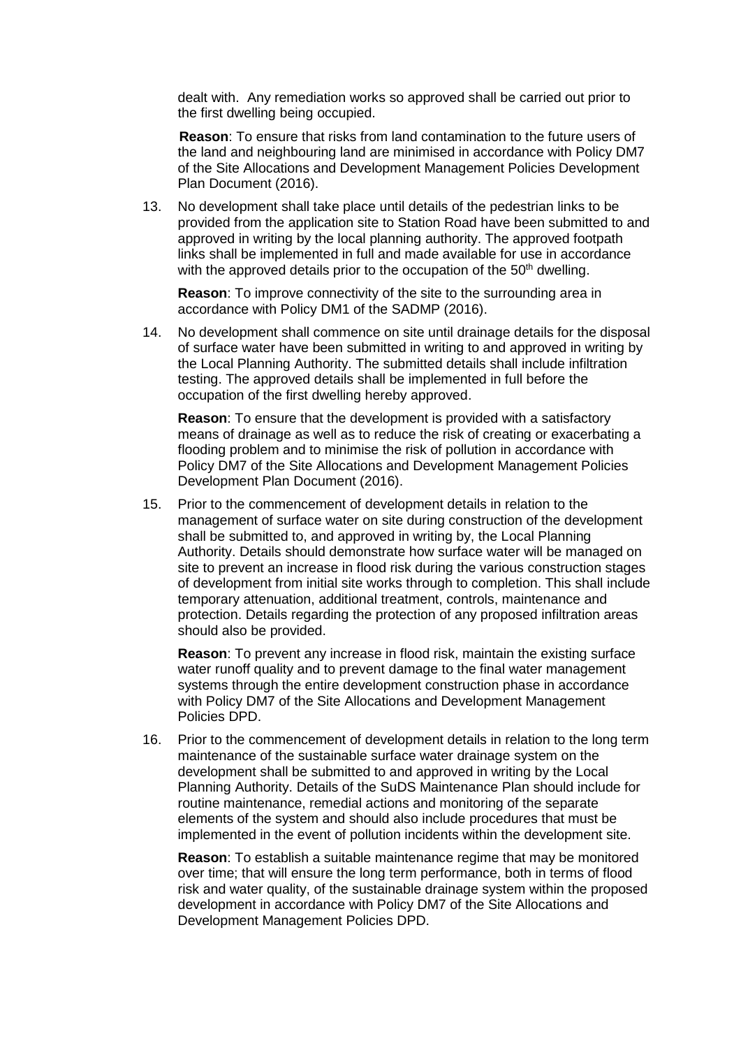dealt with. Any remediation works so approved shall be carried out prior to the first dwelling being occupied.

**Reason**: To ensure that risks from land contamination to the future users of the land and neighbouring land are minimised in accordance with Policy DM7 of the Site Allocations and Development Management Policies Development Plan Document (2016).

13. No development shall take place until details of the pedestrian links to be provided from the application site to Station Road have been submitted to and approved in writing by the local planning authority. The approved footpath links shall be implemented in full and made available for use in accordance with the approved details prior to the occupation of the 50th dwelling.

    **Reason**: To improve connectivity of the site to the surrounding area in accordance with Policy DM1 of the SADMP (2016).

14. No development shall commence on site until drainage details for the disposal of surface water have been submitted in writing to and approved in writing by the Local Planning Authority. The submitted details shall include infiltration testing. The approved details shall be implemented in full before the occupation of the first dwelling hereby approved.

    **Reason**: To ensure that the development is provided with a satisfactory means of drainage as well as to reduce the risk of creating or exacerbating a flooding problem and to minimise the risk of pollution in accordance with Policy DM7 of the Site Allocations and Development Management Policies Development Plan Document (2016).

15. Prior to the commencement of development details in relation to the management of surface water on site during construction of the development shall be submitted to, and approved in writing by, the Local Planning Authority. Details should demonstrate how surface water will be managed on site to prevent an increase in flood risk during the various construction stages of development from initial site works through to completion. This shall include temporary attenuation, additional treatment, controls, maintenance and protection. Details regarding the protection of any proposed infiltration areas should also be provided.

    **Reason**: To prevent any increase in flood risk, maintain the existing surface water runoff quality and to prevent damage to the final water management systems through the entire development construction phase in accordance with Policy DM7 of the Site Allocations and Development Management Policies DPD.

16. Prior to the commencement of development details in relation to the long term maintenance of the sustainable surface water drainage system on the development shall be submitted to and approved in writing by the Local Planning Authority. Details of the SuDS Maintenance Plan should include for routine maintenance, remedial actions and monitoring of the separate elements of the system and should also include procedures that must be implemented in the event of pollution incidents within the development site.

    **Reason**: To establish a suitable maintenance regime that may be monitored over time; that will ensure the long term performance, both in terms of flood risk and water quality, of the sustainable drainage system within the proposed development in accordance with Policy DM7 of the Site Allocations and Development Management Policies DPD.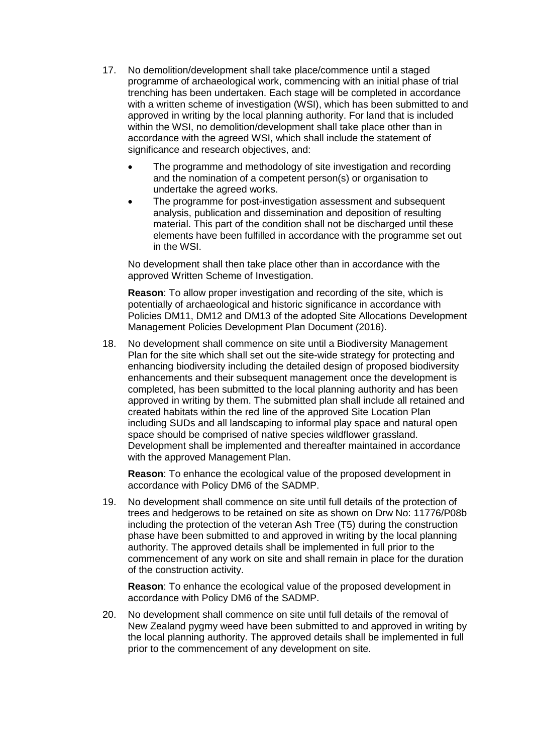17. No demolition/development shall take place/commence until a staged programme of archaeological work, commencing with an initial phase of trial trenching has been undertaken. Each stage will be completed in accordance with a written scheme of investigation (WSI), which has been submitted to and approved in writing by the local planning authority. For land that is included within the WSI, no demolition/development shall take place other than in accordance with the agreed WSI, which shall include the statement of significance and research objectives, and:

    - The programme and methodology of site investigation and recording and the nomination of a competent person(s) or organisation to undertake the agreed works.
    - The programme for post-investigation assessment and subsequent analysis, publication and dissemination and deposition of resulting material. This part of the condition shall not be discharged until these elements have been fulfilled in accordance with the programme set out in the WSI.

    No development shall then take place other than in accordance with the approved Written Scheme of Investigation.

    **Reason**: To allow proper investigation and recording of the site, which is potentially of archaeological and historic significance in accordance with Policies DM11, DM12 and DM13 of the adopted Site Allocations Development Management Policies Development Plan Document (2016).

18. No development shall commence on site until a Biodiversity Management Plan for the site which shall set out the site-wide strategy for protecting and enhancing biodiversity including the detailed design of proposed biodiversity enhancements and their subsequent management once the development is completed, has been submitted to the local planning authority and has been approved in writing by them. The submitted plan shall include all retained and created habitats within the red line of the approved Site Location Plan including SUDs and all landscaping to informal play space and natural open space should be comprised of native species wildflower grassland. Development shall be implemented and thereafter maintained in accordance with the approved Management Plan.

    **Reason**: To enhance the ecological value of the proposed development in accordance with Policy DM6 of the SADMP.

19. No development shall commence on site until full details of the protection of trees and hedgerows to be retained on site as shown on Drw No: 11776/P08b including the protection of the veteran Ash Tree (T5) during the construction phase have been submitted to and approved in writing by the local planning authority. The approved details shall be implemented in full prior to the commencement of any work on site and shall remain in place for the duration of the construction activity.

    **Reason**: To enhance the ecological value of the proposed development in accordance with Policy DM6 of the SADMP.

20. No development shall commence on site until full details of the removal of New Zealand pygmy weed have been submitted to and approved in writing by the local planning authority. The approved details shall be implemented in full prior to the commencement of any development on site.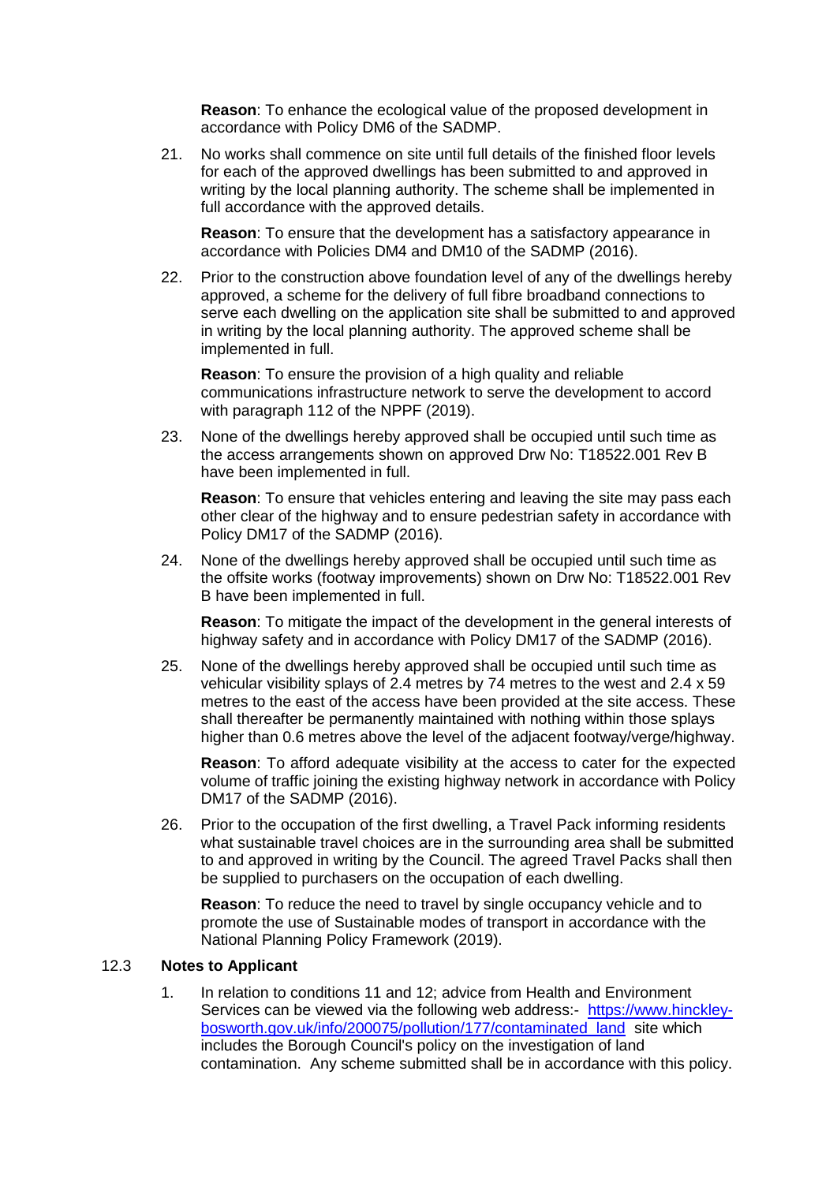**Reason**: To enhance the ecological value of the proposed development in accordance with Policy DM6 of the SADMP.

21. No works shall commence on site until full details of the finished floor levels for each of the approved dwellings has been submitted to and approved in writing by the local planning authority. The scheme shall be implemented in full accordance with the approved details.

    **Reason**: To ensure that the development has a satisfactory appearance in accordance with Policies DM4 and DM10 of the SADMP (2016).

22. Prior to the construction above foundation level of any of the dwellings hereby approved, a scheme for the delivery of full fibre broadband connections to serve each dwelling on the application site shall be submitted to and approved in writing by the local planning authority. The approved scheme shall be implemented in full.

    **Reason**: To ensure the provision of a high quality and reliable communications infrastructure network to serve the development to accord with paragraph 112 of the NPPF (2019).

23. None of the dwellings hereby approved shall be occupied until such time as the access arrangements shown on approved Drw No: T18522.001 Rev B have been implemented in full.

    **Reason**: To ensure that vehicles entering and leaving the site may pass each other clear of the highway and to ensure pedestrian safety in accordance with Policy DM17 of the SADMP (2016).

24. None of the dwellings hereby approved shall be occupied until such time as the offsite works (footway improvements) shown on Drw No: T18522.001 Rev B have been implemented in full.

    **Reason**: To mitigate the impact of the development in the general interests of highway safety and in accordance with Policy DM17 of the SADMP (2016).

25. None of the dwellings hereby approved shall be occupied until such time as vehicular visibility splays of 2.4 metres by 74 metres to the west and 2.4 x 59 metres to the east of the access have been provided at the site access. These shall thereafter be permanently maintained with nothing within those splays higher than 0.6 metres above the level of the adjacent footway/verge/highway.

    **Reason**: To afford adequate visibility at the access to cater for the expected volume of traffic joining the existing highway network in accordance with Policy DM17 of the SADMP (2016).

26. Prior to the occupation of the first dwelling, a Travel Pack informing residents what sustainable travel choices are in the surrounding area shall be submitted to and approved in writing by the Council. The agreed Travel Packs shall then be supplied to purchasers on the occupation of each dwelling.

    **Reason**: To reduce the need to travel by single occupancy vehicle and to promote the use of Sustainable modes of transport in accordance with the National Planning Policy Framework (2019).

### 12.3 Notes to Applicant

1. In relation to conditions 11 and 12; advice from Health and Environment Services can be viewed via the following web address:- [https://www.hinckley-bosworth.gov.uk/info/200075/pollution/177/contaminated_land](https://www.hinckley-bosworth.gov.uk/info/200075/pollution/177/contaminated_land) site which includes the Borough Council's policy on the investigation of land contamination. Any scheme submitted shall be in accordance with this policy.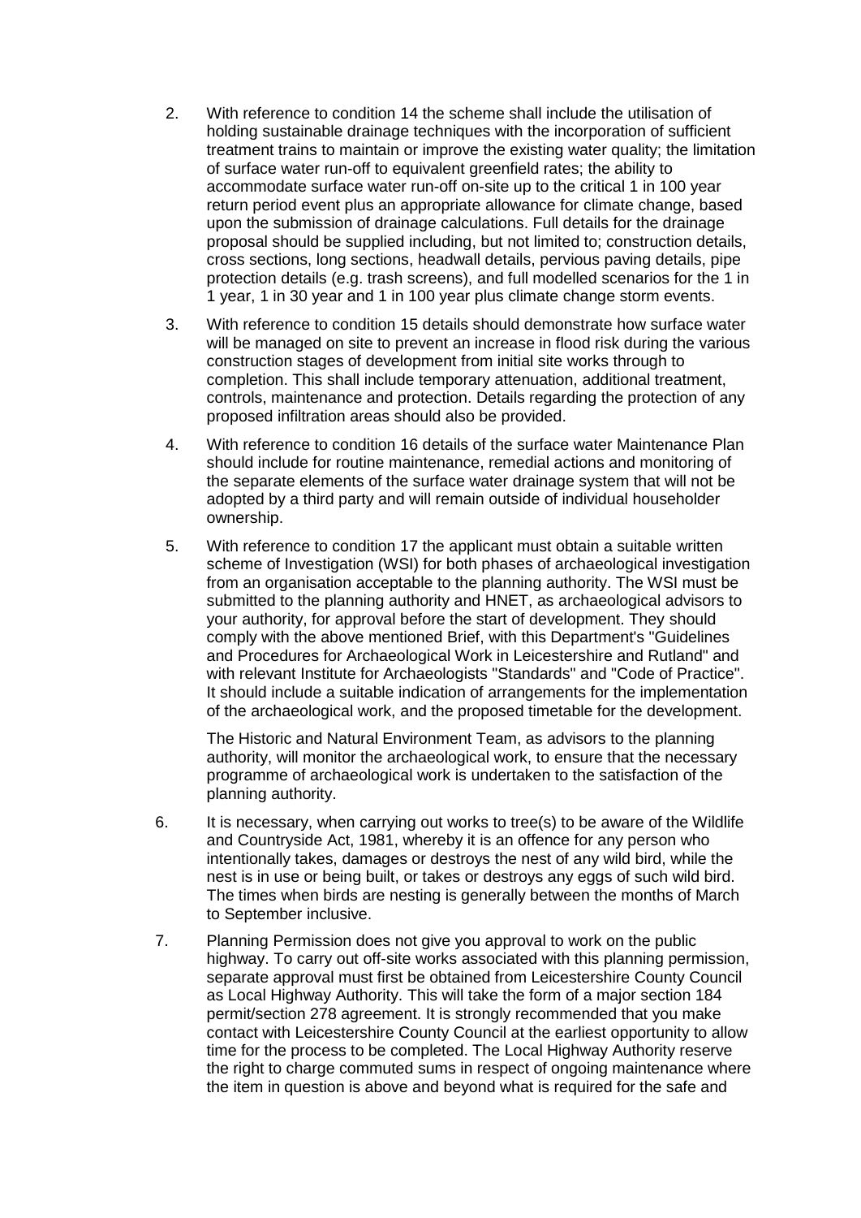2. With reference to condition 14 the scheme shall include the utilisation of holding sustainable drainage techniques with the incorporation of sufficient treatment trains to maintain or improve the existing water quality; the limitation of surface water run-off to equivalent greenfield rates; the ability to accommodate surface water run-off on-site up to the critical 1 in 100 year return period event plus an appropriate allowance for climate change, based upon the submission of drainage calculations. Full details for the drainage proposal should be supplied including, but not limited to; construction details, cross sections, long sections, headwall details, pervious paving details, pipe protection details (e.g. trash screens), and full modelled scenarios for the 1 in 1 year, 1 in 30 year and 1 in 100 year plus climate change storm events.

3. With reference to condition 15 details should demonstrate how surface water will be managed on site to prevent an increase in flood risk during the various construction stages of development from initial site works through to completion. This shall include temporary attenuation, additional treatment, controls, maintenance and protection. Details regarding the protection of any proposed infiltration areas should also be provided.

4. With reference to condition 16 details of the surface water Maintenance Plan should include for routine maintenance, remedial actions and monitoring of the separate elements of the surface water drainage system that will not be adopted by a third party and will remain outside of individual householder ownership.

5. With reference to condition 17 the applicant must obtain a suitable written scheme of Investigation (WSI) for both phases of archaeological investigation from an organisation acceptable to the planning authority. The WSI must be submitted to the planning authority and HNET, as archaeological advisors to your authority, for approval before the start of development. They should comply with the above mentioned Brief, with this Department's "Guidelines and Procedures for Archaeological Work in Leicestershire and Rutland" and with relevant Institute for Archaeologists "Standards" and "Code of Practice". It should include a suitable indication of arrangements for the implementation of the archaeological work, and the proposed timetable for the development.

   The Historic and Natural Environment Team, as advisors to the planning authority, will monitor the archaeological work, to ensure that the necessary programme of archaeological work is undertaken to the satisfaction of the planning authority.

6. It is necessary, when carrying out works to tree(s) to be aware of the Wildlife and Countryside Act, 1981, whereby it is an offence for any person who intentionally takes, damages or destroys the nest of any wild bird, while the nest is in use or being built, or takes or destroys any eggs of such wild bird. The times when birds are nesting is generally between the months of March to September inclusive.

7. Planning Permission does not give you approval to work on the public highway. To carry out off-site works associated with this planning permission, separate approval must first be obtained from Leicestershire County Council as Local Highway Authority. This will take the form of a major section 184 permit/section 278 agreement. It is strongly recommended that you make contact with Leicestershire County Council at the earliest opportunity to allow time for the process to be completed. The Local Highway Authority reserve the right to charge commuted sums in respect of ongoing maintenance where the item in question is above and beyond what is required for the safe and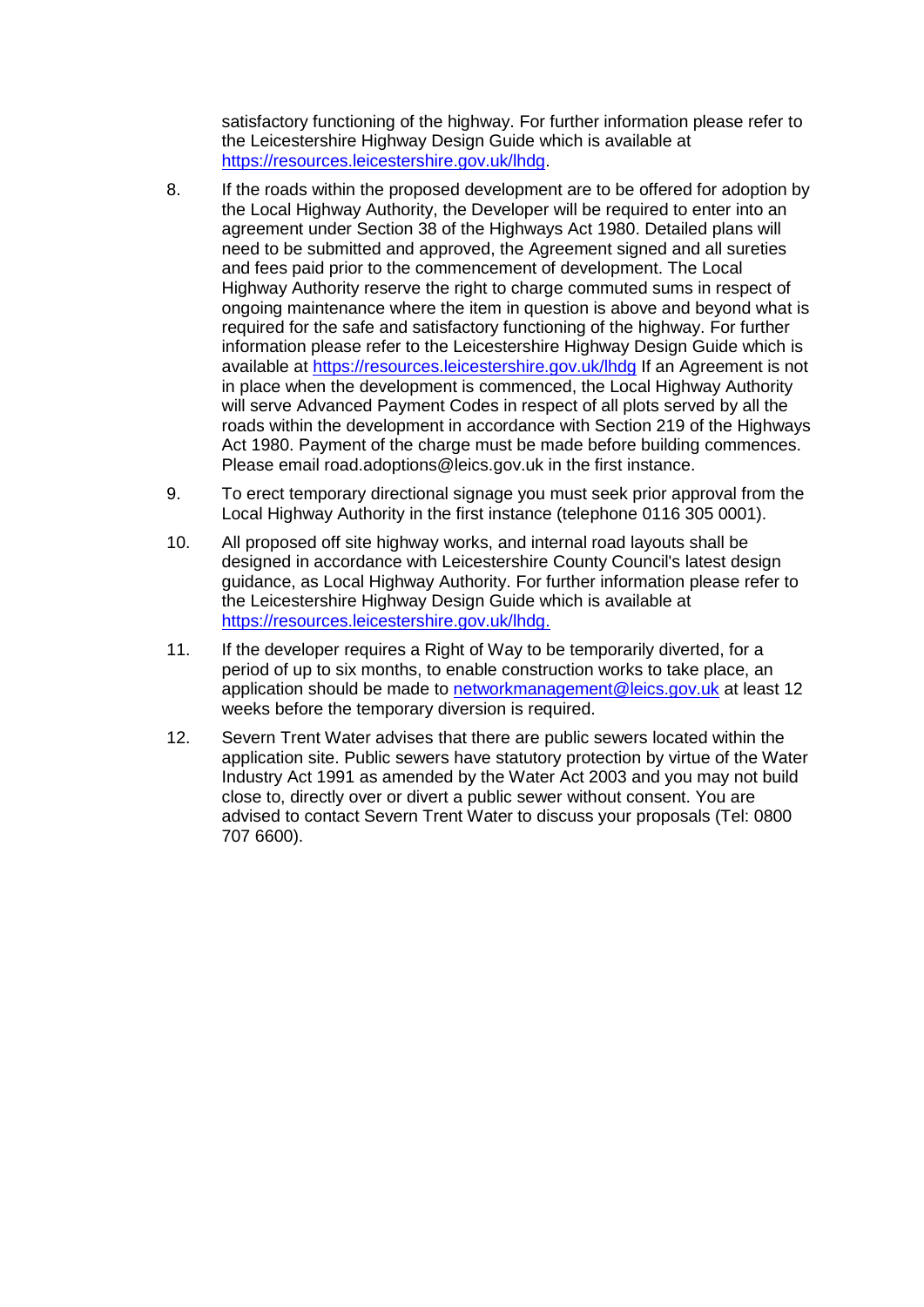satisfactory functioning of the highway. For further information please refer to the Leicestershire Highway Design Guide which is available at https://resources.leicestershire.gov.uk/lhdg.

8. If the roads within the proposed development are to be offered for adoption by the Local Highway Authority, the Developer will be required to enter into an agreement under Section 38 of the Highways Act 1980. Detailed plans will need to be submitted and approved, the Agreement signed and all sureties and fees paid prior to the commencement of development. The Local Highway Authority reserve the right to charge commuted sums in respect of ongoing maintenance where the item in question is above and beyond what is required for the safe and satisfactory functioning of the highway. For further information please refer to the Leicestershire Highway Design Guide which is available at https://resources.leicestershire.gov.uk/lhdg If an Agreement is not in place when the development is commenced, the Local Highway Authority will serve Advanced Payment Codes in respect of all plots served by all the roads within the development in accordance with Section 219 of the Highways Act 1980. Payment of the charge must be made before building commences. Please email road.adoptions@leics.gov.uk in the first instance.

9. To erect temporary directional signage you must seek prior approval from the Local Highway Authority in the first instance (telephone 0116 305 0001).

10. All proposed off site highway works, and internal road layouts shall be designed in accordance with Leicestershire County Council's latest design guidance, as Local Highway Authority. For further information please refer to the Leicestershire Highway Design Guide which is available at https://resources.leicestershire.gov.uk/lhdg.

11. If the developer requires a Right of Way to be temporarily diverted, for a period of up to six months, to enable construction works to take place, an application should be made to networkmanagement@leics.gov.uk at least 12 weeks before the temporary diversion is required.

12. Severn Trent Water advises that there are public sewers located within the application site. Public sewers have statutory protection by virtue of the Water Industry Act 1991 as amended by the Water Act 2003 and you may not build close to, directly over or divert a public sewer without consent. You are advised to contact Severn Trent Water to discuss your proposals (Tel: 0800 707 6600).